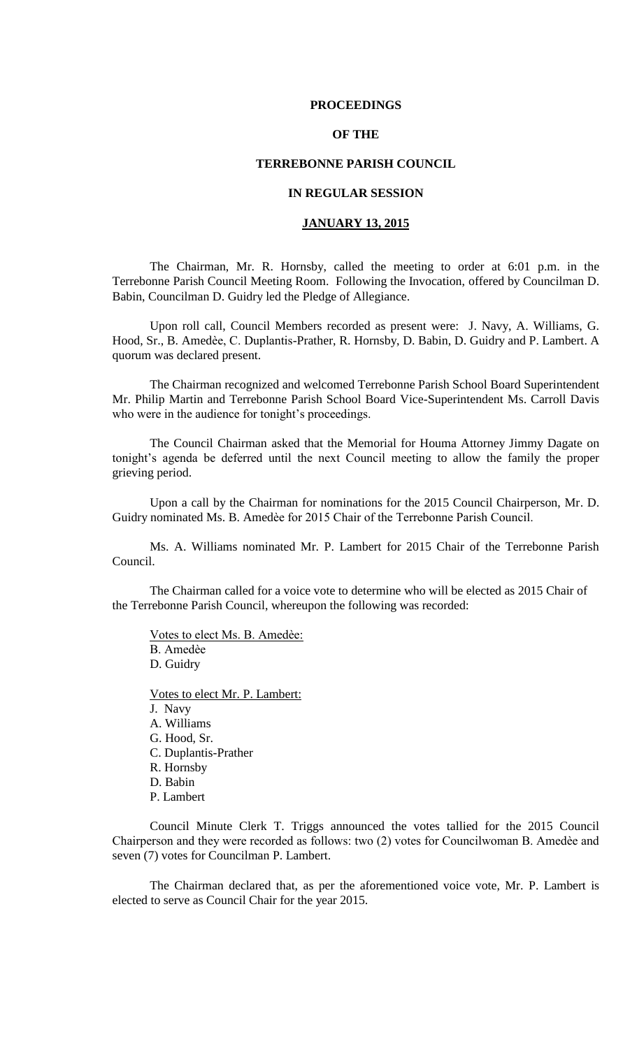# PROCEEDINGS

# OF THE

# TERREBONNE PARISH COUNCIL

# IN REGULAR SESSION

## JANUARY 13, 2015

The Chairman, Mr. R. Hornsby, called the meeting to order at 6:01 p.m. in the Terrebonne Parish Council Meeting Room. Following the Invocation, offered by Councilman D. Babin, Councilman D. Guidry led the Pledge of Allegiance.

Upon roll call, Council Members recorded as present were: J. Navy, A. Williams, G. Hood, Sr., B. Amedèe, C. Duplantis-Prather, R. Hornsby, D. Babin, D. Guidry and P. Lambert. A quorum was declared present.

The Chairman recognized and welcomed Terrebonne Parish School Board Superintendent Mr. Philip Martin and Terrebonne Parish School Board Vice-Superintendent Ms. Carroll Davis who were in the audience for tonight's proceedings.

The Council Chairman asked that the Memorial for Houma Attorney Jimmy Dagate on tonight's agenda be deferred until the next Council meeting to allow the family the proper grieving period.

Upon a call by the Chairman for nominations for the 2015 Council Chairperson, Mr. D. Guidry nominated Ms. B. Amedèe for 2015 Chair of the Terrebonne Parish Council.

Ms. A. Williams nominated Mr. P. Lambert for 2015 Chair of the Terrebonne Parish Council.

The Chairman called for a voice vote to determine who will be elected as 2015 Chair of the Terrebonne Parish Council, whereupon the following was recorded:

Votes to elect Ms. B. Amedèe:
B. Amedèe
D. Guidry

Votes to elect Mr. P. Lambert:
J. Navy
A. Williams
G. Hood, Sr.
C. Duplantis-Prather
R. Hornsby
D. Babin
P. Lambert

Council Minute Clerk T. Triggs announced the votes tallied for the 2015 Council Chairperson and they were recorded as follows: two (2) votes for Councilwoman B. Amedèe and seven (7) votes for Councilman P. Lambert.

The Chairman declared that, as per the aforementioned voice vote, Mr. P. Lambert is elected to serve as Council Chair for the year 2015.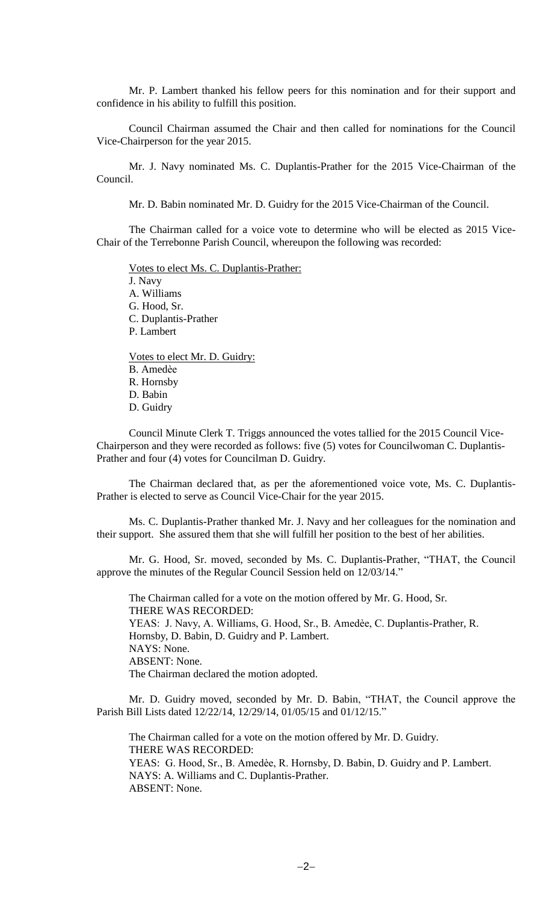Mr. P. Lambert thanked his fellow peers for this nomination and for their support and confidence in his ability to fulfill this position.

Council Chairman assumed the Chair and then called for nominations for the Council Vice-Chairperson for the year 2015.

Mr. J. Navy nominated Ms. C. Duplantis-Prather for the 2015 Vice-Chairman of the Council.

Mr. D. Babin nominated Mr. D. Guidry for the 2015 Vice-Chairman of the Council.

The Chairman called for a voice vote to determine who will be elected as 2015 Vice-Chair of the Terrebonne Parish Council, whereupon the following was recorded:

Votes to elect Ms. C. Duplantis-Prather:
J. Navy
A. Williams
G. Hood, Sr.
C. Duplantis-Prather
P. Lambert

Votes to elect Mr. D. Guidry:
B. Amedèe
R. Hornsby
D. Babin
D. Guidry

Council Minute Clerk T. Triggs announced the votes tallied for the 2015 Council Vice-Chairperson and they were recorded as follows: five (5) votes for Councilwoman C. Duplantis-Prather and four (4) votes for Councilman D. Guidry.

The Chairman declared that, as per the aforementioned voice vote, Ms. C. Duplantis-Prather is elected to serve as Council Vice-Chair for the year 2015.

Ms. C. Duplantis-Prather thanked Mr. J. Navy and her colleagues for the nomination and their support. She assured them that she will fulfill her position to the best of her abilities.

Mr. G. Hood, Sr. moved, seconded by Ms. C. Duplantis-Prather, "THAT, the Council approve the minutes of the Regular Council Session held on 12/03/14."

The Chairman called for a vote on the motion offered by Mr. G. Hood, Sr.
THERE WAS RECORDED:
YEAS: J. Navy, A. Williams, G. Hood, Sr., B. Amedèe, C. Duplantis-Prather, R. Hornsby, D. Babin, D. Guidry and P. Lambert.
NAYS: None.
ABSENT: None.
The Chairman declared the motion adopted.

Mr. D. Guidry moved, seconded by Mr. D. Babin, "THAT, the Council approve the Parish Bill Lists dated 12/22/14, 12/29/14, 01/05/15 and 01/12/15."

The Chairman called for a vote on the motion offered by Mr. D. Guidry.
THERE WAS RECORDED:
YEAS: G. Hood, Sr., B. Amedèe, R. Hornsby, D. Babin, D. Guidry and P. Lambert.
NAYS: A. Williams and C. Duplantis-Prather.
ABSENT: None.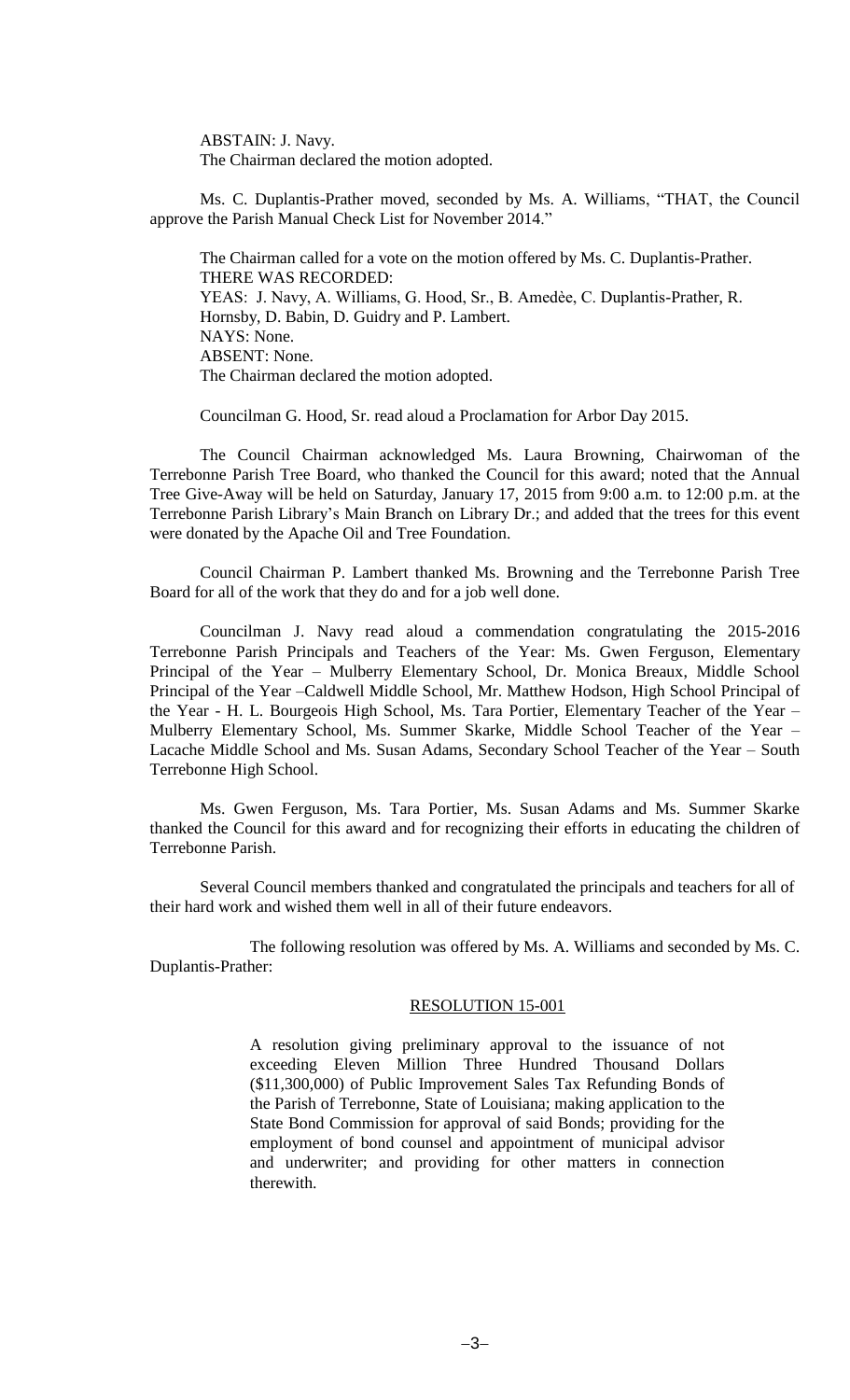ABSTAIN: J. Navy.
The Chairman declared the motion adopted.

Ms. C. Duplantis-Prather moved, seconded by Ms. A. Williams, "THAT, the Council approve the Parish Manual Check List for November 2014."

The Chairman called for a vote on the motion offered by Ms. C. Duplantis-Prather.
THERE WAS RECORDED:
YEAS: J. Navy, A. Williams, G. Hood, Sr., B. Amedèe, C. Duplantis-Prather, R. Hornsby, D. Babin, D. Guidry and P. Lambert.
NAYS: None.
ABSENT: None.
The Chairman declared the motion adopted.

Councilman G. Hood, Sr. read aloud a Proclamation for Arbor Day 2015.

The Council Chairman acknowledged Ms. Laura Browning, Chairwoman of the Terrebonne Parish Tree Board, who thanked the Council for this award; noted that the Annual Tree Give-Away will be held on Saturday, January 17, 2015 from 9:00 a.m. to 12:00 p.m. at the Terrebonne Parish Library's Main Branch on Library Dr.; and added that the trees for this event were donated by the Apache Oil and Tree Foundation.

Council Chairman P. Lambert thanked Ms. Browning and the Terrebonne Parish Tree Board for all of the work that they do and for a job well done.

Councilman J. Navy read aloud a commendation congratulating the 2015-2016 Terrebonne Parish Principals and Teachers of the Year: Ms. Gwen Ferguson, Elementary Principal of the Year – Mulberry Elementary School, Dr. Monica Breaux, Middle School Principal of the Year –Caldwell Middle School, Mr. Matthew Hodson, High School Principal of the Year - H. L. Bourgeois High School, Ms. Tara Portier, Elementary Teacher of the Year – Mulberry Elementary School, Ms. Summer Skarke, Middle School Teacher of the Year – Lacache Middle School and Ms. Susan Adams, Secondary School Teacher of the Year – South Terrebonne High School.

Ms. Gwen Ferguson, Ms. Tara Portier, Ms. Susan Adams and Ms. Summer Skarke thanked the Council for this award and for recognizing their efforts in educating the children of Terrebonne Parish.

Several Council members thanked and congratulated the principals and teachers for all of their hard work and wished them well in all of their future endeavors.

The following resolution was offered by Ms. A. Williams and seconded by Ms. C. Duplantis-Prather:

RESOLUTION 15-001

A resolution giving preliminary approval to the issuance of not exceeding Eleven Million Three Hundred Thousand Dollars ($11,300,000) of Public Improvement Sales Tax Refunding Bonds of the Parish of Terrebonne, State of Louisiana; making application to the State Bond Commission for approval of said Bonds; providing for the employment of bond counsel and appointment of municipal advisor and underwriter; and providing for other matters in connection therewith.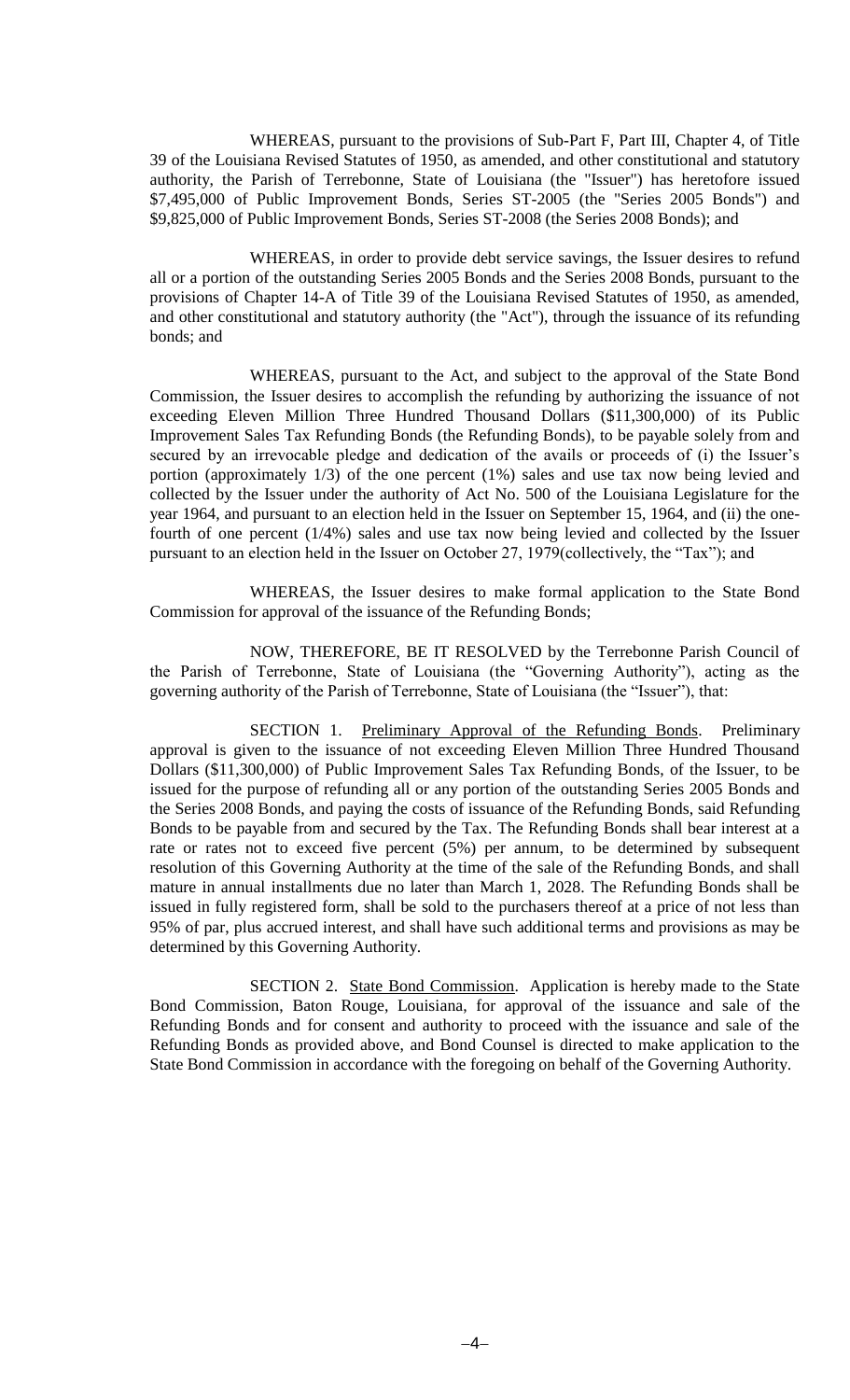WHEREAS, pursuant to the provisions of Sub-Part F, Part III, Chapter 4, of Title 39 of the Louisiana Revised Statutes of 1950, as amended, and other constitutional and statutory authority, the Parish of Terrebonne, State of Louisiana (the "Issuer") has heretofore issued $7,495,000 of Public Improvement Bonds, Series ST-2005 (the "Series 2005 Bonds") and $9,825,000 of Public Improvement Bonds, Series ST-2008 (the Series 2008 Bonds); and

WHEREAS, in order to provide debt service savings, the Issuer desires to refund all or a portion of the outstanding Series 2005 Bonds and the Series 2008 Bonds, pursuant to the provisions of Chapter 14-A of Title 39 of the Louisiana Revised Statutes of 1950, as amended, and other constitutional and statutory authority (the "Act"), through the issuance of its refunding bonds; and

WHEREAS, pursuant to the Act, and subject to the approval of the State Bond Commission, the Issuer desires to accomplish the refunding by authorizing the issuance of not exceeding Eleven Million Three Hundred Thousand Dollars ($11,300,000) of its Public Improvement Sales Tax Refunding Bonds (the Refunding Bonds), to be payable solely from and secured by an irrevocable pledge and dedication of the avails or proceeds of (i) the Issuer's portion (approximately 1/3) of the one percent (1%) sales and use tax now being levied and collected by the Issuer under the authority of Act No. 500 of the Louisiana Legislature for the year 1964, and pursuant to an election held in the Issuer on September 15, 1964, and (ii) the one-fourth of one percent (1/4%) sales and use tax now being levied and collected by the Issuer pursuant to an election held in the Issuer on October 27, 1979(collectively, the "Tax"); and

WHEREAS, the Issuer desires to make formal application to the State Bond Commission for approval of the issuance of the Refunding Bonds;

NOW, THEREFORE, BE IT RESOLVED by the Terrebonne Parish Council of the Parish of Terrebonne, State of Louisiana (the "Governing Authority"), acting as the governing authority of the Parish of Terrebonne, State of Louisiana (the "Issuer"), that:

SECTION 1. Preliminary Approval of the Refunding Bonds. Preliminary approval is given to the issuance of not exceeding Eleven Million Three Hundred Thousand Dollars ($11,300,000) of Public Improvement Sales Tax Refunding Bonds, of the Issuer, to be issued for the purpose of refunding all or any portion of the outstanding Series 2005 Bonds and the Series 2008 Bonds, and paying the costs of issuance of the Refunding Bonds, said Refunding Bonds to be payable from and secured by the Tax. The Refunding Bonds shall bear interest at a rate or rates not to exceed five percent (5%) per annum, to be determined by subsequent resolution of this Governing Authority at the time of the sale of the Refunding Bonds, and shall mature in annual installments due no later than March 1, 2028. The Refunding Bonds shall be issued in fully registered form, shall be sold to the purchasers thereof at a price of not less than 95% of par, plus accrued interest, and shall have such additional terms and provisions as may be determined by this Governing Authority.

SECTION 2. State Bond Commission. Application is hereby made to the State Bond Commission, Baton Rouge, Louisiana, for approval of the issuance and sale of the Refunding Bonds and for consent and authority to proceed with the issuance and sale of the Refunding Bonds as provided above, and Bond Counsel is directed to make application to the State Bond Commission in accordance with the foregoing on behalf of the Governing Authority.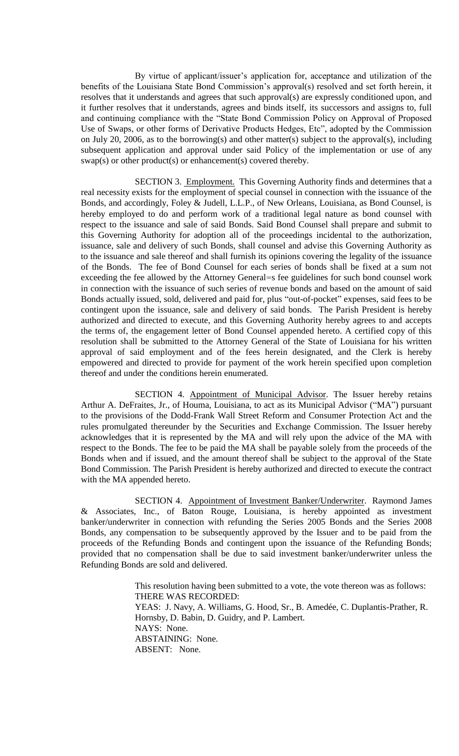By virtue of applicant/issuer's application for, acceptance and utilization of the benefits of the Louisiana State Bond Commission's approval(s) resolved and set forth herein, it resolves that it understands and agrees that such approval(s) are expressly conditioned upon, and it further resolves that it understands, agrees and binds itself, its successors and assigns to, full and continuing compliance with the "State Bond Commission Policy on Approval of Proposed Use of Swaps, or other forms of Derivative Products Hedges, Etc", adopted by the Commission on July 20, 2006, as to the borrowing(s) and other matter(s) subject to the approval(s), including subsequent application and approval under said Policy of the implementation or use of any swap(s) or other product(s) or enhancement(s) covered thereby.

SECTION 3. Employment. This Governing Authority finds and determines that a real necessity exists for the employment of special counsel in connection with the issuance of the Bonds, and accordingly, Foley & Judell, L.L.P., of New Orleans, Louisiana, as Bond Counsel, is hereby employed to do and perform work of a traditional legal nature as bond counsel with respect to the issuance and sale of said Bonds. Said Bond Counsel shall prepare and submit to this Governing Authority for adoption all of the proceedings incidental to the authorization, issuance, sale and delivery of such Bonds, shall counsel and advise this Governing Authority as to the issuance and sale thereof and shall furnish its opinions covering the legality of the issuance of the Bonds. The fee of Bond Counsel for each series of bonds shall be fixed at a sum not exceeding the fee allowed by the Attorney General=s fee guidelines for such bond counsel work in connection with the issuance of such series of revenue bonds and based on the amount of said Bonds actually issued, sold, delivered and paid for, plus "out-of-pocket" expenses, said fees to be contingent upon the issuance, sale and delivery of said bonds. The Parish President is hereby authorized and directed to execute, and this Governing Authority hereby agrees to and accepts the terms of, the engagement letter of Bond Counsel appended hereto. A certified copy of this resolution shall be submitted to the Attorney General of the State of Louisiana for his written approval of said employment and of the fees herein designated, and the Clerk is hereby empowered and directed to provide for payment of the work herein specified upon completion thereof and under the conditions herein enumerated.

SECTION 4. Appointment of Municipal Advisor. The Issuer hereby retains Arthur A. DeFraites, Jr., of Houma, Louisiana, to act as its Municipal Advisor ("MA") pursuant to the provisions of the Dodd-Frank Wall Street Reform and Consumer Protection Act and the rules promulgated thereunder by the Securities and Exchange Commission. The Issuer hereby acknowledges that it is represented by the MA and will rely upon the advice of the MA with respect to the Bonds. The fee to be paid the MA shall be payable solely from the proceeds of the Bonds when and if issued, and the amount thereof shall be subject to the approval of the State Bond Commission. The Parish President is hereby authorized and directed to execute the contract with the MA appended hereto.

SECTION 4. Appointment of Investment Banker/Underwriter. Raymond James & Associates, Inc., of Baton Rouge, Louisiana, is hereby appointed as investment banker/underwriter in connection with refunding the Series 2005 Bonds and the Series 2008 Bonds, any compensation to be subsequently approved by the Issuer and to be paid from the proceeds of the Refunding Bonds and contingent upon the issuance of the Refunding Bonds; provided that no compensation shall be due to said investment banker/underwriter unless the Refunding Bonds are sold and delivered.

This resolution having been submitted to a vote, the vote thereon was as follows:
THERE WAS RECORDED:
YEAS: J. Navy, A. Williams, G. Hood, Sr., B. Amedée, C. Duplantis-Prather, R. Hornsby, D. Babin, D. Guidry, and P. Lambert.
NAYS: None.
ABSTAINING: None.
ABSENT: None.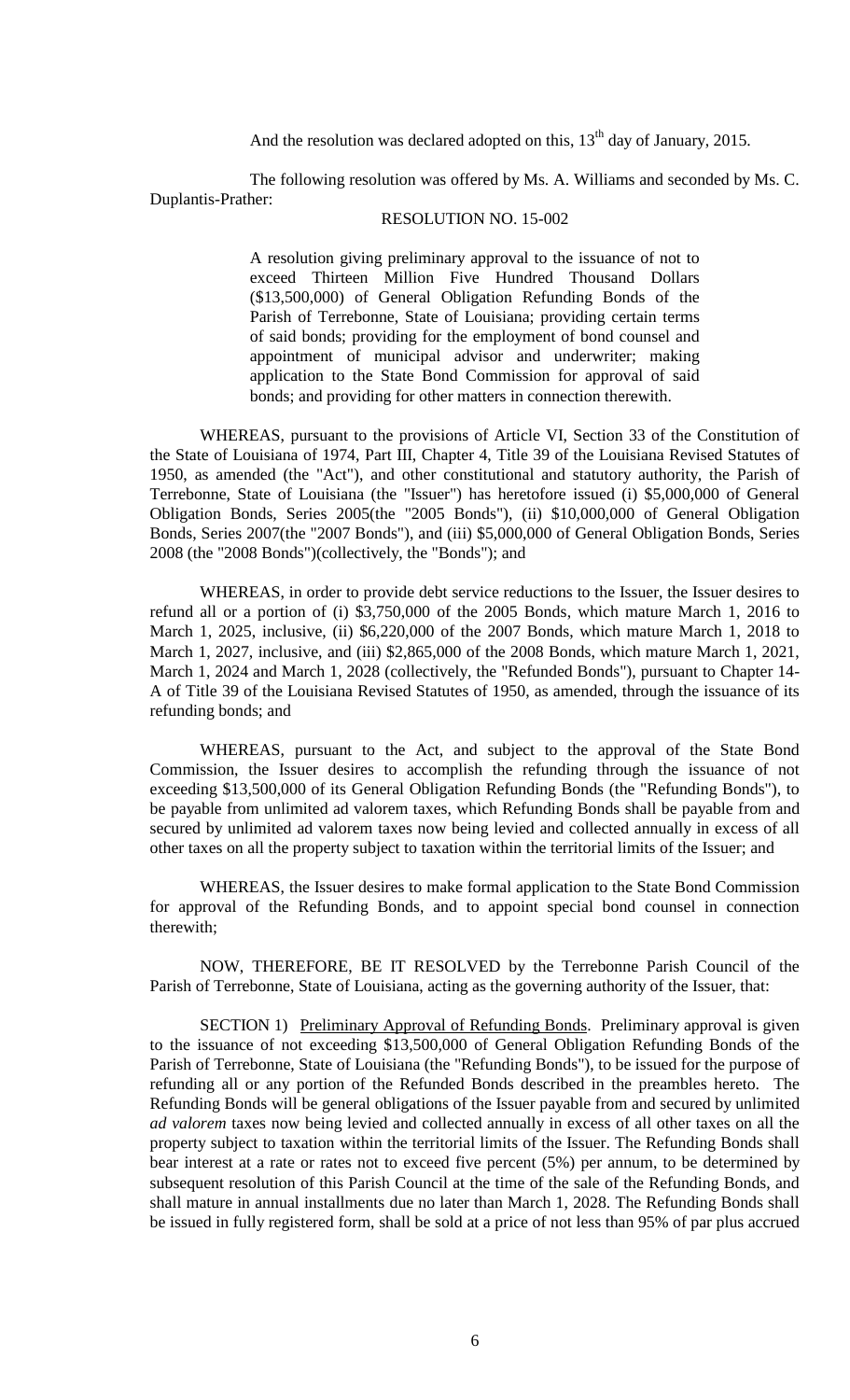And the resolution was declared adopted on this, 13th day of January, 2015.

The following resolution was offered by Ms. A. Williams and seconded by Ms. C. Duplantis-Prather:

RESOLUTION NO. 15-002

> A resolution giving preliminary approval to the issuance of not to exceed Thirteen Million Five Hundred Thousand Dollars ($13,500,000) of General Obligation Refunding Bonds of the Parish of Terrebonne, State of Louisiana; providing certain terms of said bonds; providing for the employment of bond counsel and appointment of municipal advisor and underwriter; making application to the State Bond Commission for approval of said bonds; and providing for other matters in connection therewith.

WHEREAS, pursuant to the provisions of Article VI, Section 33 of the Constitution of the State of Louisiana of 1974, Part III, Chapter 4, Title 39 of the Louisiana Revised Statutes of 1950, as amended (the "Act"), and other constitutional and statutory authority, the Parish of Terrebonne, State of Louisiana (the "Issuer") has heretofore issued (i) $5,000,000 of General Obligation Bonds, Series 2005(the "2005 Bonds"), (ii) $10,000,000 of General Obligation Bonds, Series 2007(the "2007 Bonds"), and (iii) $5,000,000 of General Obligation Bonds, Series 2008 (the "2008 Bonds")(collectively, the "Bonds"); and

WHEREAS, in order to provide debt service reductions to the Issuer, the Issuer desires to refund all or a portion of (i) $3,750,000 of the 2005 Bonds, which mature March 1, 2016 to March 1, 2025, inclusive, (ii) $6,220,000 of the 2007 Bonds, which mature March 1, 2018 to March 1, 2027, inclusive, and (iii) $2,865,000 of the 2008 Bonds, which mature March 1, 2021, March 1, 2024 and March 1, 2028 (collectively, the "Refunded Bonds"), pursuant to Chapter 14-A of Title 39 of the Louisiana Revised Statutes of 1950, as amended, through the issuance of its refunding bonds; and

WHEREAS, pursuant to the Act, and subject to the approval of the State Bond Commission, the Issuer desires to accomplish the refunding through the issuance of not exceeding $13,500,000 of its General Obligation Refunding Bonds (the "Refunding Bonds"), to be payable from unlimited ad valorem taxes, which Refunding Bonds shall be payable from and secured by unlimited ad valorem taxes now being levied and collected annually in excess of all other taxes on all the property subject to taxation within the territorial limits of the Issuer; and

WHEREAS, the Issuer desires to make formal application to the State Bond Commission for approval of the Refunding Bonds, and to appoint special bond counsel in connection therewith;

NOW, THEREFORE, BE IT RESOLVED by the Terrebonne Parish Council of the Parish of Terrebonne, State of Louisiana, acting as the governing authority of the Issuer, that:

SECTION 1) Preliminary Approval of Refunding Bonds. Preliminary approval is given to the issuance of not exceeding $13,500,000 of General Obligation Refunding Bonds of the Parish of Terrebonne, State of Louisiana (the "Refunding Bonds"), to be issued for the purpose of refunding all or any portion of the Refunded Bonds described in the preambles hereto. The Refunding Bonds will be general obligations of the Issuer payable from and secured by unlimited *ad valorem* taxes now being levied and collected annually in excess of all other taxes on all the property subject to taxation within the territorial limits of the Issuer. The Refunding Bonds shall bear interest at a rate or rates not to exceed five percent (5%) per annum, to be determined by subsequent resolution of this Parish Council at the time of the sale of the Refunding Bonds, and shall mature in annual installments due no later than March 1, 2028. The Refunding Bonds shall be issued in fully registered form, shall be sold at a price of not less than 95% of par plus accrued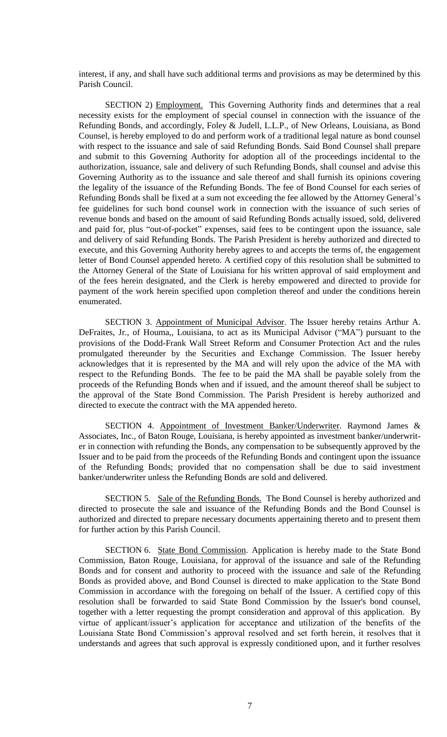interest, if any, and shall have such additional terms and provisions as may be determined by this Parish Council.

SECTION 2) Employment. This Governing Authority finds and determines that a real necessity exists for the employment of special counsel in connection with the issuance of the Refunding Bonds, and accordingly, Foley & Judell, L.L.P., of New Orleans, Louisiana, as Bond Counsel, is hereby employed to do and perform work of a traditional legal nature as bond counsel with respect to the issuance and sale of said Refunding Bonds. Said Bond Counsel shall prepare and submit to this Governing Authority for adoption all of the proceedings incidental to the authorization, issuance, sale and delivery of such Refunding Bonds, shall counsel and advise this Governing Authority as to the issuance and sale thereof and shall furnish its opinions covering the legality of the issuance of the Refunding Bonds. The fee of Bond Counsel for each series of Refunding Bonds shall be fixed at a sum not exceeding the fee allowed by the Attorney General's fee guidelines for such bond counsel work in connection with the issuance of such series of revenue bonds and based on the amount of said Refunding Bonds actually issued, sold, delivered and paid for, plus "out-of-pocket" expenses, said fees to be contingent upon the issuance, sale and delivery of said Refunding Bonds. The Parish President is hereby authorized and directed to execute, and this Governing Authority hereby agrees to and accepts the terms of, the engagement letter of Bond Counsel appended hereto. A certified copy of this resolution shall be submitted to the Attorney General of the State of Louisiana for his written approval of said employment and of the fees herein designated, and the Clerk is hereby empowered and directed to provide for payment of the work herein specified upon completion thereof and under the conditions herein enumerated.

SECTION 3. Appointment of Municipal Advisor. The Issuer hereby retains Arthur A. DeFraites, Jr., of Houma,, Louisiana, to act as its Municipal Advisor ("MA") pursuant to the provisions of the Dodd-Frank Wall Street Reform and Consumer Protection Act and the rules promulgated thereunder by the Securities and Exchange Commission. The Issuer hereby acknowledges that it is represented by the MA and will rely upon the advice of the MA with respect to the Refunding Bonds. The fee to be paid the MA shall be payable solely from the proceeds of the Refunding Bonds when and if issued, and the amount thereof shall be subject to the approval of the State Bond Commission. The Parish President is hereby authorized and directed to execute the contract with the MA appended hereto.

SECTION 4. Appointment of Investment Banker/Underwriter. Raymond James & Associates, Inc., of Baton Rouge, Louisiana, is hereby appointed as investment banker/underwriter in connection with refunding the Bonds, any compensation to be subsequently approved by the Issuer and to be paid from the proceeds of the Refunding Bonds and contingent upon the issuance of the Refunding Bonds; provided that no compensation shall be due to said investment banker/underwriter unless the Refunding Bonds are sold and delivered.

SECTION 5. Sale of the Refunding Bonds. The Bond Counsel is hereby authorized and directed to prosecute the sale and issuance of the Refunding Bonds and the Bond Counsel is authorized and directed to prepare necessary documents appertaining thereto and to present them for further action by this Parish Council.

SECTION 6. State Bond Commission. Application is hereby made to the State Bond Commission, Baton Rouge, Louisiana, for approval of the issuance and sale of the Refunding Bonds and for consent and authority to proceed with the issuance and sale of the Refunding Bonds as provided above, and Bond Counsel is directed to make application to the State Bond Commission in accordance with the foregoing on behalf of the Issuer. A certified copy of this resolution shall be forwarded to said State Bond Commission by the Issuer's bond counsel, together with a letter requesting the prompt consideration and approval of this application. By virtue of applicant/issuer's application for acceptance and utilization of the benefits of the Louisiana State Bond Commission's approval resolved and set forth herein, it resolves that it understands and agrees that such approval is expressly conditioned upon, and it further resolves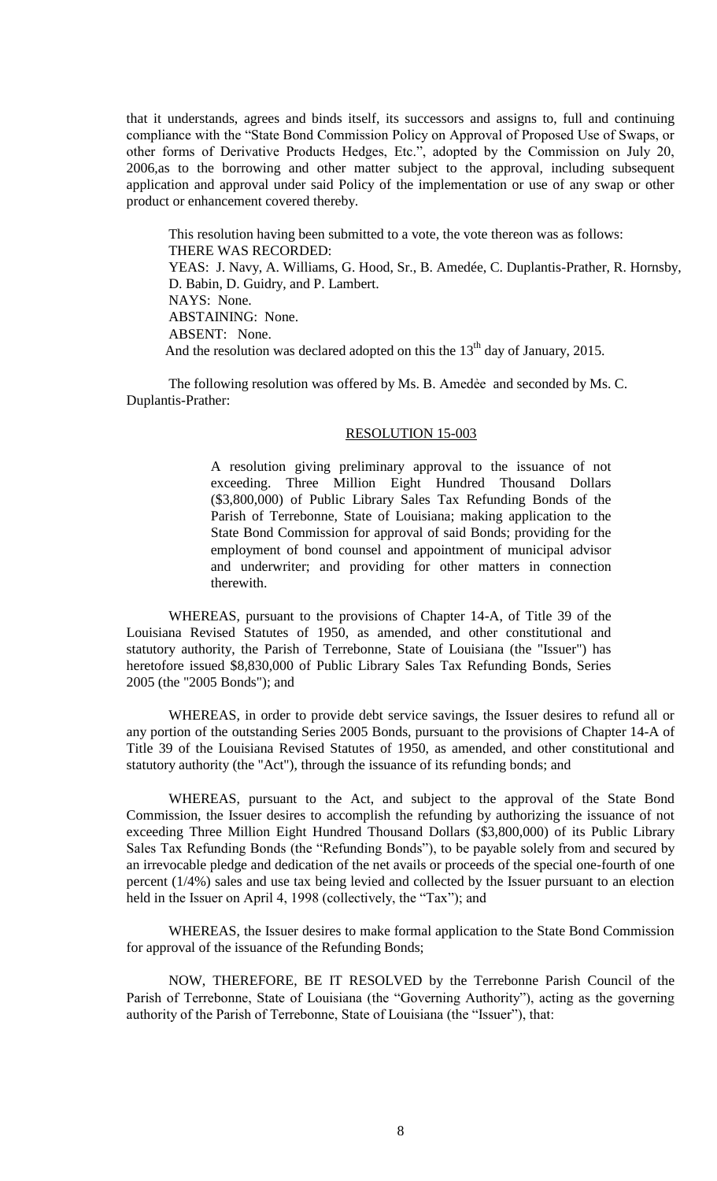that it understands, agrees and binds itself, its successors and assigns to, full and continuing compliance with the "State Bond Commission Policy on Approval of Proposed Use of Swaps, or other forms of Derivative Products Hedges, Etc.", adopted by the Commission on July 20, 2006,as to the borrowing and other matter subject to the approval, including subsequent application and approval under said Policy of the implementation or use of any swap or other product or enhancement covered thereby.

This resolution having been submitted to a vote, the vote thereon was as follows:
THERE WAS RECORDED:
YEAS: J. Navy, A. Williams, G. Hood, Sr., B. Amedée, C. Duplantis-Prather, R. Hornsby, D. Babin, D. Guidry, and P. Lambert.
NAYS: None.
ABSTAINING: None.
ABSENT: None.
And the resolution was declared adopted on this the 13th day of January, 2015.

The following resolution was offered by Ms. B. Amedėe and seconded by Ms. C. Duplantis-Prather:

RESOLUTION 15-003

> A resolution giving preliminary approval to the issuance of not exceeding. Three Million Eight Hundred Thousand Dollars ($3,800,000) of Public Library Sales Tax Refunding Bonds of the Parish of Terrebonne, State of Louisiana; making application to the State Bond Commission for approval of said Bonds; providing for the employment of bond counsel and appointment of municipal advisor and underwriter; and providing for other matters in connection therewith.

WHEREAS, pursuant to the provisions of Chapter 14-A, of Title 39 of the Louisiana Revised Statutes of 1950, as amended, and other constitutional and statutory authority, the Parish of Terrebonne, State of Louisiana (the "Issuer") has heretofore issued $8,830,000 of Public Library Sales Tax Refunding Bonds, Series 2005 (the "2005 Bonds"); and

WHEREAS, in order to provide debt service savings, the Issuer desires to refund all or any portion of the outstanding Series 2005 Bonds, pursuant to the provisions of Chapter 14-A of Title 39 of the Louisiana Revised Statutes of 1950, as amended, and other constitutional and statutory authority (the "Act"), through the issuance of its refunding bonds; and

WHEREAS, pursuant to the Act, and subject to the approval of the State Bond Commission, the Issuer desires to accomplish the refunding by authorizing the issuance of not exceeding Three Million Eight Hundred Thousand Dollars ($3,800,000) of its Public Library Sales Tax Refunding Bonds (the "Refunding Bonds"), to be payable solely from and secured by an irrevocable pledge and dedication of the net avails or proceeds of the special one-fourth of one percent (1/4%) sales and use tax being levied and collected by the Issuer pursuant to an election held in the Issuer on April 4, 1998 (collectively, the "Tax"); and

WHEREAS, the Issuer desires to make formal application to the State Bond Commission for approval of the issuance of the Refunding Bonds;

NOW, THEREFORE, BE IT RESOLVED by the Terrebonne Parish Council of the Parish of Terrebonne, State of Louisiana (the "Governing Authority"), acting as the governing authority of the Parish of Terrebonne, State of Louisiana (the "Issuer"), that: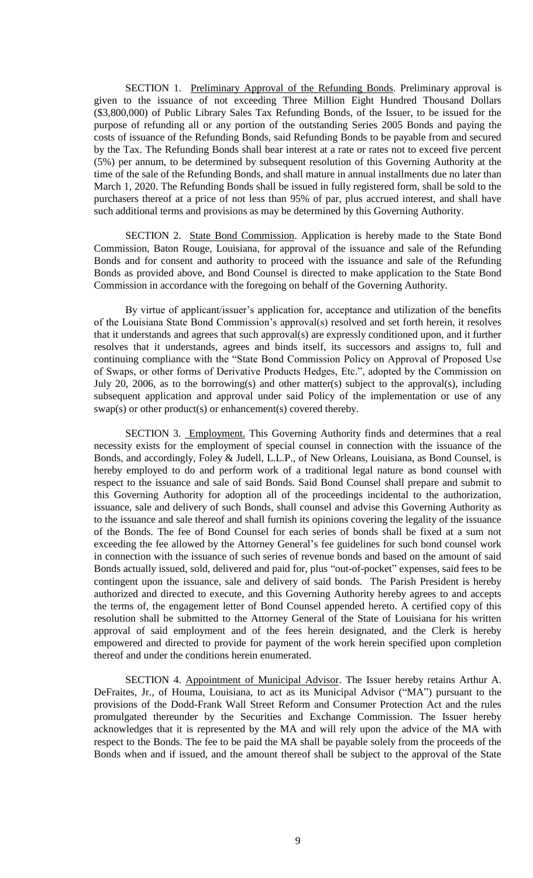SECTION 1. Preliminary Approval of the Refunding Bonds. Preliminary approval is given to the issuance of not exceeding Three Million Eight Hundred Thousand Dollars ($3,800,000) of Public Library Sales Tax Refunding Bonds, of the Issuer, to be issued for the purpose of refunding all or any portion of the outstanding Series 2005 Bonds and paying the costs of issuance of the Refunding Bonds, said Refunding Bonds to be payable from and secured by the Tax. The Refunding Bonds shall bear interest at a rate or rates not to exceed five percent (5%) per annum, to be determined by subsequent resolution of this Governing Authority at the time of the sale of the Refunding Bonds, and shall mature in annual installments due no later than March 1, 2020. The Refunding Bonds shall be issued in fully registered form, shall be sold to the purchasers thereof at a price of not less than 95% of par, plus accrued interest, and shall have such additional terms and provisions as may be determined by this Governing Authority.

SECTION 2. State Bond Commission. Application is hereby made to the State Bond Commission, Baton Rouge, Louisiana, for approval of the issuance and sale of the Refunding Bonds and for consent and authority to proceed with the issuance and sale of the Refunding Bonds as provided above, and Bond Counsel is directed to make application to the State Bond Commission in accordance with the foregoing on behalf of the Governing Authority.

By virtue of applicant/issuer's application for, acceptance and utilization of the benefits of the Louisiana State Bond Commission's approval(s) resolved and set forth herein, it resolves that it understands and agrees that such approval(s) are expressly conditioned upon, and it further resolves that it understands, agrees and binds itself, its successors and assigns to, full and continuing compliance with the "State Bond Commission Policy on Approval of Proposed Use of Swaps, or other forms of Derivative Products Hedges, Etc.", adopted by the Commission on July 20, 2006, as to the borrowing(s) and other matter(s) subject to the approval(s), including subsequent application and approval under said Policy of the implementation or use of any swap(s) or other product(s) or enhancement(s) covered thereby.

SECTION 3. Employment. This Governing Authority finds and determines that a real necessity exists for the employment of special counsel in connection with the issuance of the Bonds, and accordingly, Foley & Judell, L.L.P., of New Orleans, Louisiana, as Bond Counsel, is hereby employed to do and perform work of a traditional legal nature as bond counsel with respect to the issuance and sale of said Bonds. Said Bond Counsel shall prepare and submit to this Governing Authority for adoption all of the proceedings incidental to the authorization, issuance, sale and delivery of such Bonds, shall counsel and advise this Governing Authority as to the issuance and sale thereof and shall furnish its opinions covering the legality of the issuance of the Bonds. The fee of Bond Counsel for each series of bonds shall be fixed at a sum not exceeding the fee allowed by the Attorney General's fee guidelines for such bond counsel work in connection with the issuance of such series of revenue bonds and based on the amount of said Bonds actually issued, sold, delivered and paid for, plus "out-of-pocket" expenses, said fees to be contingent upon the issuance, sale and delivery of said bonds. The Parish President is hereby authorized and directed to execute, and this Governing Authority hereby agrees to and accepts the terms of, the engagement letter of Bond Counsel appended hereto. A certified copy of this resolution shall be submitted to the Attorney General of the State of Louisiana for his written approval of said employment and of the fees herein designated, and the Clerk is hereby empowered and directed to provide for payment of the work herein specified upon completion thereof and under the conditions herein enumerated.

SECTION 4. Appointment of Municipal Advisor. The Issuer hereby retains Arthur A. DeFraites, Jr., of Houma, Louisiana, to act as its Municipal Advisor ("MA") pursuant to the provisions of the Dodd-Frank Wall Street Reform and Consumer Protection Act and the rules promulgated thereunder by the Securities and Exchange Commission. The Issuer hereby acknowledges that it is represented by the MA and will rely upon the advice of the MA with respect to the Bonds. The fee to be paid the MA shall be payable solely from the proceeds of the Bonds when and if issued, and the amount thereof shall be subject to the approval of the State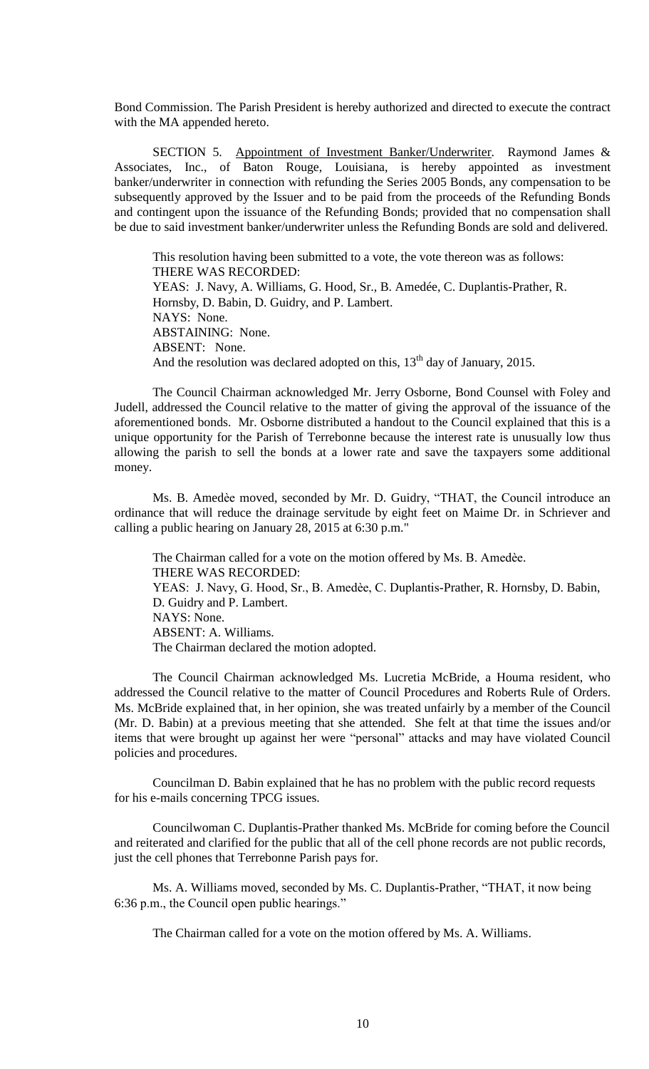Bond Commission. The Parish President is hereby authorized and directed to execute the contract with the MA appended hereto.

SECTION 5. Appointment of Investment Banker/Underwriter. Raymond James & Associates, Inc., of Baton Rouge, Louisiana, is hereby appointed as investment banker/underwriter in connection with refunding the Series 2005 Bonds, any compensation to be subsequently approved by the Issuer and to be paid from the proceeds of the Refunding Bonds and contingent upon the issuance of the Refunding Bonds; provided that no compensation shall be due to said investment banker/underwriter unless the Refunding Bonds are sold and delivered.

This resolution having been submitted to a vote, the vote thereon was as follows:
THERE WAS RECORDED:
YEAS: J. Navy, A. Williams, G. Hood, Sr., B. Amedée, C. Duplantis-Prather, R. Hornsby, D. Babin, D. Guidry, and P. Lambert.
NAYS: None.
ABSTAINING: None.
ABSENT: None.
And the resolution was declared adopted on this, 13th day of January, 2015.

The Council Chairman acknowledged Mr. Jerry Osborne, Bond Counsel with Foley and Judell, addressed the Council relative to the matter of giving the approval of the issuance of the aforementioned bonds. Mr. Osborne distributed a handout to the Council explained that this is a unique opportunity for the Parish of Terrebonne because the interest rate is unusually low thus allowing the parish to sell the bonds at a lower rate and save the taxpayers some additional money.

Ms. B. Amedèe moved, seconded by Mr. D. Guidry, "THAT, the Council introduce an ordinance that will reduce the drainage servitude by eight feet on Maime Dr. in Schriever and calling a public hearing on January 28, 2015 at 6:30 p.m."

The Chairman called for a vote on the motion offered by Ms. B. Amedèe.
THERE WAS RECORDED:
YEAS: J. Navy, G. Hood, Sr., B. Amedèe, C. Duplantis-Prather, R. Hornsby, D. Babin, D. Guidry and P. Lambert.
NAYS: None.
ABSENT: A. Williams.
The Chairman declared the motion adopted.

The Council Chairman acknowledged Ms. Lucretia McBride, a Houma resident, who addressed the Council relative to the matter of Council Procedures and Roberts Rule of Orders. Ms. McBride explained that, in her opinion, she was treated unfairly by a member of the Council (Mr. D. Babin) at a previous meeting that she attended. She felt at that time the issues and/or items that were brought up against her were "personal" attacks and may have violated Council policies and procedures.

Councilman D. Babin explained that he has no problem with the public record requests for his e-mails concerning TPCG issues.

Councilwoman C. Duplantis-Prather thanked Ms. McBride for coming before the Council and reiterated and clarified for the public that all of the cell phone records are not public records, just the cell phones that Terrebonne Parish pays for.

Ms. A. Williams moved, seconded by Ms. C. Duplantis-Prather, "THAT, it now being 6:36 p.m., the Council open public hearings."

The Chairman called for a vote on the motion offered by Ms. A. Williams.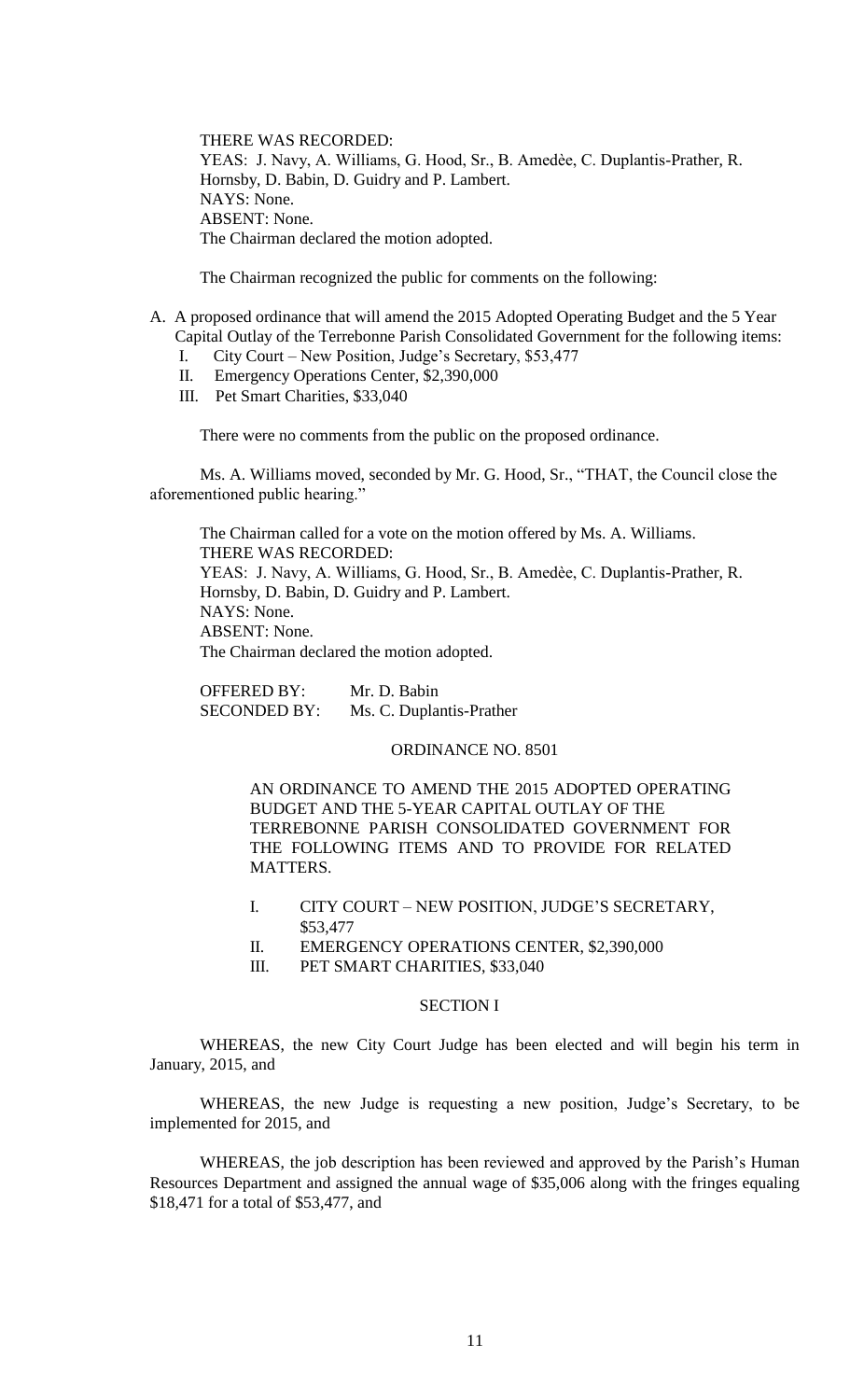THERE WAS RECORDED:
YEAS: J. Navy, A. Williams, G. Hood, Sr., B. Amedèe, C. Duplantis-Prather, R. Hornsby, D. Babin, D. Guidry and P. Lambert.
NAYS: None.
ABSENT: None.
The Chairman declared the motion adopted.

The Chairman recognized the public for comments on the following:

A. A proposed ordinance that will amend the 2015 Adopted Operating Budget and the 5 Year Capital Outlay of the Terrebonne Parish Consolidated Government for the following items:
   I. City Court – New Position, Judge's Secretary, $53,477
   II. Emergency Operations Center, $2,390,000
   III. Pet Smart Charities, $33,040

There were no comments from the public on the proposed ordinance.

Ms. A. Williams moved, seconded by Mr. G. Hood, Sr., "THAT, the Council close the aforementioned public hearing."

The Chairman called for a vote on the motion offered by Ms. A. Williams.
THERE WAS RECORDED:
YEAS: J. Navy, A. Williams, G. Hood, Sr., B. Amedèe, C. Duplantis-Prather, R. Hornsby, D. Babin, D. Guidry and P. Lambert.
NAYS: None.
ABSENT: None.
The Chairman declared the motion adopted.

OFFERED BY: Mr. D. Babin
SECONDED BY: Ms. C. Duplantis-Prather

ORDINANCE NO. 8501

AN ORDINANCE TO AMEND THE 2015 ADOPTED OPERATING BUDGET AND THE 5-YEAR CAPITAL OUTLAY OF THE TERREBONNE PARISH CONSOLIDATED GOVERNMENT FOR THE FOLLOWING ITEMS AND TO PROVIDE FOR RELATED MATTERS.

I. CITY COURT – NEW POSITION, JUDGE'S SECRETARY, $53,477
II. EMERGENCY OPERATIONS CENTER, $2,390,000
III. PET SMART CHARITIES, $33,040

SECTION I

WHEREAS, the new City Court Judge has been elected and will begin his term in January, 2015, and

WHEREAS, the new Judge is requesting a new position, Judge's Secretary, to be implemented for 2015, and

WHEREAS, the job description has been reviewed and approved by the Parish's Human Resources Department and assigned the annual wage of $35,006 along with the fringes equaling $18,471 for a total of $53,477, and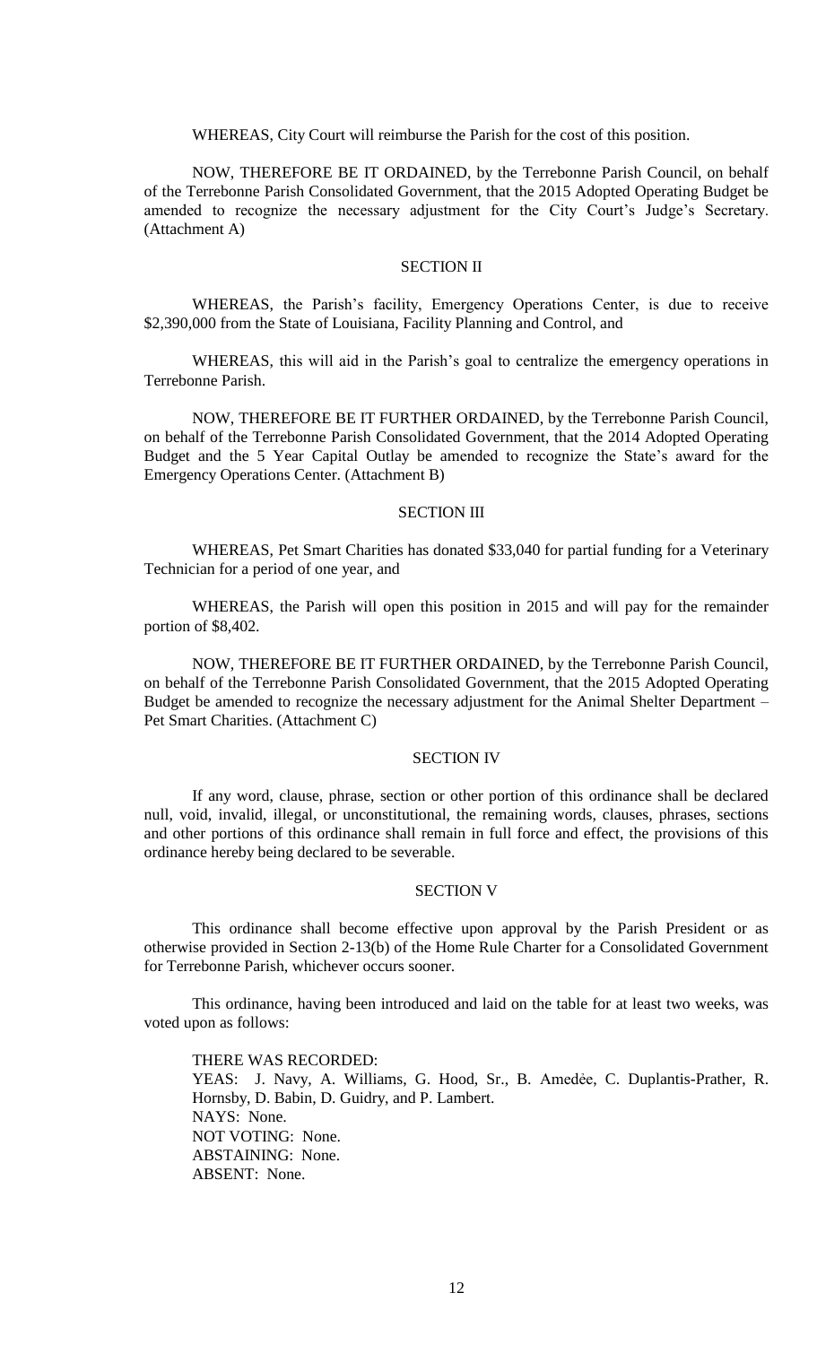WHEREAS, City Court will reimburse the Parish for the cost of this position.

NOW, THEREFORE BE IT ORDAINED, by the Terrebonne Parish Council, on behalf of the Terrebonne Parish Consolidated Government, that the 2015 Adopted Operating Budget be amended to recognize the necessary adjustment for the City Court's Judge's Secretary. (Attachment A)

SECTION II

WHEREAS, the Parish's facility, Emergency Operations Center, is due to receive \$2,390,000 from the State of Louisiana, Facility Planning and Control, and

WHEREAS, this will aid in the Parish's goal to centralize the emergency operations in Terrebonne Parish.

NOW, THEREFORE BE IT FURTHER ORDAINED, by the Terrebonne Parish Council, on behalf of the Terrebonne Parish Consolidated Government, that the 2014 Adopted Operating Budget and the 5 Year Capital Outlay be amended to recognize the State's award for the Emergency Operations Center. (Attachment B)

SECTION III

WHEREAS, Pet Smart Charities has donated \$33,040 for partial funding for a Veterinary Technician for a period of one year, and

WHEREAS, the Parish will open this position in 2015 and will pay for the remainder portion of \$8,402.

NOW, THEREFORE BE IT FURTHER ORDAINED, by the Terrebonne Parish Council, on behalf of the Terrebonne Parish Consolidated Government, that the 2015 Adopted Operating Budget be amended to recognize the necessary adjustment for the Animal Shelter Department – Pet Smart Charities. (Attachment C)

SECTION IV

If any word, clause, phrase, section or other portion of this ordinance shall be declared null, void, invalid, illegal, or unconstitutional, the remaining words, clauses, phrases, sections and other portions of this ordinance shall remain in full force and effect, the provisions of this ordinance hereby being declared to be severable.

SECTION V

This ordinance shall become effective upon approval by the Parish President or as otherwise provided in Section 2-13(b) of the Home Rule Charter for a Consolidated Government for Terrebonne Parish, whichever occurs sooner.

This ordinance, having been introduced and laid on the table for at least two weeks, was voted upon as follows:

THERE WAS RECORDED:
YEAS: J. Navy, A. Williams, G. Hood, Sr., B. Amedėe, C. Duplantis-Prather, R. Hornsby, D. Babin, D. Guidry, and P. Lambert.
NAYS: None.
NOT VOTING: None.
ABSTAINING: None.
ABSENT: None.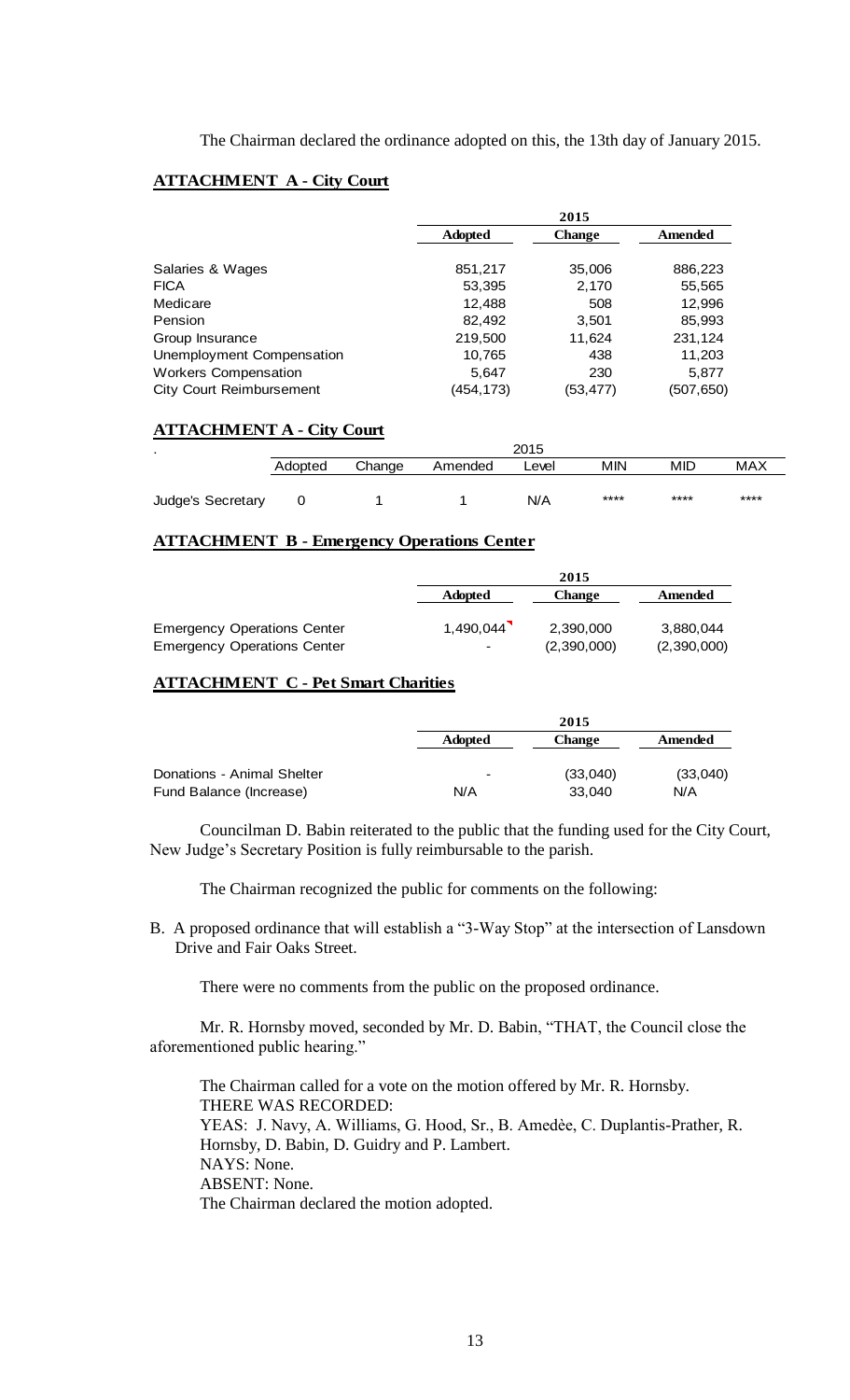The Chairman declared the ordinance adopted on this, the 13th day of January 2015.

**ATTACHMENT A - City Court**

| | 2015 | | |
|---|---|---|---|
| | **Adopted** | **Change** | **Amended** |
| Salaries & Wages | 851,217 | 35,006 | 886,223 |
| FICA | 53,395 | 2,170 | 55,565 |
| Medicare | 12,488 | 508 | 12,996 |
| Pension | 82,492 | 3,501 | 85,993 |
| Group Insurance | 219,500 | 11,624 | 231,124 |
| Unemployment Compensation | 10,765 | 438 | 11,203 |
| Workers Compensation | 5,647 | 230 | 5,877 |
| City Court Reimbursement | (454,173) | (53,477) | (507,650) |

**ATTACHMENT A - City Court**

| | 2015 | | | | | | |
|---|---|---|---|---|---|---|---|
| | Adopted | Change | Amended | Level | MIN | MID | MAX |
| Judge's Secretary | 0 | 1 | 1 | N/A | **** | **** | **** |

**ATTACHMENT B - Emergency Operations Center**

| | 2015 | | |
|---|---|---|---|
| | **Adopted** | **Change** | **Amended** |
| Emergency Operations Center | 1,490,044 | 2,390,000 | 3,880,044 |
| Emergency Operations Center | - | (2,390,000) | (2,390,000) |

**ATTACHMENT C - Pet Smart Charities**

| | 2015 | | |
|---|---|---|---|
| | **Adopted** | **Change** | **Amended** |
| Donations - Animal Shelter | - | (33,040) | (33,040) |
| Fund Balance (Increase) | N/A | 33,040 | N/A |

Councilman D. Babin reiterated to the public that the funding used for the City Court, New Judge's Secretary Position is fully reimbursable to the parish.

The Chairman recognized the public for comments on the following:

B. A proposed ordinance that will establish a "3-Way Stop" at the intersection of Lansdown Drive and Fair Oaks Street.

There were no comments from the public on the proposed ordinance.

Mr. R. Hornsby moved, seconded by Mr. D. Babin, "THAT, the Council close the aforementioned public hearing."

The Chairman called for a vote on the motion offered by Mr. R. Hornsby.
THERE WAS RECORDED:
YEAS: J. Navy, A. Williams, G. Hood, Sr., B. Amedèe, C. Duplantis-Prather, R. Hornsby, D. Babin, D. Guidry and P. Lambert.
NAYS: None.
ABSENT: None.
The Chairman declared the motion adopted.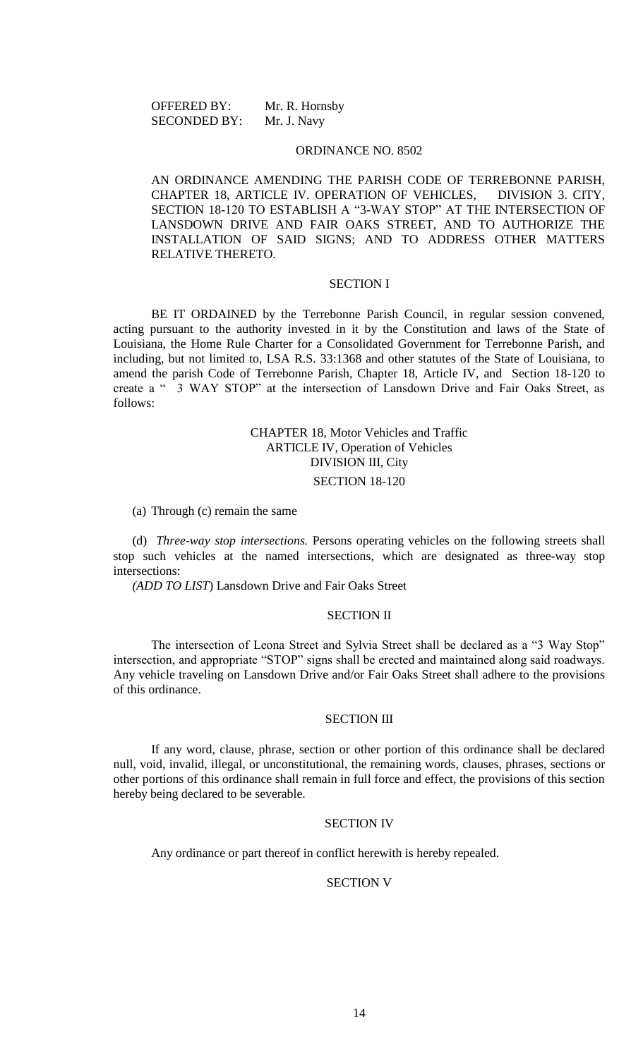OFFERED BY: Mr. R. Hornsby
SECONDED BY: Mr. J. Navy

## ORDINANCE NO. 8502

AN ORDINANCE AMENDING THE PARISH CODE OF TERREBONNE PARISH, CHAPTER 18, ARTICLE IV. OPERATION OF VEHICLES, DIVISION 3. CITY, SECTION 18-120 TO ESTABLISH A "3-WAY STOP" AT THE INTERSECTION OF LANSDOWN DRIVE AND FAIR OAKS STREET, AND TO AUTHORIZE THE INSTALLATION OF SAID SIGNS; AND TO ADDRESS OTHER MATTERS RELATIVE THERETO.

### SECTION I

BE IT ORDAINED by the Terrebonne Parish Council, in regular session convened, acting pursuant to the authority invested in it by the Constitution and laws of the State of Louisiana, the Home Rule Charter for a Consolidated Government for Terrebonne Parish, and including, but not limited to, LSA R.S. 33:1368 and other statutes of the State of Louisiana, to amend the parish Code of Terrebonne Parish, Chapter 18, Article IV, and Section 18-120 to create a " 3 WAY STOP" at the intersection of Lansdown Drive and Fair Oaks Street, as follows:

CHAPTER 18, Motor Vehicles and Traffic
ARTICLE IV, Operation of Vehicles
DIVISION III, City
SECTION 18-120

(a) Through (c) remain the same

(d) *Three-way stop intersections.* Persons operating vehicles on the following streets shall stop such vehicles at the named intersections, which are designated as three-way stop intersections:

*(ADD TO LIST*) Lansdown Drive and Fair Oaks Street

### SECTION II

The intersection of Leona Street and Sylvia Street shall be declared as a "3 Way Stop" intersection, and appropriate "STOP" signs shall be erected and maintained along said roadways. Any vehicle traveling on Lansdown Drive and/or Fair Oaks Street shall adhere to the provisions of this ordinance.

### SECTION III

If any word, clause, phrase, section or other portion of this ordinance shall be declared null, void, invalid, illegal, or unconstitutional, the remaining words, clauses, phrases, sections or other portions of this ordinance shall remain in full force and effect, the provisions of this section hereby being declared to be severable.

### SECTION IV

Any ordinance or part thereof in conflict herewith is hereby repealed.

### SECTION V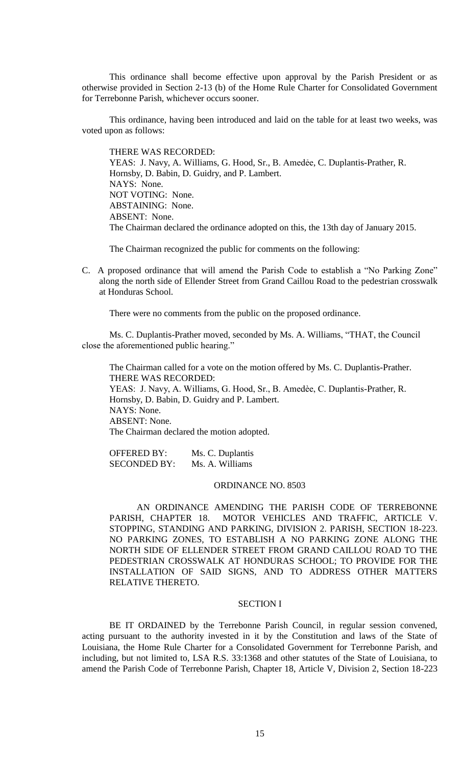This ordinance shall become effective upon approval by the Parish President or as otherwise provided in Section 2-13 (b) of the Home Rule Charter for Consolidated Government for Terrebonne Parish, whichever occurs sooner.

This ordinance, having been introduced and laid on the table for at least two weeks, was voted upon as follows:

THERE WAS RECORDED:
YEAS: J. Navy, A. Williams, G. Hood, Sr., B. Amedèe, C. Duplantis-Prather, R. Hornsby, D. Babin, D. Guidry, and P. Lambert.
NAYS: None.
NOT VOTING: None.
ABSTAINING: None.
ABSENT: None.
The Chairman declared the ordinance adopted on this, the 13th day of January 2015.

The Chairman recognized the public for comments on the following:

C. A proposed ordinance that will amend the Parish Code to establish a "No Parking Zone" along the north side of Ellender Street from Grand Caillou Road to the pedestrian crosswalk at Honduras School.

There were no comments from the public on the proposed ordinance.

Ms. C. Duplantis-Prather moved, seconded by Ms. A. Williams, "THAT, the Council close the aforementioned public hearing."

The Chairman called for a vote on the motion offered by Ms. C. Duplantis-Prather.
THERE WAS RECORDED:
YEAS: J. Navy, A. Williams, G. Hood, Sr., B. Amedèe, C. Duplantis-Prather, R. Hornsby, D. Babin, D. Guidry and P. Lambert.
NAYS: None.
ABSENT: None.
The Chairman declared the motion adopted.

OFFERED BY: Ms. C. Duplantis
SECONDED BY: Ms. A. Williams

ORDINANCE NO. 8503

AN ORDINANCE AMENDING THE PARISH CODE OF TERREBONNE PARISH, CHAPTER 18. MOTOR VEHICLES AND TRAFFIC, ARTICLE V. STOPPING, STANDING AND PARKING, DIVISION 2. PARISH, SECTION 18-223. NO PARKING ZONES, TO ESTABLISH A NO PARKING ZONE ALONG THE NORTH SIDE OF ELLENDER STREET FROM GRAND CAILLOU ROAD TO THE PEDESTRIAN CROSSWALK AT HONDURAS SCHOOL; TO PROVIDE FOR THE INSTALLATION OF SAID SIGNS, AND TO ADDRESS OTHER MATTERS RELATIVE THERETO.

SECTION I

BE IT ORDAINED by the Terrebonne Parish Council, in regular session convened, acting pursuant to the authority invested in it by the Constitution and laws of the State of Louisiana, the Home Rule Charter for a Consolidated Government for Terrebonne Parish, and including, but not limited to, LSA R.S. 33:1368 and other statutes of the State of Louisiana, to amend the Parish Code of Terrebonne Parish, Chapter 18, Article V, Division 2, Section 18-223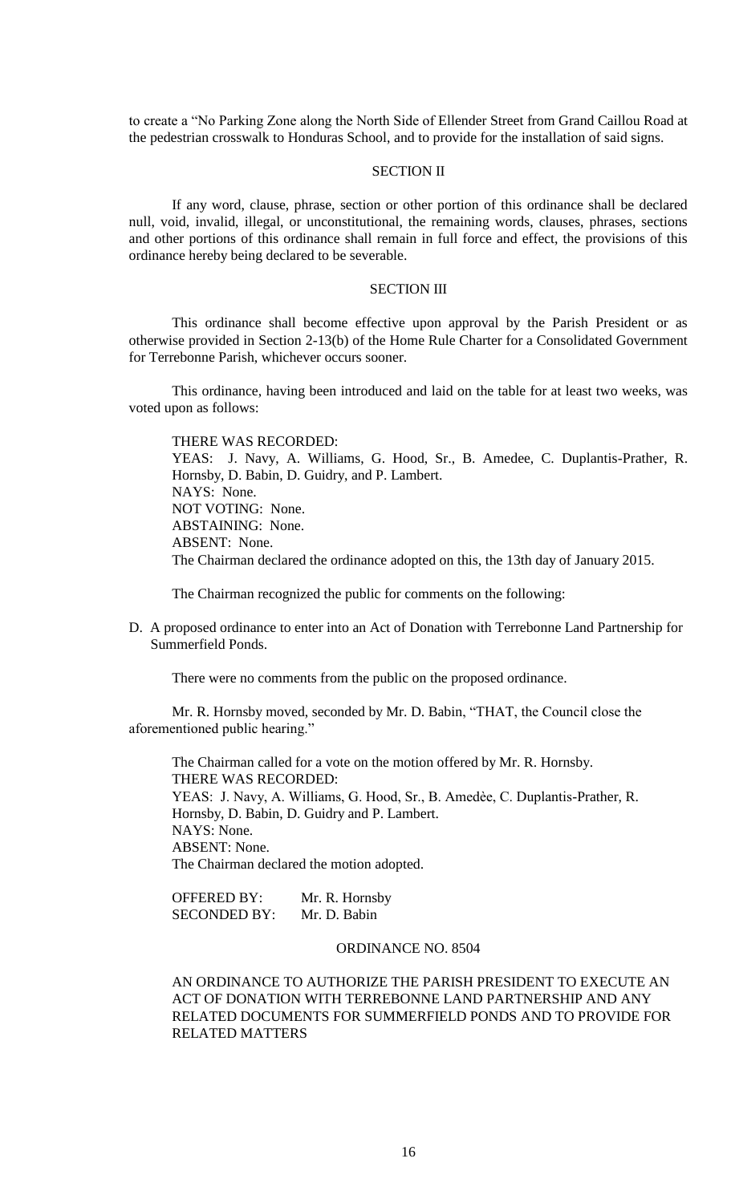to create a "No Parking Zone along the North Side of Ellender Street from Grand Caillou Road at the pedestrian crosswalk to Honduras School, and to provide for the installation of said signs.

SECTION II

If any word, clause, phrase, section or other portion of this ordinance shall be declared null, void, invalid, illegal, or unconstitutional, the remaining words, clauses, phrases, sections and other portions of this ordinance shall remain in full force and effect, the provisions of this ordinance hereby being declared to be severable.

SECTION III

This ordinance shall become effective upon approval by the Parish President or as otherwise provided in Section 2-13(b) of the Home Rule Charter for a Consolidated Government for Terrebonne Parish, whichever occurs sooner.

This ordinance, having been introduced and laid on the table for at least two weeks, was voted upon as follows:

THERE WAS RECORDED:
YEAS: J. Navy, A. Williams, G. Hood, Sr., B. Amedee, C. Duplantis-Prather, R. Hornsby, D. Babin, D. Guidry, and P. Lambert.
NAYS: None.
NOT VOTING: None.
ABSTAINING: None.
ABSENT: None.
The Chairman declared the ordinance adopted on this, the 13th day of January 2015.

The Chairman recognized the public for comments on the following:

D. A proposed ordinance to enter into an Act of Donation with Terrebonne Land Partnership for Summerfield Ponds.

There were no comments from the public on the proposed ordinance.

Mr. R. Hornsby moved, seconded by Mr. D. Babin, "THAT, the Council close the aforementioned public hearing."

The Chairman called for a vote on the motion offered by Mr. R. Hornsby.
THERE WAS RECORDED:
YEAS: J. Navy, A. Williams, G. Hood, Sr., B. Amedèe, C. Duplantis-Prather, R. Hornsby, D. Babin, D. Guidry and P. Lambert.
NAYS: None.
ABSENT: None.
The Chairman declared the motion adopted.

OFFERED BY: Mr. R. Hornsby
SECONDED BY: Mr. D. Babin

ORDINANCE NO. 8504

AN ORDINANCE TO AUTHORIZE THE PARISH PRESIDENT TO EXECUTE AN ACT OF DONATION WITH TERREBONNE LAND PARTNERSHIP AND ANY RELATED DOCUMENTS FOR SUMMERFIELD PONDS AND TO PROVIDE FOR RELATED MATTERS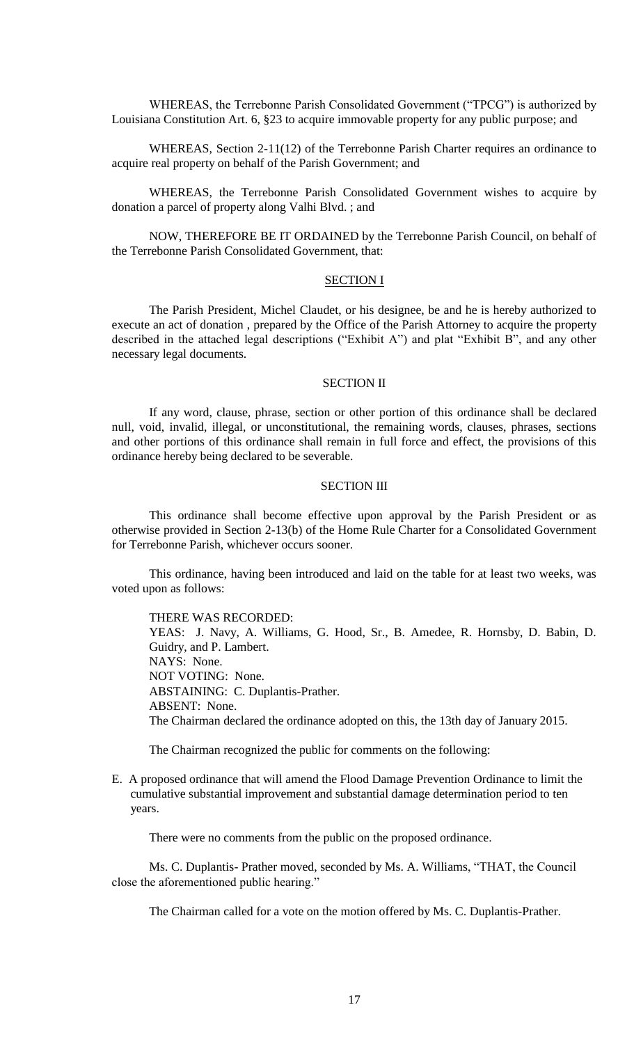WHEREAS, the Terrebonne Parish Consolidated Government ("TPCG") is authorized by Louisiana Constitution Art. 6, §23 to acquire immovable property for any public purpose; and

WHEREAS, Section 2-11(12) of the Terrebonne Parish Charter requires an ordinance to acquire real property on behalf of the Parish Government; and

WHEREAS, the Terrebonne Parish Consolidated Government wishes to acquire by donation a parcel of property along Valhi Blvd. ; and

NOW, THEREFORE BE IT ORDAINED by the Terrebonne Parish Council, on behalf of the Terrebonne Parish Consolidated Government, that:

SECTION I

The Parish President, Michel Claudet, or his designee, be and he is hereby authorized to execute an act of donation , prepared by the Office of the Parish Attorney to acquire the property described in the attached legal descriptions ("Exhibit A") and plat "Exhibit B", and any other necessary legal documents.

SECTION II

If any word, clause, phrase, section or other portion of this ordinance shall be declared null, void, invalid, illegal, or unconstitutional, the remaining words, clauses, phrases, sections and other portions of this ordinance shall remain in full force and effect, the provisions of this ordinance hereby being declared to be severable.

SECTION III

This ordinance shall become effective upon approval by the Parish President or as otherwise provided in Section 2-13(b) of the Home Rule Charter for a Consolidated Government for Terrebonne Parish, whichever occurs sooner.

This ordinance, having been introduced and laid on the table for at least two weeks, was voted upon as follows:

THERE WAS RECORDED:
YEAS: J. Navy, A. Williams, G. Hood, Sr., B. Amedee, R. Hornsby, D. Babin, D. Guidry, and P. Lambert.
NAYS: None.
NOT VOTING: None.
ABSTAINING: C. Duplantis-Prather.
ABSENT: None.
The Chairman declared the ordinance adopted on this, the 13th day of January 2015.

The Chairman recognized the public for comments on the following:

E. A proposed ordinance that will amend the Flood Damage Prevention Ordinance to limit the cumulative substantial improvement and substantial damage determination period to ten years.

There were no comments from the public on the proposed ordinance.

Ms. C. Duplantis- Prather moved, seconded by Ms. A. Williams, "THAT, the Council close the aforementioned public hearing."

The Chairman called for a vote on the motion offered by Ms. C. Duplantis-Prather.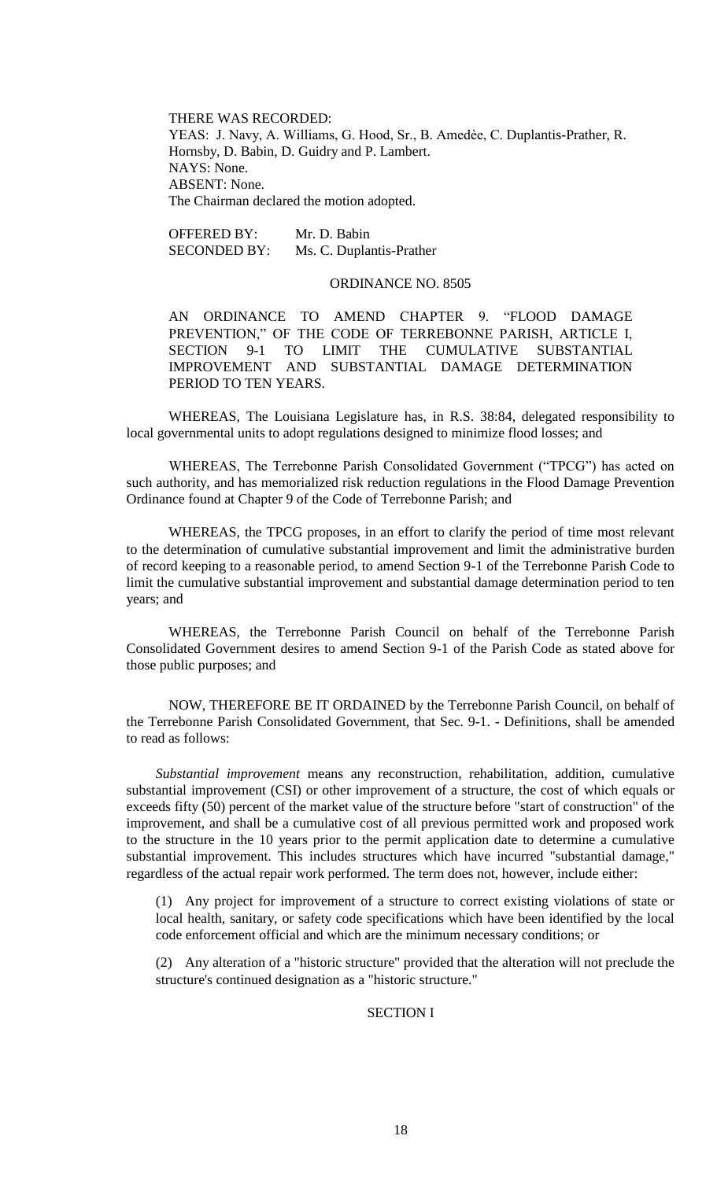THERE WAS RECORDED:
YEAS: J. Navy, A. Williams, G. Hood, Sr., B. Amedèe, C. Duplantis-Prather, R. Hornsby, D. Babin, D. Guidry and P. Lambert.
NAYS: None.
ABSENT: None.
The Chairman declared the motion adopted.

OFFERED BY: Mr. D. Babin
SECONDED BY: Ms. C. Duplantis-Prather

ORDINANCE NO. 8505

AN ORDINANCE TO AMEND CHAPTER 9. "FLOOD DAMAGE PREVENTION," OF THE CODE OF TERREBONNE PARISH, ARTICLE I, SECTION 9-1 TO LIMIT THE CUMULATIVE SUBSTANTIAL IMPROVEMENT AND SUBSTANTIAL DAMAGE DETERMINATION PERIOD TO TEN YEARS.

WHEREAS, The Louisiana Legislature has, in R.S. 38:84, delegated responsibility to local governmental units to adopt regulations designed to minimize flood losses; and

WHEREAS, The Terrebonne Parish Consolidated Government ("TPCG") has acted on such authority, and has memorialized risk reduction regulations in the Flood Damage Prevention Ordinance found at Chapter 9 of the Code of Terrebonne Parish; and

WHEREAS, the TPCG proposes, in an effort to clarify the period of time most relevant to the determination of cumulative substantial improvement and limit the administrative burden of record keeping to a reasonable period, to amend Section 9-1 of the Terrebonne Parish Code to limit the cumulative substantial improvement and substantial damage determination period to ten years; and

WHEREAS, the Terrebonne Parish Council on behalf of the Terrebonne Parish Consolidated Government desires to amend Section 9-1 of the Parish Code as stated above for those public purposes; and

NOW, THEREFORE BE IT ORDAINED by the Terrebonne Parish Council, on behalf of the Terrebonne Parish Consolidated Government, that Sec. 9-1. - Definitions, shall be amended to read as follows:

*Substantial improvement* means any reconstruction, rehabilitation, addition, cumulative substantial improvement (CSI) or other improvement of a structure, the cost of which equals or exceeds fifty (50) percent of the market value of the structure before "start of construction" of the improvement, and shall be a cumulative cost of all previous permitted work and proposed work to the structure in the 10 years prior to the permit application date to determine a cumulative substantial improvement. This includes structures which have incurred "substantial damage," regardless of the actual repair work performed. The term does not, however, include either:

(1) Any project for improvement of a structure to correct existing violations of state or local health, sanitary, or safety code specifications which have been identified by the local code enforcement official and which are the minimum necessary conditions; or

(2) Any alteration of a "historic structure" provided that the alteration will not preclude the structure's continued designation as a "historic structure."

SECTION I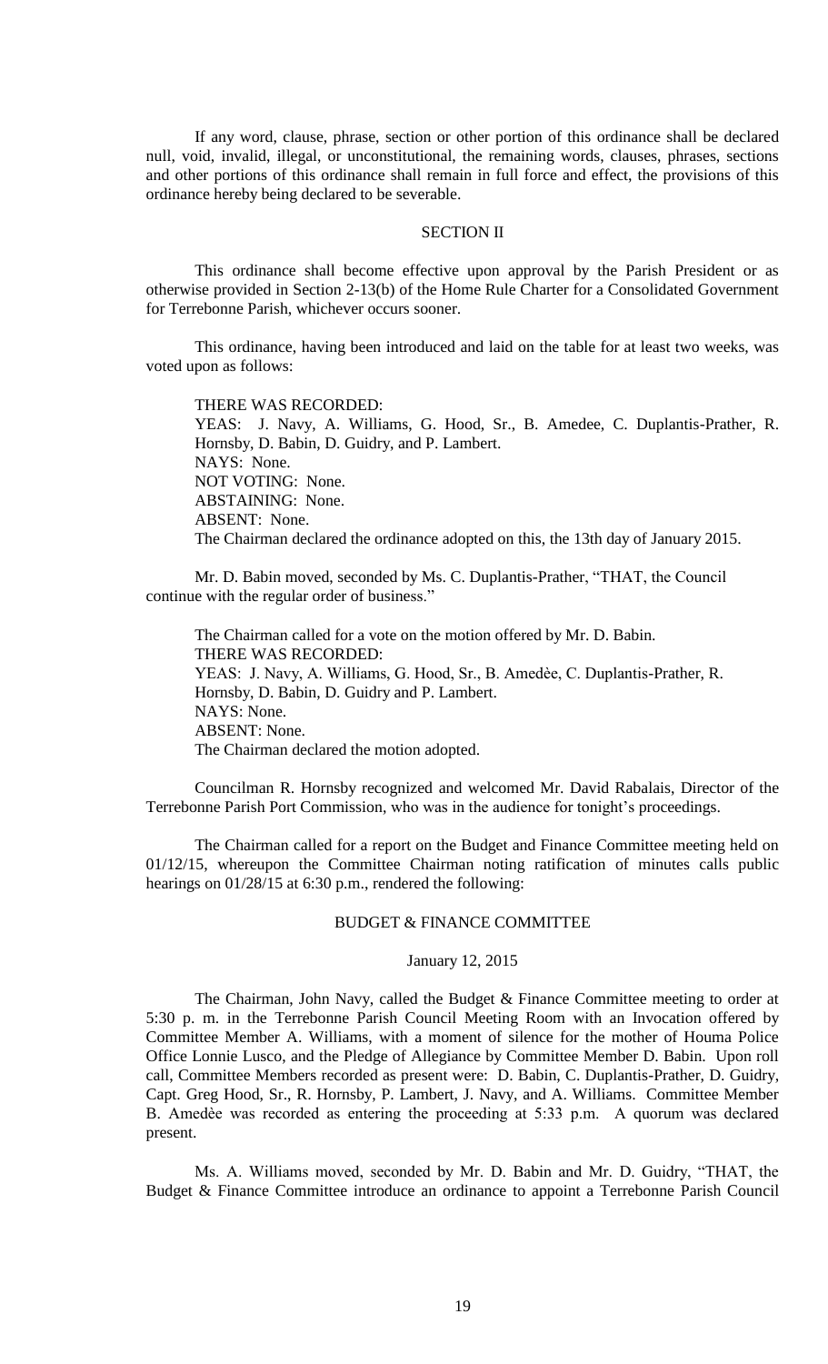If any word, clause, phrase, section or other portion of this ordinance shall be declared null, void, invalid, illegal, or unconstitutional, the remaining words, clauses, phrases, sections and other portions of this ordinance shall remain in full force and effect, the provisions of this ordinance hereby being declared to be severable.

SECTION II

This ordinance shall become effective upon approval by the Parish President or as otherwise provided in Section 2-13(b) of the Home Rule Charter for a Consolidated Government for Terrebonne Parish, whichever occurs sooner.

This ordinance, having been introduced and laid on the table for at least two weeks, was voted upon as follows:

THERE WAS RECORDED:
YEAS: J. Navy, A. Williams, G. Hood, Sr., B. Amedee, C. Duplantis-Prather, R. Hornsby, D. Babin, D. Guidry, and P. Lambert.
NAYS: None.
NOT VOTING: None.
ABSTAINING: None.
ABSENT: None.
The Chairman declared the ordinance adopted on this, the 13th day of January 2015.

Mr. D. Babin moved, seconded by Ms. C. Duplantis-Prather, "THAT, the Council continue with the regular order of business."

The Chairman called for a vote on the motion offered by Mr. D. Babin.
THERE WAS RECORDED:
YEAS: J. Navy, A. Williams, G. Hood, Sr., B. Amedèe, C. Duplantis-Prather, R. Hornsby, D. Babin, D. Guidry and P. Lambert.
NAYS: None.
ABSENT: None.
The Chairman declared the motion adopted.

Councilman R. Hornsby recognized and welcomed Mr. David Rabalais, Director of the Terrebonne Parish Port Commission, who was in the audience for tonight's proceedings.

The Chairman called for a report on the Budget and Finance Committee meeting held on 01/12/15, whereupon the Committee Chairman noting ratification of minutes calls public hearings on 01/28/15 at 6:30 p.m., rendered the following:

BUDGET & FINANCE COMMITTEE

January 12, 2015

The Chairman, John Navy, called the Budget & Finance Committee meeting to order at 5:30 p. m. in the Terrebonne Parish Council Meeting Room with an Invocation offered by Committee Member A. Williams, with a moment of silence for the mother of Houma Police Office Lonnie Lusco, and the Pledge of Allegiance by Committee Member D. Babin. Upon roll call, Committee Members recorded as present were: D. Babin, C. Duplantis-Prather, D. Guidry, Capt. Greg Hood, Sr., R. Hornsby, P. Lambert, J. Navy, and A. Williams. Committee Member B. Amedèe was recorded as entering the proceeding at 5:33 p.m. A quorum was declared present.

Ms. A. Williams moved, seconded by Mr. D. Babin and Mr. D. Guidry, "THAT, the Budget & Finance Committee introduce an ordinance to appoint a Terrebonne Parish Council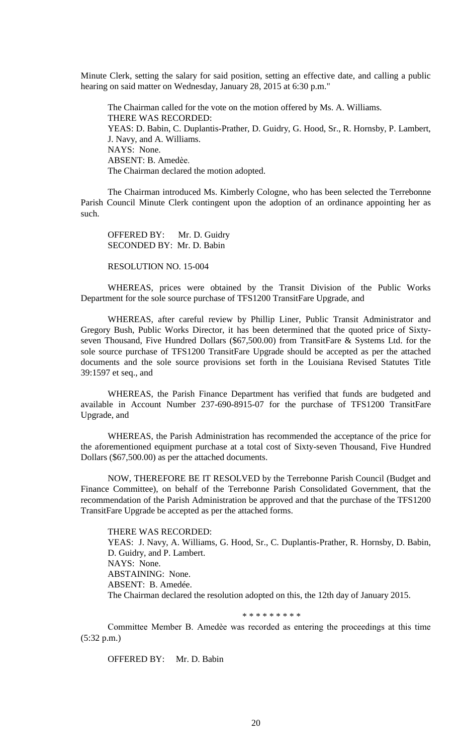Minute Clerk, setting the salary for said position, setting an effective date, and calling a public hearing on said matter on Wednesday, January 28, 2015 at 6:30 p.m."

The Chairman called for the vote on the motion offered by Ms. A. Williams.
THERE WAS RECORDED:
YEAS: D. Babin, C. Duplantis-Prather, D. Guidry, G. Hood, Sr., R. Hornsby, P. Lambert, J. Navy, and A. Williams.
NAYS: None.
ABSENT: B. Amedèe.
The Chairman declared the motion adopted.

The Chairman introduced Ms. Kimberly Cologne, who has been selected the Terrebonne Parish Council Minute Clerk contingent upon the adoption of an ordinance appointing her as such.

OFFERED BY: Mr. D. Guidry
SECONDED BY: Mr. D. Babin

RESOLUTION NO. 15-004

WHEREAS, prices were obtained by the Transit Division of the Public Works Department for the sole source purchase of TFS1200 TransitFare Upgrade, and

WHEREAS, after careful review by Phillip Liner, Public Transit Administrator and Gregory Bush, Public Works Director, it has been determined that the quoted price of Sixty-seven Thousand, Five Hundred Dollars ($67,500.00) from TransitFare & Systems Ltd. for the sole source purchase of TFS1200 TransitFare Upgrade should be accepted as per the attached documents and the sole source provisions set forth in the Louisiana Revised Statutes Title 39:1597 et seq., and

WHEREAS, the Parish Finance Department has verified that funds are budgeted and available in Account Number 237-690-8915-07 for the purchase of TFS1200 TransitFare Upgrade, and

WHEREAS, the Parish Administration has recommended the acceptance of the price for the aforementioned equipment purchase at a total cost of Sixty-seven Thousand, Five Hundred Dollars ($67,500.00) as per the attached documents.

NOW, THEREFORE BE IT RESOLVED by the Terrebonne Parish Council (Budget and Finance Committee), on behalf of the Terrebonne Parish Consolidated Government, that the recommendation of the Parish Administration be approved and that the purchase of the TFS1200 TransitFare Upgrade be accepted as per the attached forms.

THERE WAS RECORDED:
YEAS: J. Navy, A. Williams, G. Hood, Sr., C. Duplantis-Prather, R. Hornsby, D. Babin, D. Guidry, and P. Lambert.
NAYS: None.
ABSTAINING: None.
ABSENT: B. Amedée.
The Chairman declared the resolution adopted on this, the 12th day of January 2015.

\* \* \* \* \* \* \* \* \*

Committee Member B. Amedèe was recorded as entering the proceedings at this time (5:32 p.m.)

OFFERED BY: Mr. D. Babin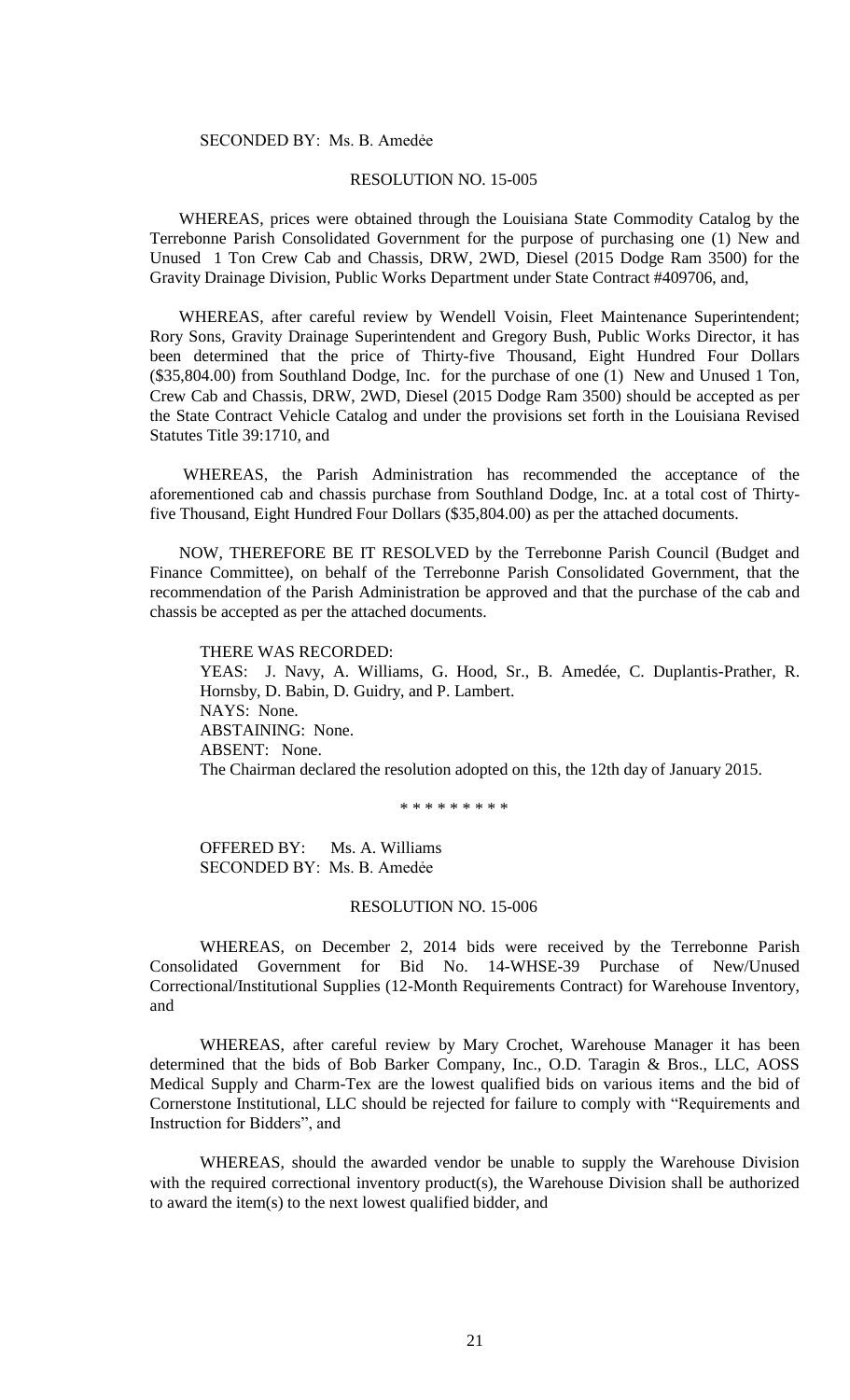SECONDED BY: Ms. B. Amedėe

RESOLUTION NO. 15-005

WHEREAS, prices were obtained through the Louisiana State Commodity Catalog by the Terrebonne Parish Consolidated Government for the purpose of purchasing one (1) New and Unused 1 Ton Crew Cab and Chassis, DRW, 2WD, Diesel (2015 Dodge Ram 3500) for the Gravity Drainage Division, Public Works Department under State Contract #409706, and,

WHEREAS, after careful review by Wendell Voisin, Fleet Maintenance Superintendent; Rory Sons, Gravity Drainage Superintendent and Gregory Bush, Public Works Director, it has been determined that the price of Thirty-five Thousand, Eight Hundred Four Dollars ($35,804.00) from Southland Dodge, Inc. for the purchase of one (1) New and Unused 1 Ton, Crew Cab and Chassis, DRW, 2WD, Diesel (2015 Dodge Ram 3500) should be accepted as per the State Contract Vehicle Catalog and under the provisions set forth in the Louisiana Revised Statutes Title 39:1710, and

WHEREAS, the Parish Administration has recommended the acceptance of the aforementioned cab and chassis purchase from Southland Dodge, Inc. at a total cost of Thirty-five Thousand, Eight Hundred Four Dollars ($35,804.00) as per the attached documents.

NOW, THEREFORE BE IT RESOLVED by the Terrebonne Parish Council (Budget and Finance Committee), on behalf of the Terrebonne Parish Consolidated Government, that the recommendation of the Parish Administration be approved and that the purchase of the cab and chassis be accepted as per the attached documents.

THERE WAS RECORDED:
YEAS: J. Navy, A. Williams, G. Hood, Sr., B. Amedée, C. Duplantis-Prather, R. Hornsby, D. Babin, D. Guidry, and P. Lambert.
NAYS: None.
ABSTAINING: None.
ABSENT: None.
The Chairman declared the resolution adopted on this, the 12th day of January 2015.

\* \* \* \* \* \* \* \* \*

OFFERED BY: Ms. A. Williams
SECONDED BY: Ms. B. Amedėe

RESOLUTION NO. 15-006

WHEREAS, on December 2, 2014 bids were received by the Terrebonne Parish Consolidated Government for Bid No. 14-WHSE-39 Purchase of New/Unused Correctional/Institutional Supplies (12-Month Requirements Contract) for Warehouse Inventory, and

WHEREAS, after careful review by Mary Crochet, Warehouse Manager it has been determined that the bids of Bob Barker Company, Inc., O.D. Taragin & Bros., LLC, AOSS Medical Supply and Charm-Tex are the lowest qualified bids on various items and the bid of Cornerstone Institutional, LLC should be rejected for failure to comply with "Requirements and Instruction for Bidders", and

WHEREAS, should the awarded vendor be unable to supply the Warehouse Division with the required correctional inventory product(s), the Warehouse Division shall be authorized to award the item(s) to the next lowest qualified bidder, and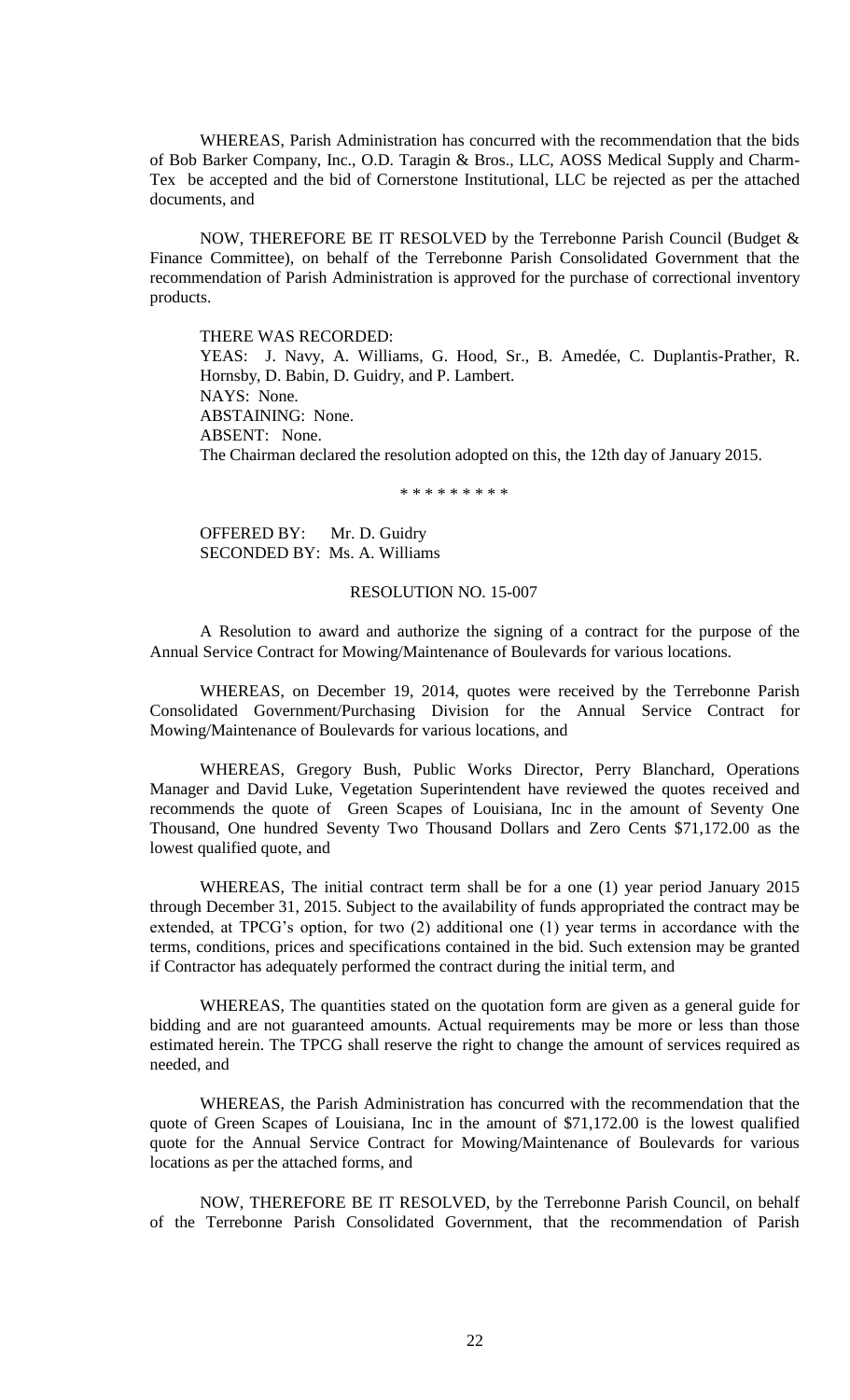WHEREAS, Parish Administration has concurred with the recommendation that the bids of Bob Barker Company, Inc., O.D. Taragin & Bros., LLC, AOSS Medical Supply and Charm-Tex be accepted and the bid of Cornerstone Institutional, LLC be rejected as per the attached documents, and

NOW, THEREFORE BE IT RESOLVED by the Terrebonne Parish Council (Budget & Finance Committee), on behalf of the Terrebonne Parish Consolidated Government that the recommendation of Parish Administration is approved for the purchase of correctional inventory products.

THERE WAS RECORDED:
YEAS: J. Navy, A. Williams, G. Hood, Sr., B. Amedée, C. Duplantis-Prather, R. Hornsby, D. Babin, D. Guidry, and P. Lambert.
NAYS: None.
ABSTAINING: None.
ABSENT: None.
The Chairman declared the resolution adopted on this, the 12th day of January 2015.

\* \* \* \* \* \* \* \* \*

OFFERED BY: Mr. D. Guidry
SECONDED BY: Ms. A. Williams

RESOLUTION NO. 15-007

A Resolution to award and authorize the signing of a contract for the purpose of the Annual Service Contract for Mowing/Maintenance of Boulevards for various locations.

WHEREAS, on December 19, 2014, quotes were received by the Terrebonne Parish Consolidated Government/Purchasing Division for the Annual Service Contract for Mowing/Maintenance of Boulevards for various locations, and

WHEREAS, Gregory Bush, Public Works Director, Perry Blanchard, Operations Manager and David Luke, Vegetation Superintendent have reviewed the quotes received and recommends the quote of Green Scapes of Louisiana, Inc in the amount of Seventy One Thousand, One hundred Seventy Two Thousand Dollars and Zero Cents $71,172.00 as the lowest qualified quote, and

WHEREAS, The initial contract term shall be for a one (1) year period January 2015 through December 31, 2015. Subject to the availability of funds appropriated the contract may be extended, at TPCG's option, for two (2) additional one (1) year terms in accordance with the terms, conditions, prices and specifications contained in the bid. Such extension may be granted if Contractor has adequately performed the contract during the initial term, and

WHEREAS, The quantities stated on the quotation form are given as a general guide for bidding and are not guaranteed amounts. Actual requirements may be more or less than those estimated herein. The TPCG shall reserve the right to change the amount of services required as needed, and

WHEREAS, the Parish Administration has concurred with the recommendation that the quote of Green Scapes of Louisiana, Inc in the amount of $71,172.00 is the lowest qualified quote for the Annual Service Contract for Mowing/Maintenance of Boulevards for various locations as per the attached forms, and

NOW, THEREFORE BE IT RESOLVED, by the Terrebonne Parish Council, on behalf of the Terrebonne Parish Consolidated Government, that the recommendation of Parish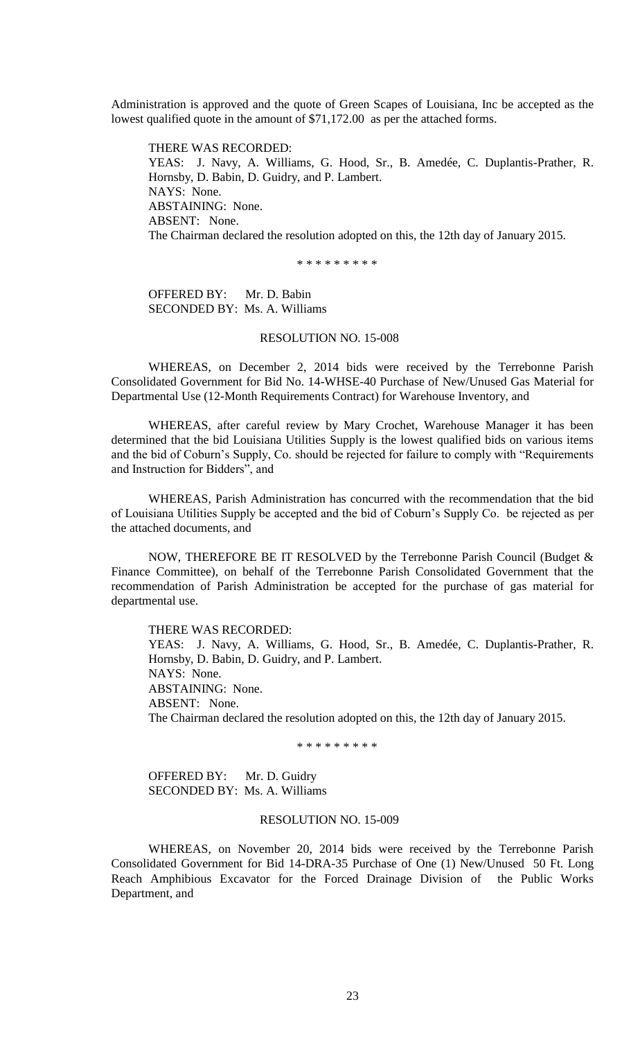Administration is approved and the quote of Green Scapes of Louisiana, Inc be accepted as the lowest qualified quote in the amount of $71,172.00 as per the attached forms.

THERE WAS RECORDED:
YEAS: J. Navy, A. Williams, G. Hood, Sr., B. Amedée, C. Duplantis-Prather, R. Hornsby, D. Babin, D. Guidry, and P. Lambert.
NAYS: None.
ABSTAINING: None.
ABSENT: None.
The Chairman declared the resolution adopted on this, the 12th day of January 2015.

\* \* \* \* \* \* \* \* \*

OFFERED BY: Mr. D. Babin
SECONDED BY: Ms. A. Williams

RESOLUTION NO. 15-008

WHEREAS, on December 2, 2014 bids were received by the Terrebonne Parish Consolidated Government for Bid No. 14-WHSE-40 Purchase of New/Unused Gas Material for Departmental Use (12-Month Requirements Contract) for Warehouse Inventory, and

WHEREAS, after careful review by Mary Crochet, Warehouse Manager it has been determined that the bid Louisiana Utilities Supply is the lowest qualified bids on various items and the bid of Coburn's Supply, Co. should be rejected for failure to comply with "Requirements and Instruction for Bidders", and

WHEREAS, Parish Administration has concurred with the recommendation that the bid of Louisiana Utilities Supply be accepted and the bid of Coburn's Supply Co. be rejected as per the attached documents, and

NOW, THEREFORE BE IT RESOLVED by the Terrebonne Parish Council (Budget & Finance Committee), on behalf of the Terrebonne Parish Consolidated Government that the recommendation of Parish Administration be accepted for the purchase of gas material for departmental use.

THERE WAS RECORDED:
YEAS: J. Navy, A. Williams, G. Hood, Sr., B. Amedée, C. Duplantis-Prather, R. Hornsby, D. Babin, D. Guidry, and P. Lambert.
NAYS: None.
ABSTAINING: None.
ABSENT: None.
The Chairman declared the resolution adopted on this, the 12th day of January 2015.

\* \* \* \* \* \* \* \* \*

OFFERED BY: Mr. D. Guidry
SECONDED BY: Ms. A. Williams

RESOLUTION NO. 15-009

WHEREAS, on November 20, 2014 bids were received by the Terrebonne Parish Consolidated Government for Bid 14-DRA-35 Purchase of One (1) New/Unused 50 Ft. Long Reach Amphibious Excavator for the Forced Drainage Division of the Public Works Department, and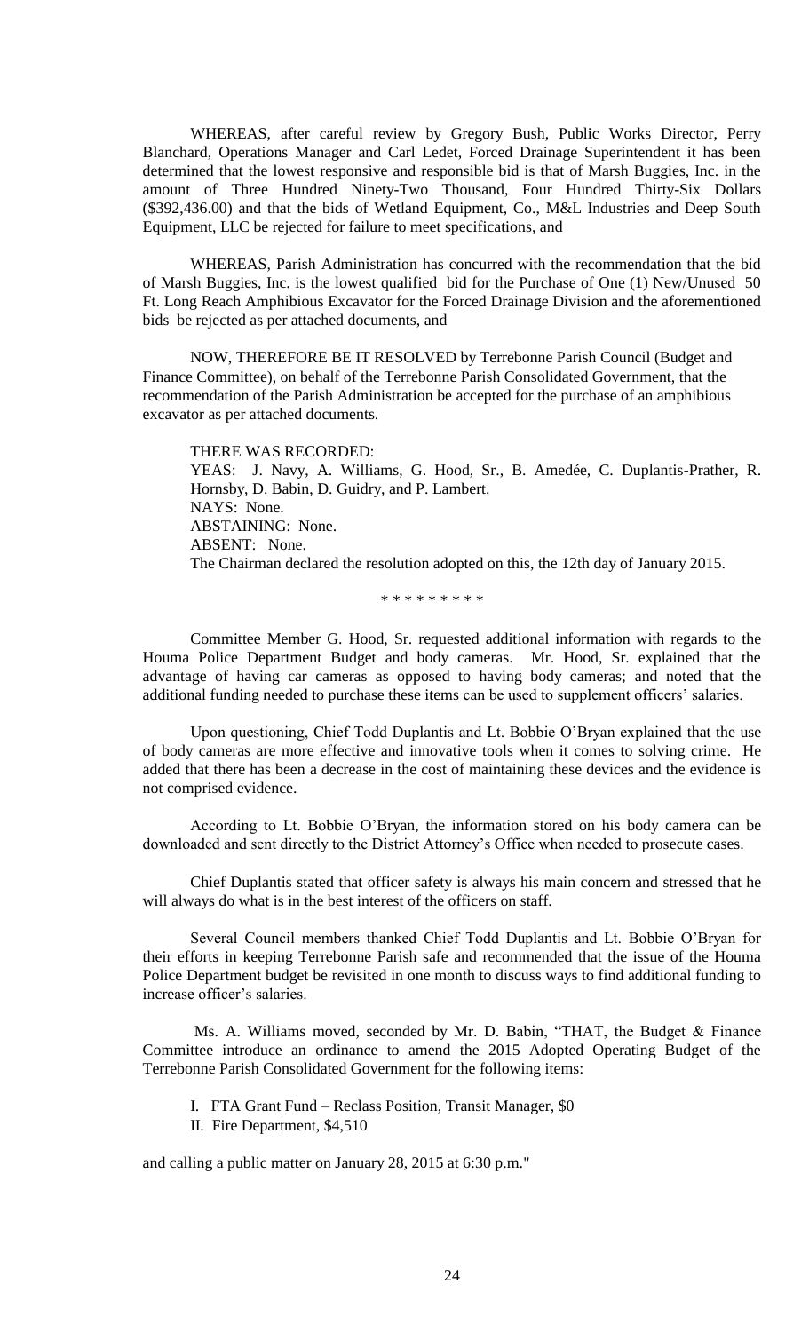WHEREAS, after careful review by Gregory Bush, Public Works Director, Perry Blanchard, Operations Manager and Carl Ledet, Forced Drainage Superintendent it has been determined that the lowest responsive and responsible bid is that of Marsh Buggies, Inc. in the amount of Three Hundred Ninety-Two Thousand, Four Hundred Thirty-Six Dollars ($392,436.00) and that the bids of Wetland Equipment, Co., M&L Industries and Deep South Equipment, LLC be rejected for failure to meet specifications, and

WHEREAS, Parish Administration has concurred with the recommendation that the bid of Marsh Buggies, Inc. is the lowest qualified bid for the Purchase of One (1) New/Unused 50 Ft. Long Reach Amphibious Excavator for the Forced Drainage Division and the aforementioned bids be rejected as per attached documents, and

NOW, THEREFORE BE IT RESOLVED by Terrebonne Parish Council (Budget and Finance Committee), on behalf of the Terrebonne Parish Consolidated Government, that the recommendation of the Parish Administration be accepted for the purchase of an amphibious excavator as per attached documents.

THERE WAS RECORDED:
YEAS: J. Navy, A. Williams, G. Hood, Sr., B. Amedée, C. Duplantis-Prather, R. Hornsby, D. Babin, D. Guidry, and P. Lambert.
NAYS: None.
ABSTAINING: None.
ABSENT: None.
The Chairman declared the resolution adopted on this, the 12th day of January 2015.

\* \* \* \* \* \* \* \* \*

Committee Member G. Hood, Sr. requested additional information with regards to the Houma Police Department Budget and body cameras. Mr. Hood, Sr. explained that the advantage of having car cameras as opposed to having body cameras; and noted that the additional funding needed to purchase these items can be used to supplement officers' salaries.

Upon questioning, Chief Todd Duplantis and Lt. Bobbie O'Bryan explained that the use of body cameras are more effective and innovative tools when it comes to solving crime. He added that there has been a decrease in the cost of maintaining these devices and the evidence is not comprised evidence.

According to Lt. Bobbie O'Bryan, the information stored on his body camera can be downloaded and sent directly to the District Attorney's Office when needed to prosecute cases.

Chief Duplantis stated that officer safety is always his main concern and stressed that he will always do what is in the best interest of the officers on staff.

Several Council members thanked Chief Todd Duplantis and Lt. Bobbie O'Bryan for their efforts in keeping Terrebonne Parish safe and recommended that the issue of the Houma Police Department budget be revisited in one month to discuss ways to find additional funding to increase officer's salaries.

Ms. A. Williams moved, seconded by Mr. D. Babin, "THAT, the Budget & Finance Committee introduce an ordinance to amend the 2015 Adopted Operating Budget of the Terrebonne Parish Consolidated Government for the following items:

I. FTA Grant Fund – Reclass Position, Transit Manager, $0
II. Fire Department, $4,510

and calling a public matter on January 28, 2015 at 6:30 p.m."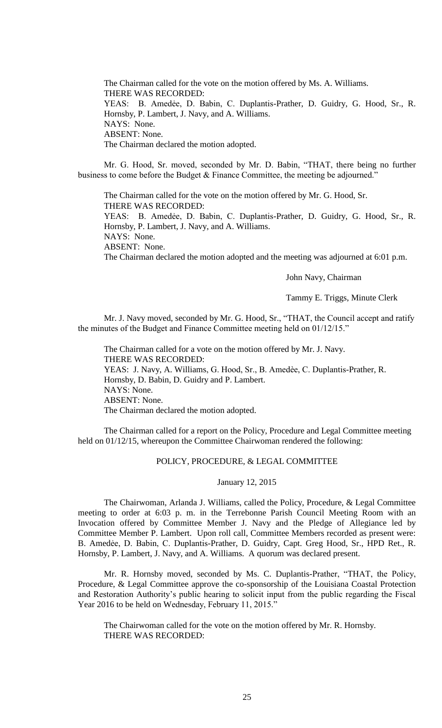The Chairman called for the vote on the motion offered by Ms. A. Williams.
THERE WAS RECORDED:
YEAS: B. Amedѐe, D. Babin, C. Duplantis-Prather, D. Guidry, G. Hood, Sr., R. Hornsby, P. Lambert, J. Navy, and A. Williams.
NAYS: None.
ABSENT: None.
The Chairman declared the motion adopted.

Mr. G. Hood, Sr. moved, seconded by Mr. D. Babin, "THAT, there being no further business to come before the Budget & Finance Committee, the meeting be adjourned."

The Chairman called for the vote on the motion offered by Mr. G. Hood, Sr.
THERE WAS RECORDED:
YEAS: B. Amedѐe, D. Babin, C. Duplantis-Prather, D. Guidry, G. Hood, Sr., R. Hornsby, P. Lambert, J. Navy, and A. Williams.
NAYS: None.
ABSENT: None.
The Chairman declared the motion adopted and the meeting was adjourned at 6:01 p.m.

John Navy, Chairman

Tammy E. Triggs, Minute Clerk

Mr. J. Navy moved, seconded by Mr. G. Hood, Sr., "THAT, the Council accept and ratify the minutes of the Budget and Finance Committee meeting held on 01/12/15."

The Chairman called for a vote on the motion offered by Mr. J. Navy.
THERE WAS RECORDED:
YEAS: J. Navy, A. Williams, G. Hood, Sr., B. Amedѐe, C. Duplantis-Prather, R. Hornsby, D. Babin, D. Guidry and P. Lambert.
NAYS: None.
ABSENT: None.
The Chairman declared the motion adopted.

The Chairman called for a report on the Policy, Procedure and Legal Committee meeting held on 01/12/15, whereupon the Committee Chairwoman rendered the following:

POLICY, PROCEDURE, & LEGAL COMMITTEE

January 12, 2015

The Chairwoman, Arlanda J. Williams, called the Policy, Procedure, & Legal Committee meeting to order at 6:03 p. m. in the Terrebonne Parish Council Meeting Room with an Invocation offered by Committee Member J. Navy and the Pledge of Allegiance led by Committee Member P. Lambert. Upon roll call, Committee Members recorded as present were: B. Amedѐe, D. Babin, C. Duplantis-Prather, D. Guidry, Capt. Greg Hood, Sr., HPD Ret., R. Hornsby, P. Lambert, J. Navy, and A. Williams. A quorum was declared present.

Mr. R. Hornsby moved, seconded by Ms. C. Duplantis-Prather, "THAT, the Policy, Procedure, & Legal Committee approve the co-sponsorship of the Louisiana Coastal Protection and Restoration Authority's public hearing to solicit input from the public regarding the Fiscal Year 2016 to be held on Wednesday, February 11, 2015."

The Chairwoman called for the vote on the motion offered by Mr. R. Hornsby.
THERE WAS RECORDED: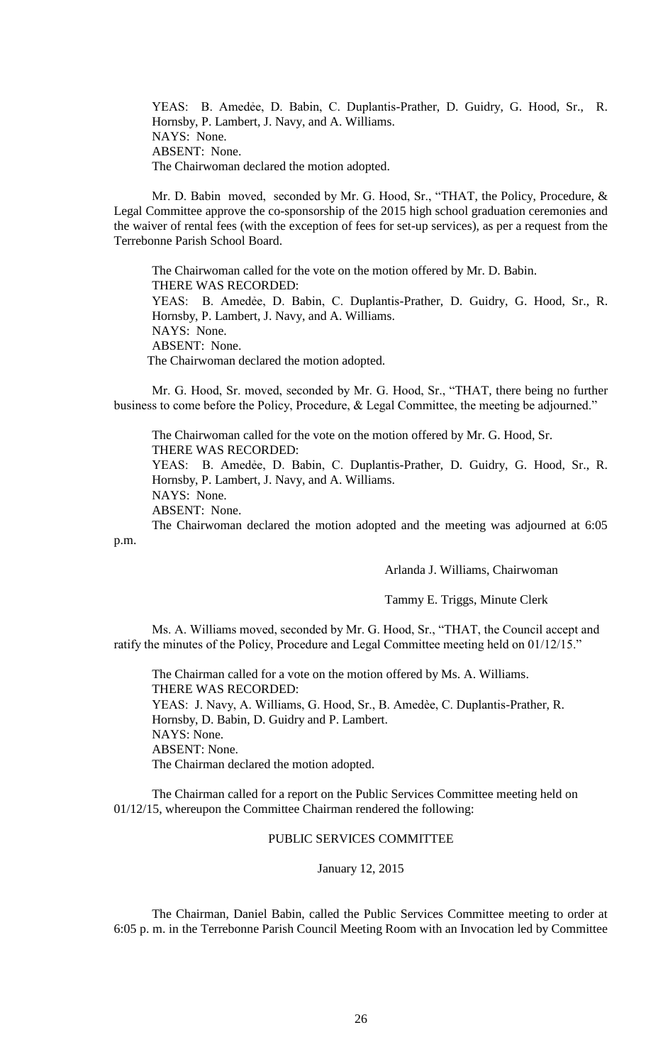YEAS: B. Amedėe, D. Babin, C. Duplantis-Prather, D. Guidry, G. Hood, Sr., R. Hornsby, P. Lambert, J. Navy, and A. Williams.
NAYS: None.
ABSENT: None.
The Chairwoman declared the motion adopted.

Mr. D. Babin moved, seconded by Mr. G. Hood, Sr., "THAT, the Policy, Procedure, & Legal Committee approve the co-sponsorship of the 2015 high school graduation ceremonies and the waiver of rental fees (with the exception of fees for set-up services), as per a request from the Terrebonne Parish School Board.

The Chairwoman called for the vote on the motion offered by Mr. D. Babin.
THERE WAS RECORDED:
YEAS: B. Amedėe, D. Babin, C. Duplantis-Prather, D. Guidry, G. Hood, Sr., R. Hornsby, P. Lambert, J. Navy, and A. Williams.
NAYS: None.
ABSENT: None.
The Chairwoman declared the motion adopted.

Mr. G. Hood, Sr. moved, seconded by Mr. G. Hood, Sr., "THAT, there being no further business to come before the Policy, Procedure, & Legal Committee, the meeting be adjourned."

The Chairwoman called for the vote on the motion offered by Mr. G. Hood, Sr.
THERE WAS RECORDED:
YEAS: B. Amedėe, D. Babin, C. Duplantis-Prather, D. Guidry, G. Hood, Sr., R. Hornsby, P. Lambert, J. Navy, and A. Williams.
NAYS: None.
ABSENT: None.
The Chairwoman declared the motion adopted and the meeting was adjourned at 6:05 p.m.

Arlanda J. Williams, Chairwoman

Tammy E. Triggs, Minute Clerk

Ms. A. Williams moved, seconded by Mr. G. Hood, Sr., "THAT, the Council accept and ratify the minutes of the Policy, Procedure and Legal Committee meeting held on 01/12/15."

The Chairman called for a vote on the motion offered by Ms. A. Williams.
THERE WAS RECORDED:
YEAS: J. Navy, A. Williams, G. Hood, Sr., B. Amedèe, C. Duplantis-Prather, R. Hornsby, D. Babin, D. Guidry and P. Lambert.
NAYS: None.
ABSENT: None.
The Chairman declared the motion adopted.

The Chairman called for a report on the Public Services Committee meeting held on 01/12/15, whereupon the Committee Chairman rendered the following:

## PUBLIC SERVICES COMMITTEE

January 12, 2015

The Chairman, Daniel Babin, called the Public Services Committee meeting to order at 6:05 p. m. in the Terrebonne Parish Council Meeting Room with an Invocation led by Committee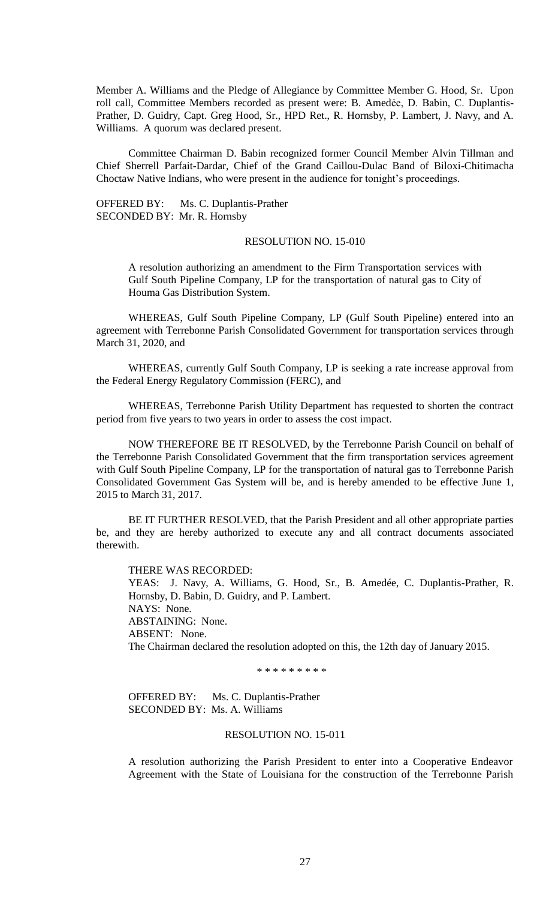Member A. Williams and the Pledge of Allegiance by Committee Member G. Hood, Sr. Upon roll call, Committee Members recorded as present were: B. Amedèe, D. Babin, C. Duplantis-Prather, D. Guidry, Capt. Greg Hood, Sr., HPD Ret., R. Hornsby, P. Lambert, J. Navy, and A. Williams. A quorum was declared present.

Committee Chairman D. Babin recognized former Council Member Alvin Tillman and Chief Sherrell Parfait-Dardar, Chief of the Grand Caillou-Dulac Band of Biloxi-Chitimacha Choctaw Native Indians, who were present in the audience for tonight's proceedings.

OFFERED BY: Ms. C. Duplantis-Prather
SECONDED BY: Mr. R. Hornsby

RESOLUTION NO. 15-010

A resolution authorizing an amendment to the Firm Transportation services with Gulf South Pipeline Company, LP for the transportation of natural gas to City of Houma Gas Distribution System.

WHEREAS, Gulf South Pipeline Company, LP (Gulf South Pipeline) entered into an agreement with Terrebonne Parish Consolidated Government for transportation services through March 31, 2020, and

WHEREAS, currently Gulf South Company, LP is seeking a rate increase approval from the Federal Energy Regulatory Commission (FERC), and

WHEREAS, Terrebonne Parish Utility Department has requested to shorten the contract period from five years to two years in order to assess the cost impact.

NOW THEREFORE BE IT RESOLVED, by the Terrebonne Parish Council on behalf of the Terrebonne Parish Consolidated Government that the firm transportation services agreement with Gulf South Pipeline Company, LP for the transportation of natural gas to Terrebonne Parish Consolidated Government Gas System will be, and is hereby amended to be effective June 1, 2015 to March 31, 2017.

BE IT FURTHER RESOLVED, that the Parish President and all other appropriate parties be, and they are hereby authorized to execute any and all contract documents associated therewith.

THERE WAS RECORDED:
YEAS: J. Navy, A. Williams, G. Hood, Sr., B. Amedée, C. Duplantis-Prather, R. Hornsby, D. Babin, D. Guidry, and P. Lambert.
NAYS: None.
ABSTAINING: None.
ABSENT: None.
The Chairman declared the resolution adopted on this, the 12th day of January 2015.

\* \* \* \* \* \* \* \* \*

OFFERED BY: Ms. C. Duplantis-Prather
SECONDED BY: Ms. A. Williams

RESOLUTION NO. 15-011

A resolution authorizing the Parish President to enter into a Cooperative Endeavor Agreement with the State of Louisiana for the construction of the Terrebonne Parish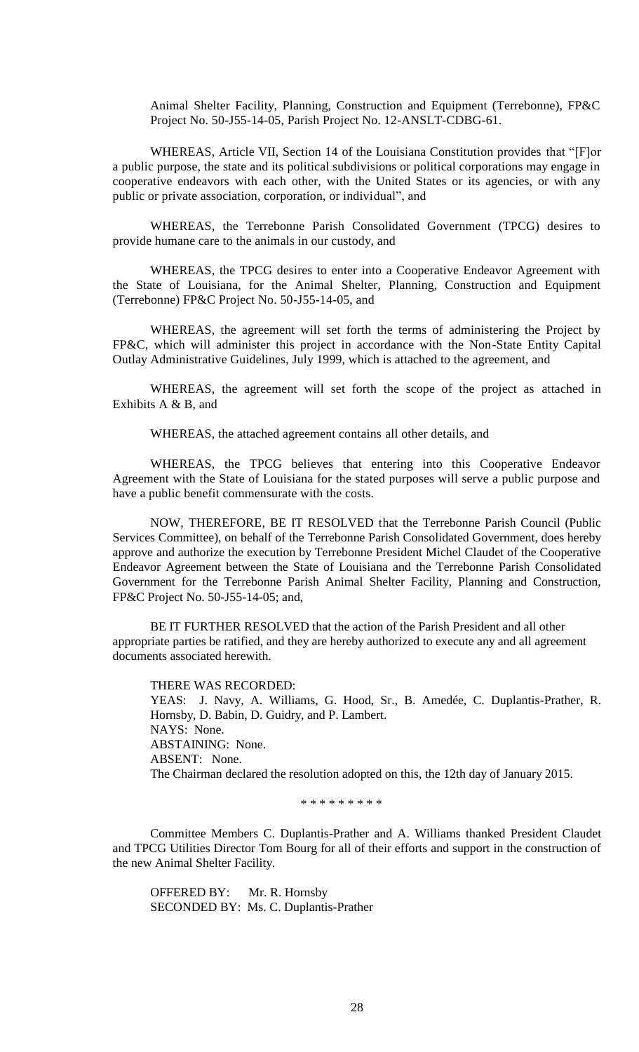Animal Shelter Facility, Planning, Construction and Equipment (Terrebonne), FP&C Project No. 50-J55-14-05, Parish Project No. 12-ANSLT-CDBG-61.

WHEREAS, Article VII, Section 14 of the Louisiana Constitution provides that "[F]or a public purpose, the state and its political subdivisions or political corporations may engage in cooperative endeavors with each other, with the United States or its agencies, or with any public or private association, corporation, or individual", and

WHEREAS, the Terrebonne Parish Consolidated Government (TPCG) desires to provide humane care to the animals in our custody, and

WHEREAS, the TPCG desires to enter into a Cooperative Endeavor Agreement with the State of Louisiana, for the Animal Shelter, Planning, Construction and Equipment (Terrebonne) FP&C Project No. 50-J55-14-05, and

WHEREAS, the agreement will set forth the terms of administering the Project by FP&C, which will administer this project in accordance with the Non-State Entity Capital Outlay Administrative Guidelines, July 1999, which is attached to the agreement, and

WHEREAS, the agreement will set forth the scope of the project as attached in Exhibits A & B, and

WHEREAS, the attached agreement contains all other details, and

WHEREAS, the TPCG believes that entering into this Cooperative Endeavor Agreement with the State of Louisiana for the stated purposes will serve a public purpose and have a public benefit commensurate with the costs.

NOW, THEREFORE, BE IT RESOLVED that the Terrebonne Parish Council (Public Services Committee), on behalf of the Terrebonne Parish Consolidated Government, does hereby approve and authorize the execution by Terrebonne President Michel Claudet of the Cooperative Endeavor Agreement between the State of Louisiana and the Terrebonne Parish Consolidated Government for the Terrebonne Parish Animal Shelter Facility, Planning and Construction, FP&C Project No. 50-J55-14-05; and,

BE IT FURTHER RESOLVED that the action of the Parish President and all other appropriate parties be ratified, and they are hereby authorized to execute any and all agreement documents associated herewith.

THERE WAS RECORDED:
YEAS: J. Navy, A. Williams, G. Hood, Sr., B. Amedée, C. Duplantis-Prather, R. Hornsby, D. Babin, D. Guidry, and P. Lambert.
NAYS: None.
ABSTAINING: None.
ABSENT: None.
The Chairman declared the resolution adopted on this, the 12th day of January 2015.

\* \* \* \* \* \* \* \* \*

Committee Members C. Duplantis-Prather and A. Williams thanked President Claudet and TPCG Utilities Director Tom Bourg for all of their efforts and support in the construction of the new Animal Shelter Facility.

OFFERED BY: Mr. R. Hornsby
SECONDED BY: Ms. C. Duplantis-Prather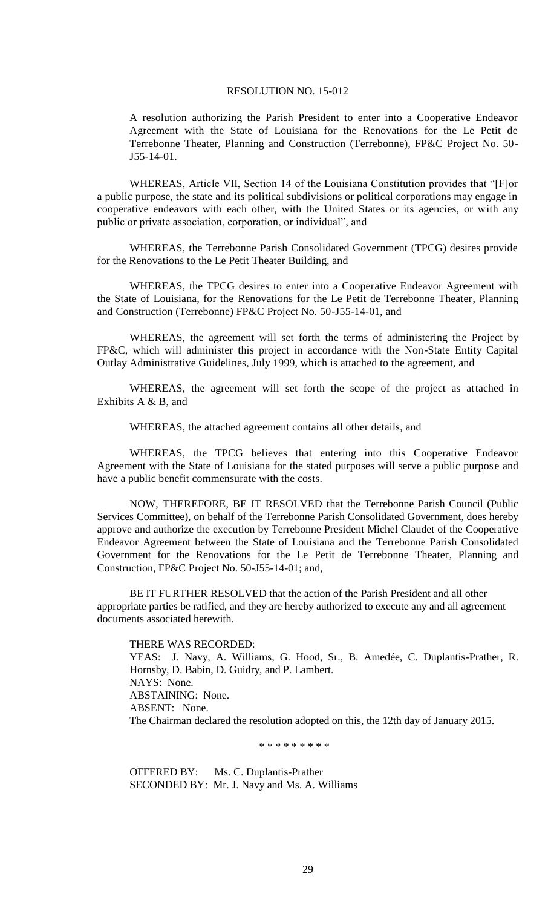RESOLUTION NO. 15-012

A resolution authorizing the Parish President to enter into a Cooperative Endeavor Agreement with the State of Louisiana for the Renovations for the Le Petit de Terrebonne Theater, Planning and Construction (Terrebonne), FP&C Project No. 50-J55-14-01.

WHEREAS, Article VII, Section 14 of the Louisiana Constitution provides that "[F]or a public purpose, the state and its political subdivisions or political corporations may engage in cooperative endeavors with each other, with the United States or its agencies, or with any public or private association, corporation, or individual", and

WHEREAS, the Terrebonne Parish Consolidated Government (TPCG) desires provide for the Renovations to the Le Petit Theater Building, and

WHEREAS, the TPCG desires to enter into a Cooperative Endeavor Agreement with the State of Louisiana, for the Renovations for the Le Petit de Terrebonne Theater, Planning and Construction (Terrebonne) FP&C Project No. 50-J55-14-01, and

WHEREAS, the agreement will set forth the terms of administering the Project by FP&C, which will administer this project in accordance with the Non-State Entity Capital Outlay Administrative Guidelines, July 1999, which is attached to the agreement, and

WHEREAS, the agreement will set forth the scope of the project as attached in Exhibits A & B, and

WHEREAS, the attached agreement contains all other details, and

WHEREAS, the TPCG believes that entering into this Cooperative Endeavor Agreement with the State of Louisiana for the stated purposes will serve a public purpose and have a public benefit commensurate with the costs.

NOW, THEREFORE, BE IT RESOLVED that the Terrebonne Parish Council (Public Services Committee), on behalf of the Terrebonne Parish Consolidated Government, does hereby approve and authorize the execution by Terrebonne President Michel Claudet of the Cooperative Endeavor Agreement between the State of Louisiana and the Terrebonne Parish Consolidated Government for the Renovations for the Le Petit de Terrebonne Theater, Planning and Construction, FP&C Project No. 50-J55-14-01; and,

BE IT FURTHER RESOLVED that the action of the Parish President and all other appropriate parties be ratified, and they are hereby authorized to execute any and all agreement documents associated herewith.

THERE WAS RECORDED:
YEAS: J. Navy, A. Williams, G. Hood, Sr., B. Amedée, C. Duplantis-Prather, R. Hornsby, D. Babin, D. Guidry, and P. Lambert.
NAYS: None.
ABSTAINING: None.
ABSENT: None.
The Chairman declared the resolution adopted on this, the 12th day of January 2015.

\* \* \* \* \* \* \* \* \*

OFFERED BY: Ms. C. Duplantis-Prather
SECONDED BY: Mr. J. Navy and Ms. A. Williams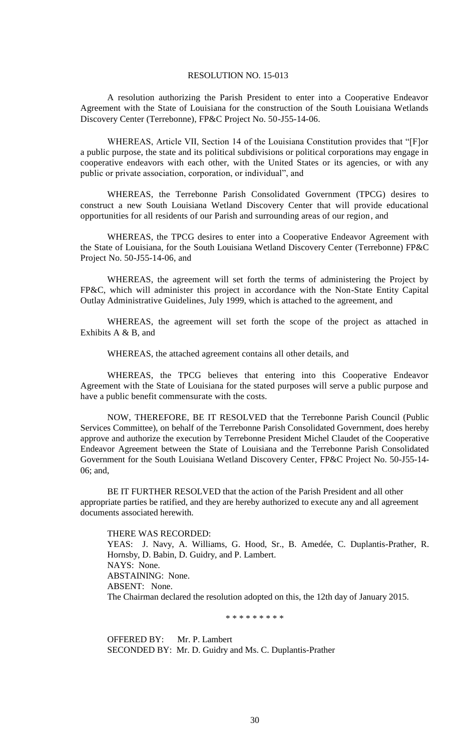RESOLUTION NO. 15-013

A resolution authorizing the Parish President to enter into a Cooperative Endeavor Agreement with the State of Louisiana for the construction of the South Louisiana Wetlands Discovery Center (Terrebonne), FP&C Project No. 50-J55-14-06.

WHEREAS, Article VII, Section 14 of the Louisiana Constitution provides that "[F]or a public purpose, the state and its political subdivisions or political corporations may engage in cooperative endeavors with each other, with the United States or its agencies, or with any public or private association, corporation, or individual", and

WHEREAS, the Terrebonne Parish Consolidated Government (TPCG) desires to construct a new South Louisiana Wetland Discovery Center that will provide educational opportunities for all residents of our Parish and surrounding areas of our region, and

WHEREAS, the TPCG desires to enter into a Cooperative Endeavor Agreement with the State of Louisiana, for the South Louisiana Wetland Discovery Center (Terrebonne) FP&C Project No. 50-J55-14-06, and

WHEREAS, the agreement will set forth the terms of administering the Project by FP&C, which will administer this project in accordance with the Non-State Entity Capital Outlay Administrative Guidelines, July 1999, which is attached to the agreement, and

WHEREAS, the agreement will set forth the scope of the project as attached in Exhibits A & B, and

WHEREAS, the attached agreement contains all other details, and

WHEREAS, the TPCG believes that entering into this Cooperative Endeavor Agreement with the State of Louisiana for the stated purposes will serve a public purpose and have a public benefit commensurate with the costs.

NOW, THEREFORE, BE IT RESOLVED that the Terrebonne Parish Council (Public Services Committee), on behalf of the Terrebonne Parish Consolidated Government, does hereby approve and authorize the execution by Terrebonne President Michel Claudet of the Cooperative Endeavor Agreement between the State of Louisiana and the Terrebonne Parish Consolidated Government for the South Louisiana Wetland Discovery Center, FP&C Project No. 50-J55-14-06; and,

BE IT FURTHER RESOLVED that the action of the Parish President and all other appropriate parties be ratified, and they are hereby authorized to execute any and all agreement documents associated herewith.

THERE WAS RECORDED:
YEAS: J. Navy, A. Williams, G. Hood, Sr., B. Amedée, C. Duplantis-Prather, R. Hornsby, D. Babin, D. Guidry, and P. Lambert.
NAYS: None.
ABSTAINING: None.
ABSENT: None.
The Chairman declared the resolution adopted on this, the 12th day of January 2015.

\* \* \* \* \* \* \* \* \*

OFFERED BY: Mr. P. Lambert
SECONDED BY: Mr. D. Guidry and Ms. C. Duplantis-Prather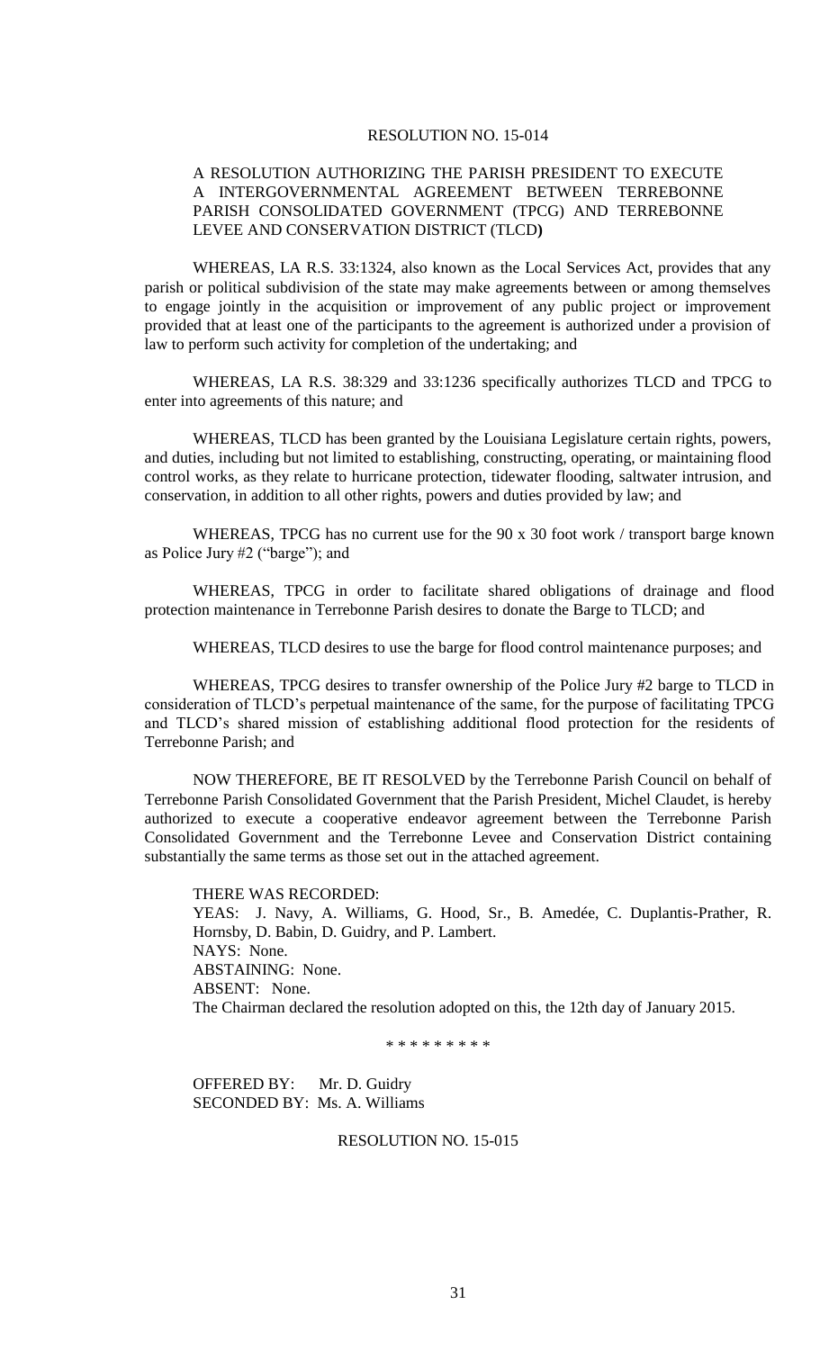RESOLUTION NO. 15-014

A RESOLUTION AUTHORIZING THE PARISH PRESIDENT TO EXECUTE A INTERGOVERNMENTAL AGREEMENT BETWEEN TERREBONNE PARISH CONSOLIDATED GOVERNMENT (TPCG) AND TERREBONNE LEVEE AND CONSERVATION DISTRICT (TLCD)

WHEREAS, LA R.S. 33:1324, also known as the Local Services Act, provides that any parish or political subdivision of the state may make agreements between or among themselves to engage jointly in the acquisition or improvement of any public project or improvement provided that at least one of the participants to the agreement is authorized under a provision of law to perform such activity for completion of the undertaking; and

WHEREAS, LA R.S. 38:329 and 33:1236 specifically authorizes TLCD and TPCG to enter into agreements of this nature; and

WHEREAS, TLCD has been granted by the Louisiana Legislature certain rights, powers, and duties, including but not limited to establishing, constructing, operating, or maintaining flood control works, as they relate to hurricane protection, tidewater flooding, saltwater intrusion, and conservation, in addition to all other rights, powers and duties provided by law; and

WHEREAS, TPCG has no current use for the 90 x 30 foot work / transport barge known as Police Jury #2 ("barge"); and

WHEREAS, TPCG in order to facilitate shared obligations of drainage and flood protection maintenance in Terrebonne Parish desires to donate the Barge to TLCD; and

WHEREAS, TLCD desires to use the barge for flood control maintenance purposes; and

WHEREAS, TPCG desires to transfer ownership of the Police Jury #2 barge to TLCD in consideration of TLCD's perpetual maintenance of the same, for the purpose of facilitating TPCG and TLCD's shared mission of establishing additional flood protection for the residents of Terrebonne Parish; and

NOW THEREFORE, BE IT RESOLVED by the Terrebonne Parish Council on behalf of Terrebonne Parish Consolidated Government that the Parish President, Michel Claudet, is hereby authorized to execute a cooperative endeavor agreement between the Terrebonne Parish Consolidated Government and the Terrebonne Levee and Conservation District containing substantially the same terms as those set out in the attached agreement.

THERE WAS RECORDED:
YEAS: J. Navy, A. Williams, G. Hood, Sr., B. Amedée, C. Duplantis-Prather, R. Hornsby, D. Babin, D. Guidry, and P. Lambert.
NAYS: None.
ABSTAINING: None.
ABSENT: None.
The Chairman declared the resolution adopted on this, the 12th day of January 2015.

\* \* \* \* \* \* \* \* \*

OFFERED BY: Mr. D. Guidry
SECONDED BY: Ms. A. Williams

RESOLUTION NO. 15-015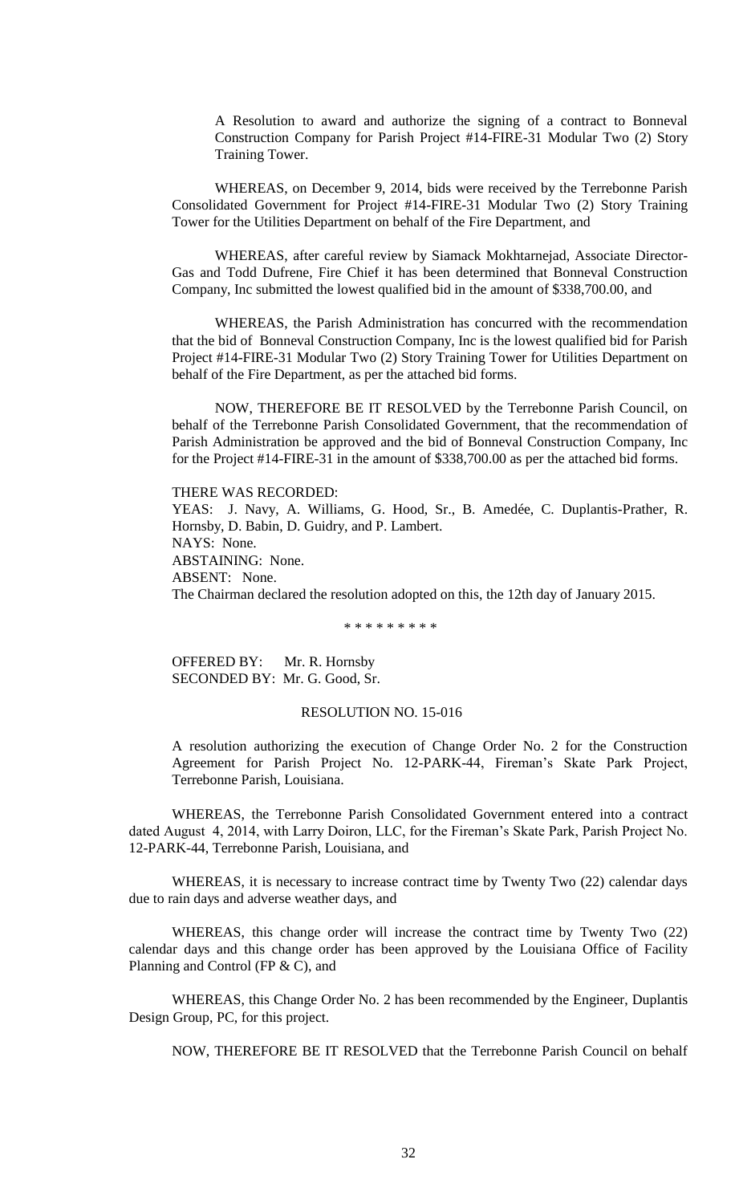A Resolution to award and authorize the signing of a contract to Bonneval Construction Company for Parish Project #14-FIRE-31 Modular Two (2) Story Training Tower.

WHEREAS, on December 9, 2014, bids were received by the Terrebonne Parish Consolidated Government for Project #14-FIRE-31 Modular Two (2) Story Training Tower for the Utilities Department on behalf of the Fire Department, and

WHEREAS, after careful review by Siamack Mokhtarnejad, Associate Director-Gas and Todd Dufrene, Fire Chief it has been determined that Bonneval Construction Company, Inc submitted the lowest qualified bid in the amount of $338,700.00, and

WHEREAS, the Parish Administration has concurred with the recommendation that the bid of Bonneval Construction Company, Inc is the lowest qualified bid for Parish Project #14-FIRE-31 Modular Two (2) Story Training Tower for Utilities Department on behalf of the Fire Department, as per the attached bid forms.

NOW, THEREFORE BE IT RESOLVED by the Terrebonne Parish Council, on behalf of the Terrebonne Parish Consolidated Government, that the recommendation of Parish Administration be approved and the bid of Bonneval Construction Company, Inc for the Project #14-FIRE-31 in the amount of $338,700.00 as per the attached bid forms.

THERE WAS RECORDED:
YEAS: J. Navy, A. Williams, G. Hood, Sr., B. Amedée, C. Duplantis-Prather, R. Hornsby, D. Babin, D. Guidry, and P. Lambert.
NAYS: None.
ABSTAINING: None.
ABSENT: None.
The Chairman declared the resolution adopted on this, the 12th day of January 2015.

\* \* \* \* \* \* \* \* \*

OFFERED BY: Mr. R. Hornsby
SECONDED BY: Mr. G. Good, Sr.

RESOLUTION NO. 15-016

A resolution authorizing the execution of Change Order No. 2 for the Construction Agreement for Parish Project No. 12-PARK-44, Fireman's Skate Park Project, Terrebonne Parish, Louisiana.

WHEREAS, the Terrebonne Parish Consolidated Government entered into a contract dated August 4, 2014, with Larry Doiron, LLC, for the Fireman's Skate Park, Parish Project No. 12-PARK-44, Terrebonne Parish, Louisiana, and

WHEREAS, it is necessary to increase contract time by Twenty Two (22) calendar days due to rain days and adverse weather days, and

WHEREAS, this change order will increase the contract time by Twenty Two (22) calendar days and this change order has been approved by the Louisiana Office of Facility Planning and Control (FP & C), and

WHEREAS, this Change Order No. 2 has been recommended by the Engineer, Duplantis Design Group, PC, for this project.

NOW, THEREFORE BE IT RESOLVED that the Terrebonne Parish Council on behalf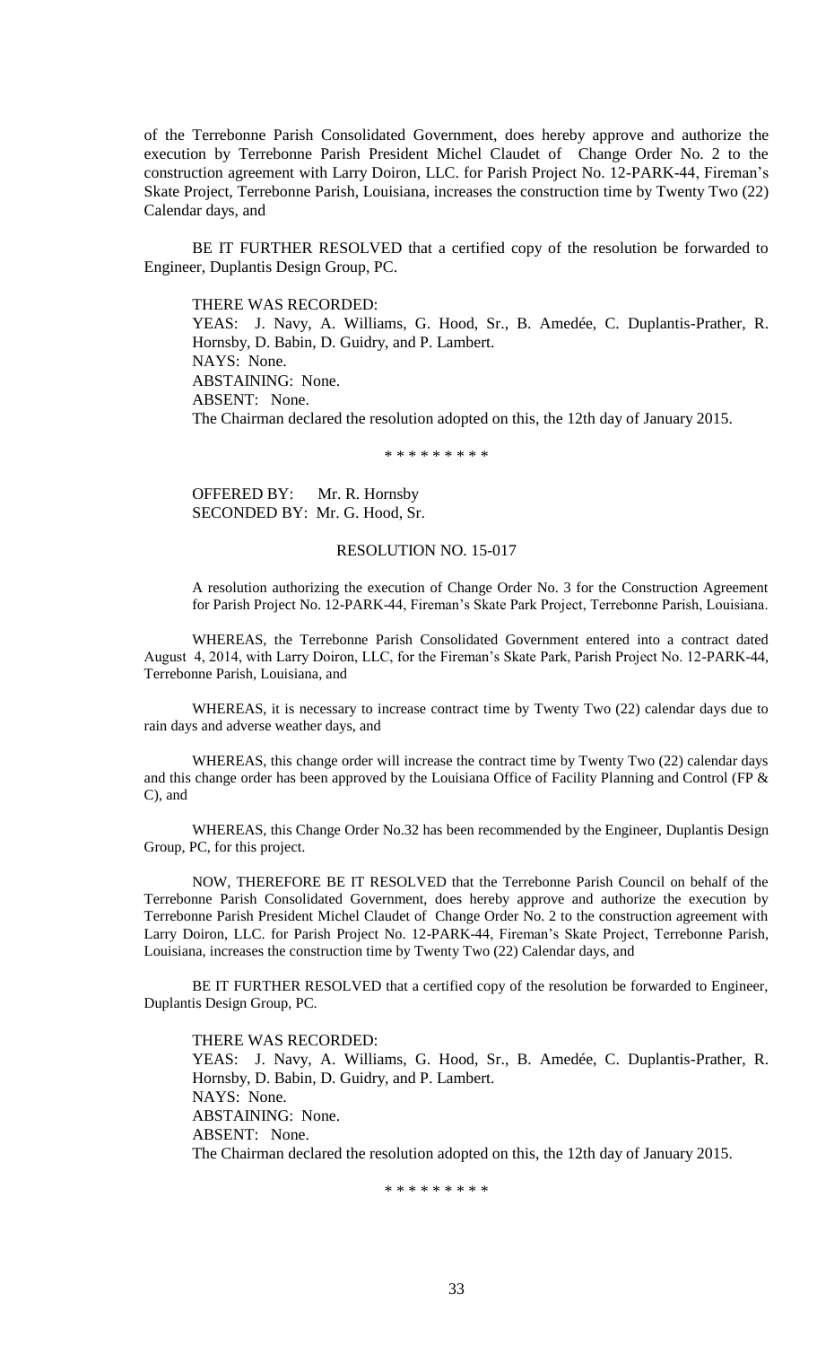of the Terrebonne Parish Consolidated Government, does hereby approve and authorize the execution by Terrebonne Parish President Michel Claudet of Change Order No. 2 to the construction agreement with Larry Doiron, LLC. for Parish Project No. 12-PARK-44, Fireman's Skate Project, Terrebonne Parish, Louisiana, increases the construction time by Twenty Two (22) Calendar days, and

BE IT FURTHER RESOLVED that a certified copy of the resolution be forwarded to Engineer, Duplantis Design Group, PC.

THERE WAS RECORDED:
YEAS: J. Navy, A. Williams, G. Hood, Sr., B. Amedée, C. Duplantis-Prather, R. Hornsby, D. Babin, D. Guidry, and P. Lambert.
NAYS: None.
ABSTAINING: None.
ABSENT: None.
The Chairman declared the resolution adopted on this, the 12th day of January 2015.

\* \* \* \* \* \* \* \* \*

OFFERED BY: Mr. R. Hornsby
SECONDED BY: Mr. G. Hood, Sr.

RESOLUTION NO. 15-017

A resolution authorizing the execution of Change Order No. 3 for the Construction Agreement for Parish Project No. 12-PARK-44, Fireman's Skate Park Project, Terrebonne Parish, Louisiana.

WHEREAS, the Terrebonne Parish Consolidated Government entered into a contract dated August 4, 2014, with Larry Doiron, LLC, for the Fireman's Skate Park, Parish Project No. 12-PARK-44, Terrebonne Parish, Louisiana, and

WHEREAS, it is necessary to increase contract time by Twenty Two (22) calendar days due to rain days and adverse weather days, and

WHEREAS, this change order will increase the contract time by Twenty Two (22) calendar days and this change order has been approved by the Louisiana Office of Facility Planning and Control (FP & C), and

WHEREAS, this Change Order No.32 has been recommended by the Engineer, Duplantis Design Group, PC, for this project.

NOW, THEREFORE BE IT RESOLVED that the Terrebonne Parish Council on behalf of the Terrebonne Parish Consolidated Government, does hereby approve and authorize the execution by Terrebonne Parish President Michel Claudet of Change Order No. 2 to the construction agreement with Larry Doiron, LLC. for Parish Project No. 12-PARK-44, Fireman's Skate Project, Terrebonne Parish, Louisiana, increases the construction time by Twenty Two (22) Calendar days, and

BE IT FURTHER RESOLVED that a certified copy of the resolution be forwarded to Engineer, Duplantis Design Group, PC.

THERE WAS RECORDED:
YEAS: J. Navy, A. Williams, G. Hood, Sr., B. Amedée, C. Duplantis-Prather, R. Hornsby, D. Babin, D. Guidry, and P. Lambert.
NAYS: None.
ABSTAINING: None.
ABSENT: None.
The Chairman declared the resolution adopted on this, the 12th day of January 2015.

\* \* \* \* \* \* \* \* \*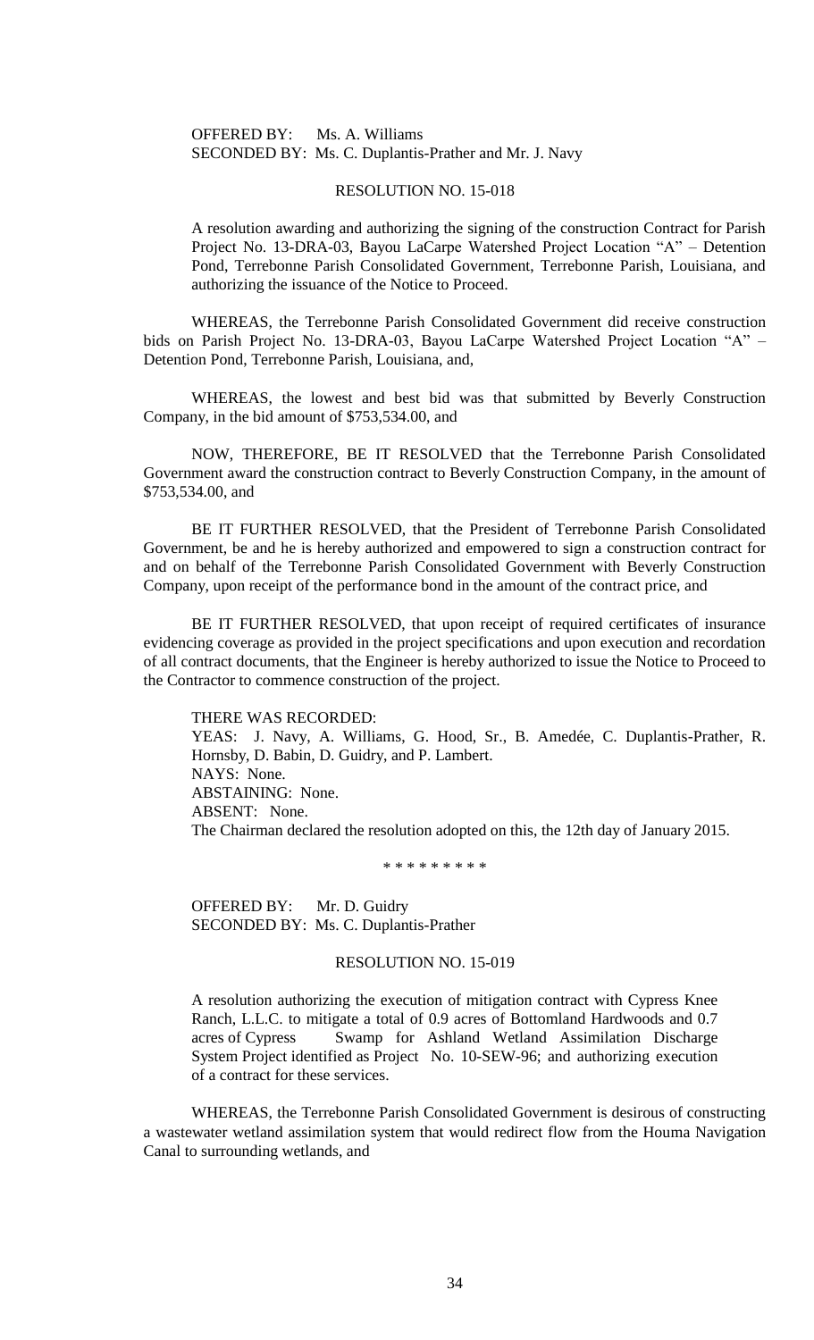OFFERED BY: Ms. A. Williams
SECONDED BY: Ms. C. Duplantis-Prather and Mr. J. Navy

RESOLUTION NO. 15-018

A resolution awarding and authorizing the signing of the construction Contract for Parish Project No. 13-DRA-03, Bayou LaCarpe Watershed Project Location "A" – Detention Pond, Terrebonne Parish Consolidated Government, Terrebonne Parish, Louisiana, and authorizing the issuance of the Notice to Proceed.

WHEREAS, the Terrebonne Parish Consolidated Government did receive construction bids on Parish Project No. 13-DRA-03, Bayou LaCarpe Watershed Project Location "A" – Detention Pond, Terrebonne Parish, Louisiana, and,

WHEREAS, the lowest and best bid was that submitted by Beverly Construction Company, in the bid amount of $753,534.00, and

NOW, THEREFORE, BE IT RESOLVED that the Terrebonne Parish Consolidated Government award the construction contract to Beverly Construction Company, in the amount of $753,534.00, and

BE IT FURTHER RESOLVED, that the President of Terrebonne Parish Consolidated Government, be and he is hereby authorized and empowered to sign a construction contract for and on behalf of the Terrebonne Parish Consolidated Government with Beverly Construction Company, upon receipt of the performance bond in the amount of the contract price, and

BE IT FURTHER RESOLVED, that upon receipt of required certificates of insurance evidencing coverage as provided in the project specifications and upon execution and recordation of all contract documents, that the Engineer is hereby authorized to issue the Notice to Proceed to the Contractor to commence construction of the project.

THERE WAS RECORDED:
YEAS: J. Navy, A. Williams, G. Hood, Sr., B. Amedée, C. Duplantis-Prather, R. Hornsby, D. Babin, D. Guidry, and P. Lambert.
NAYS: None.
ABSTAINING: None.
ABSENT: None.
The Chairman declared the resolution adopted on this, the 12th day of January 2015.

\* \* \* \* \* \* \* \* \*

OFFERED BY: Mr. D. Guidry
SECONDED BY: Ms. C. Duplantis-Prather

RESOLUTION NO. 15-019

A resolution authorizing the execution of mitigation contract with Cypress Knee Ranch, L.L.C. to mitigate a total of 0.9 acres of Bottomland Hardwoods and 0.7 acres of Cypress Swamp for Ashland Wetland Assimilation Discharge System Project identified as Project No. 10-SEW-96; and authorizing execution of a contract for these services.

WHEREAS, the Terrebonne Parish Consolidated Government is desirous of constructing a wastewater wetland assimilation system that would redirect flow from the Houma Navigation Canal to surrounding wetlands, and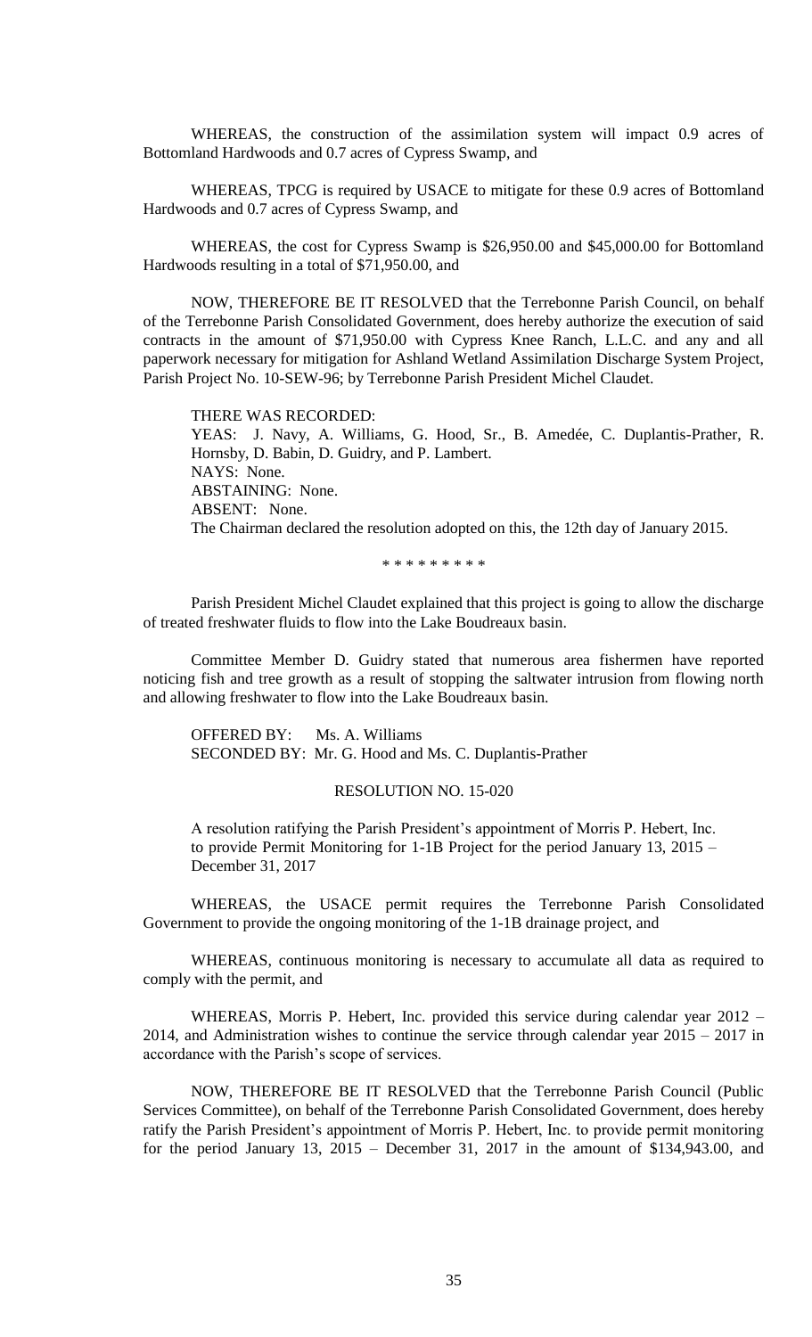WHEREAS, the construction of the assimilation system will impact 0.9 acres of Bottomland Hardwoods and 0.7 acres of Cypress Swamp, and

WHEREAS, TPCG is required by USACE to mitigate for these 0.9 acres of Bottomland Hardwoods and 0.7 acres of Cypress Swamp, and

WHEREAS, the cost for Cypress Swamp is $26,950.00 and $45,000.00 for Bottomland Hardwoods resulting in a total of $71,950.00, and

NOW, THEREFORE BE IT RESOLVED that the Terrebonne Parish Council, on behalf of the Terrebonne Parish Consolidated Government, does hereby authorize the execution of said contracts in the amount of $71,950.00 with Cypress Knee Ranch, L.L.C. and any and all paperwork necessary for mitigation for Ashland Wetland Assimilation Discharge System Project, Parish Project No. 10-SEW-96; by Terrebonne Parish President Michel Claudet.

THERE WAS RECORDED:
YEAS: J. Navy, A. Williams, G. Hood, Sr., B. Amedée, C. Duplantis-Prather, R. Hornsby, D. Babin, D. Guidry, and P. Lambert.
NAYS: None.
ABSTAINING: None.
ABSENT: None.
The Chairman declared the resolution adopted on this, the 12th day of January 2015.

\* \* \* \* \* \* \* \* \*

Parish President Michel Claudet explained that this project is going to allow the discharge of treated freshwater fluids to flow into the Lake Boudreaux basin.

Committee Member D. Guidry stated that numerous area fishermen have reported noticing fish and tree growth as a result of stopping the saltwater intrusion from flowing north and allowing freshwater to flow into the Lake Boudreaux basin.

OFFERED BY: Ms. A. Williams
SECONDED BY: Mr. G. Hood and Ms. C. Duplantis-Prather

RESOLUTION NO. 15-020

A resolution ratifying the Parish President's appointment of Morris P. Hebert, Inc. to provide Permit Monitoring for 1-1B Project for the period January 13, 2015 – December 31, 2017

WHEREAS, the USACE permit requires the Terrebonne Parish Consolidated Government to provide the ongoing monitoring of the 1-1B drainage project, and

WHEREAS, continuous monitoring is necessary to accumulate all data as required to comply with the permit, and

WHEREAS, Morris P. Hebert, Inc. provided this service during calendar year 2012 – 2014, and Administration wishes to continue the service through calendar year 2015 – 2017 in accordance with the Parish's scope of services.

NOW, THEREFORE BE IT RESOLVED that the Terrebonne Parish Council (Public Services Committee), on behalf of the Terrebonne Parish Consolidated Government, does hereby ratify the Parish President's appointment of Morris P. Hebert, Inc. to provide permit monitoring for the period January 13, 2015 – December 31, 2017 in the amount of $134,943.00, and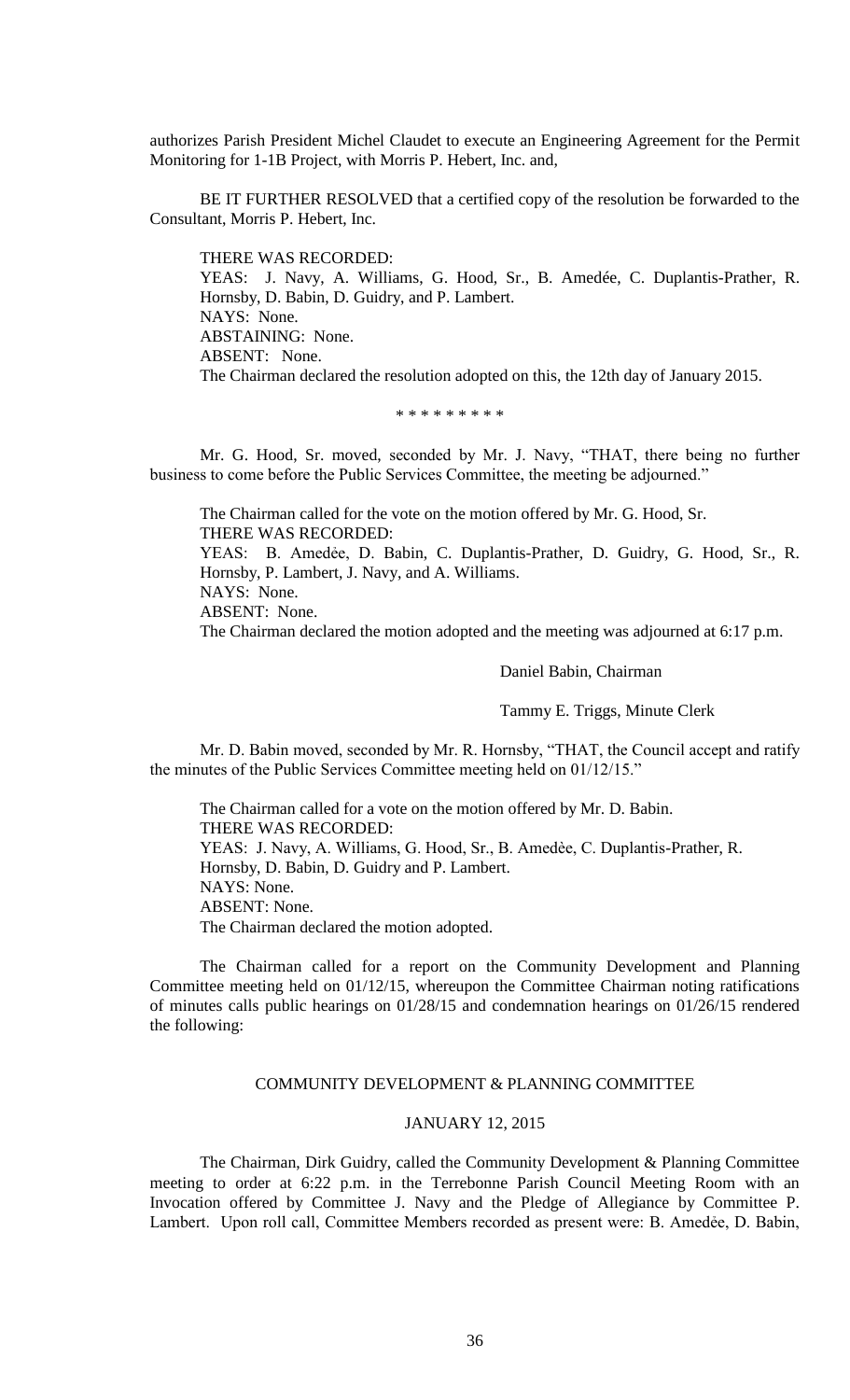authorizes Parish President Michel Claudet to execute an Engineering Agreement for the Permit Monitoring for 1-1B Project, with Morris P. Hebert, Inc. and,

BE IT FURTHER RESOLVED that a certified copy of the resolution be forwarded to the Consultant, Morris P. Hebert, Inc.

THERE WAS RECORDED:
YEAS: J. Navy, A. Williams, G. Hood, Sr., B. Amedée, C. Duplantis-Prather, R. Hornsby, D. Babin, D. Guidry, and P. Lambert.
NAYS: None.
ABSTAINING: None.
ABSENT: None.
The Chairman declared the resolution adopted on this, the 12th day of January 2015.

\* \* \* \* \* \* \* \* \*

Mr. G. Hood, Sr. moved, seconded by Mr. J. Navy, "THAT, there being no further business to come before the Public Services Committee, the meeting be adjourned."

The Chairman called for the vote on the motion offered by Mr. G. Hood, Sr.
THERE WAS RECORDED:
YEAS: B. Amedée, D. Babin, C. Duplantis-Prather, D. Guidry, G. Hood, Sr., R. Hornsby, P. Lambert, J. Navy, and A. Williams.
NAYS: None.
ABSENT: None.
The Chairman declared the motion adopted and the meeting was adjourned at 6:17 p.m.

Daniel Babin, Chairman

Tammy E. Triggs, Minute Clerk

Mr. D. Babin moved, seconded by Mr. R. Hornsby, "THAT, the Council accept and ratify the minutes of the Public Services Committee meeting held on 01/12/15."

The Chairman called for a vote on the motion offered by Mr. D. Babin.
THERE WAS RECORDED:
YEAS: J. Navy, A. Williams, G. Hood, Sr., B. Amedèe, C. Duplantis-Prather, R. Hornsby, D. Babin, D. Guidry and P. Lambert.
NAYS: None.
ABSENT: None.
The Chairman declared the motion adopted.

The Chairman called for a report on the Community Development and Planning Committee meeting held on 01/12/15, whereupon the Committee Chairman noting ratifications of minutes calls public hearings on 01/28/15 and condemnation hearings on 01/26/15 rendered the following:

## COMMUNITY DEVELOPMENT & PLANNING COMMITTEE

## JANUARY 12, 2015

The Chairman, Dirk Guidry, called the Community Development & Planning Committee meeting to order at 6:22 p.m. in the Terrebonne Parish Council Meeting Room with an Invocation offered by Committee J. Navy and the Pledge of Allegiance by Committee P. Lambert. Upon roll call, Committee Members recorded as present were: B. Amedèe, D. Babin,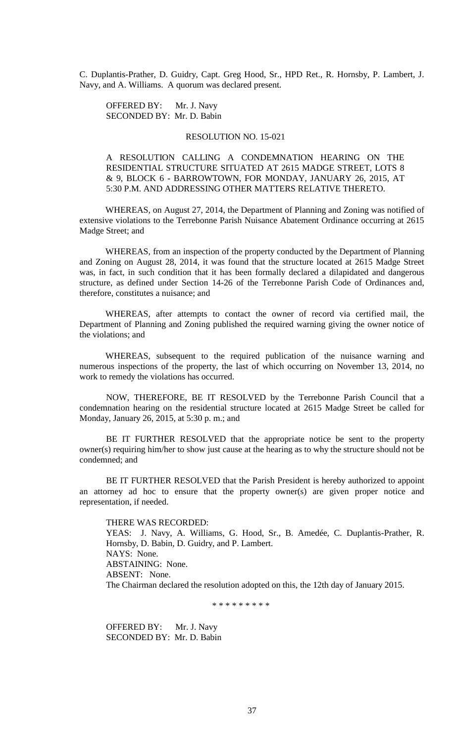C. Duplantis-Prather, D. Guidry, Capt. Greg Hood, Sr., HPD Ret., R. Hornsby, P. Lambert, J. Navy, and A. Williams. A quorum was declared present.

OFFERED BY: Mr. J. Navy
SECONDED BY: Mr. D. Babin

RESOLUTION NO. 15-021

A RESOLUTION CALLING A CONDEMNATION HEARING ON THE RESIDENTIAL STRUCTURE SITUATED AT 2615 MADGE STREET, LOTS 8 & 9, BLOCK 6 - BARROWTOWN, FOR MONDAY, JANUARY 26, 2015, AT 5:30 P.M. AND ADDRESSING OTHER MATTERS RELATIVE THERETO.

WHEREAS, on August 27, 2014, the Department of Planning and Zoning was notified of extensive violations to the Terrebonne Parish Nuisance Abatement Ordinance occurring at 2615 Madge Street; and

WHEREAS, from an inspection of the property conducted by the Department of Planning and Zoning on August 28, 2014, it was found that the structure located at 2615 Madge Street was, in fact, in such condition that it has been formally declared a dilapidated and dangerous structure, as defined under Section 14-26 of the Terrebonne Parish Code of Ordinances and, therefore, constitutes a nuisance; and

WHEREAS, after attempts to contact the owner of record via certified mail, the Department of Planning and Zoning published the required warning giving the owner notice of the violations; and

WHEREAS, subsequent to the required publication of the nuisance warning and numerous inspections of the property, the last of which occurring on November 13, 2014, no work to remedy the violations has occurred.

NOW, THEREFORE, BE IT RESOLVED by the Terrebonne Parish Council that a condemnation hearing on the residential structure located at 2615 Madge Street be called for Monday, January 26, 2015, at 5:30 p. m.; and

BE IT FURTHER RESOLVED that the appropriate notice be sent to the property owner(s) requiring him/her to show just cause at the hearing as to why the structure should not be condemned; and

BE IT FURTHER RESOLVED that the Parish President is hereby authorized to appoint an attorney ad hoc to ensure that the property owner(s) are given proper notice and representation, if needed.

THERE WAS RECORDED:
YEAS: J. Navy, A. Williams, G. Hood, Sr., B. Amedée, C. Duplantis-Prather, R. Hornsby, D. Babin, D. Guidry, and P. Lambert.
NAYS: None.
ABSTAINING: None.
ABSENT: None.
The Chairman declared the resolution adopted on this, the 12th day of January 2015.

\* \* \* \* \* \* \* \* \*

OFFERED BY: Mr. J. Navy
SECONDED BY: Mr. D. Babin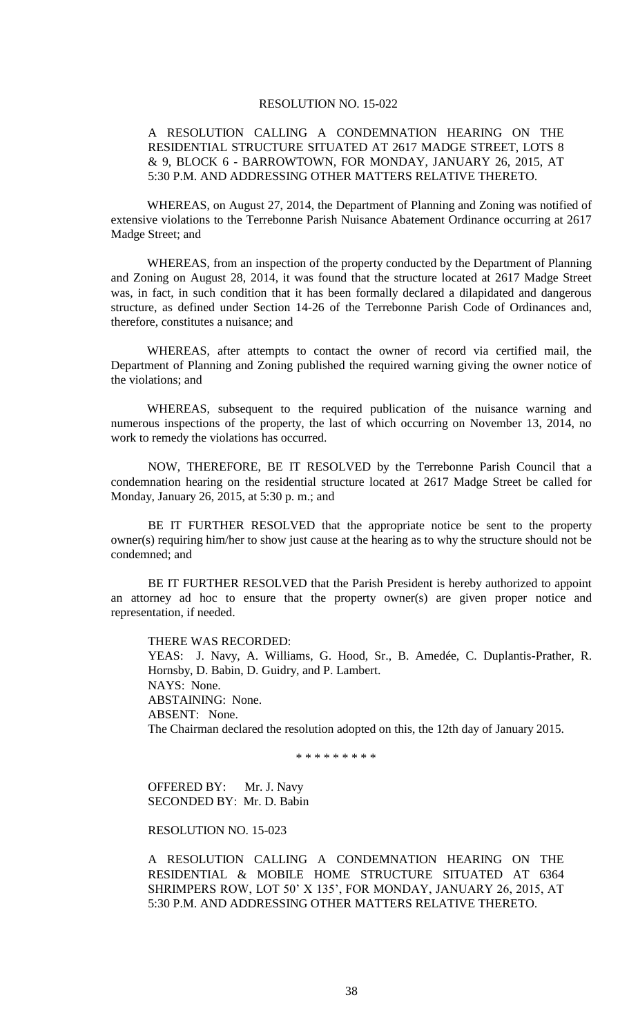RESOLUTION NO. 15-022

A RESOLUTION CALLING A CONDEMNATION HEARING ON THE RESIDENTIAL STRUCTURE SITUATED AT 2617 MADGE STREET, LOTS 8 & 9, BLOCK 6 - BARROWTOWN, FOR MONDAY, JANUARY 26, 2015, AT 5:30 P.M. AND ADDRESSING OTHER MATTERS RELATIVE THERETO.

WHEREAS, on August 27, 2014, the Department of Planning and Zoning was notified of extensive violations to the Terrebonne Parish Nuisance Abatement Ordinance occurring at 2617 Madge Street; and

WHEREAS, from an inspection of the property conducted by the Department of Planning and Zoning on August 28, 2014, it was found that the structure located at 2617 Madge Street was, in fact, in such condition that it has been formally declared a dilapidated and dangerous structure, as defined under Section 14-26 of the Terrebonne Parish Code of Ordinances and, therefore, constitutes a nuisance; and

WHEREAS, after attempts to contact the owner of record via certified mail, the Department of Planning and Zoning published the required warning giving the owner notice of the violations; and

WHEREAS, subsequent to the required publication of the nuisance warning and numerous inspections of the property, the last of which occurring on November 13, 2014, no work to remedy the violations has occurred.

NOW, THEREFORE, BE IT RESOLVED by the Terrebonne Parish Council that a condemnation hearing on the residential structure located at 2617 Madge Street be called for Monday, January 26, 2015, at 5:30 p. m.; and

BE IT FURTHER RESOLVED that the appropriate notice be sent to the property owner(s) requiring him/her to show just cause at the hearing as to why the structure should not be condemned; and

BE IT FURTHER RESOLVED that the Parish President is hereby authorized to appoint an attorney ad hoc to ensure that the property owner(s) are given proper notice and representation, if needed.

THERE WAS RECORDED:
YEAS: J. Navy, A. Williams, G. Hood, Sr., B. Amedée, C. Duplantis-Prather, R. Hornsby, D. Babin, D. Guidry, and P. Lambert.
NAYS: None.
ABSTAINING: None.
ABSENT: None.
The Chairman declared the resolution adopted on this, the 12th day of January 2015.

\* \* \* \* \* \* \* \* \*

OFFERED BY: Mr. J. Navy
SECONDED BY: Mr. D. Babin

RESOLUTION NO. 15-023

A RESOLUTION CALLING A CONDEMNATION HEARING ON THE RESIDENTIAL & MOBILE HOME STRUCTURE SITUATED AT 6364 SHRIMPERS ROW, LOT 50' X 135', FOR MONDAY, JANUARY 26, 2015, AT 5:30 P.M. AND ADDRESSING OTHER MATTERS RELATIVE THERETO.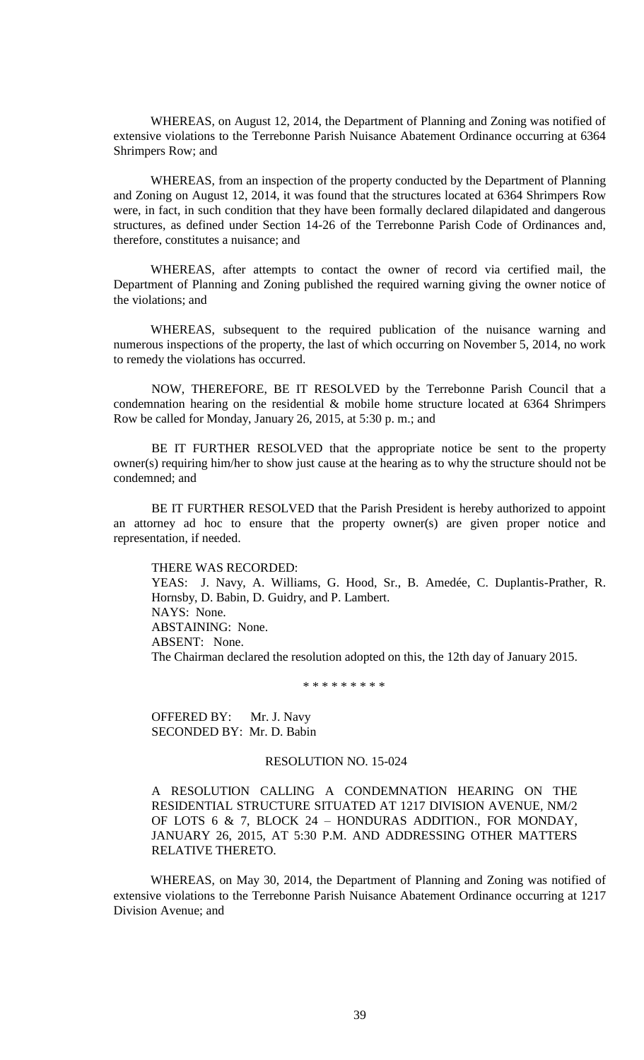WHEREAS, on August 12, 2014, the Department of Planning and Zoning was notified of extensive violations to the Terrebonne Parish Nuisance Abatement Ordinance occurring at 6364 Shrimpers Row; and

WHEREAS, from an inspection of the property conducted by the Department of Planning and Zoning on August 12, 2014, it was found that the structures located at 6364 Shrimpers Row were, in fact, in such condition that they have been formally declared dilapidated and dangerous structures, as defined under Section 14-26 of the Terrebonne Parish Code of Ordinances and, therefore, constitutes a nuisance; and

WHEREAS, after attempts to contact the owner of record via certified mail, the Department of Planning and Zoning published the required warning giving the owner notice of the violations; and

WHEREAS, subsequent to the required publication of the nuisance warning and numerous inspections of the property, the last of which occurring on November 5, 2014, no work to remedy the violations has occurred.

NOW, THEREFORE, BE IT RESOLVED by the Terrebonne Parish Council that a condemnation hearing on the residential & mobile home structure located at 6364 Shrimpers Row be called for Monday, January 26, 2015, at 5:30 p. m.; and

BE IT FURTHER RESOLVED that the appropriate notice be sent to the property owner(s) requiring him/her to show just cause at the hearing as to why the structure should not be condemned; and

BE IT FURTHER RESOLVED that the Parish President is hereby authorized to appoint an attorney ad hoc to ensure that the property owner(s) are given proper notice and representation, if needed.

THERE WAS RECORDED:
YEAS: J. Navy, A. Williams, G. Hood, Sr., B. Amedée, C. Duplantis-Prather, R. Hornsby, D. Babin, D. Guidry, and P. Lambert.
NAYS: None.
ABSTAINING: None.
ABSENT: None.
The Chairman declared the resolution adopted on this, the 12th day of January 2015.

\* \* \* \* \* \* \* \* \*

OFFERED BY: Mr. J. Navy
SECONDED BY: Mr. D. Babin

RESOLUTION NO. 15-024

A RESOLUTION CALLING A CONDEMNATION HEARING ON THE RESIDENTIAL STRUCTURE SITUATED AT 1217 DIVISION AVENUE, NM/2 OF LOTS 6 & 7, BLOCK 24 – HONDURAS ADDITION., FOR MONDAY, JANUARY 26, 2015, AT 5:30 P.M. AND ADDRESSING OTHER MATTERS RELATIVE THERETO.

WHEREAS, on May 30, 2014, the Department of Planning and Zoning was notified of extensive violations to the Terrebonne Parish Nuisance Abatement Ordinance occurring at 1217 Division Avenue; and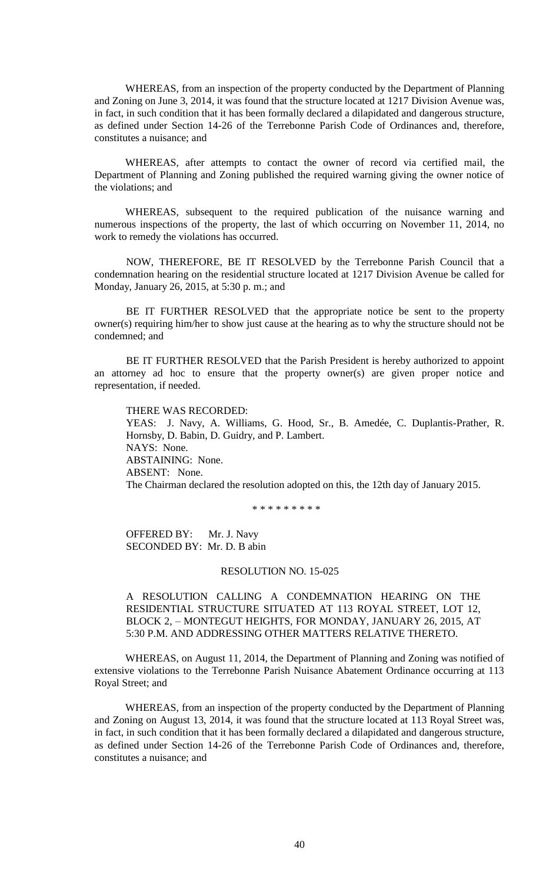WHEREAS, from an inspection of the property conducted by the Department of Planning and Zoning on June 3, 2014, it was found that the structure located at 1217 Division Avenue was, in fact, in such condition that it has been formally declared a dilapidated and dangerous structure, as defined under Section 14-26 of the Terrebonne Parish Code of Ordinances and, therefore, constitutes a nuisance; and

WHEREAS, after attempts to contact the owner of record via certified mail, the Department of Planning and Zoning published the required warning giving the owner notice of the violations; and

WHEREAS, subsequent to the required publication of the nuisance warning and numerous inspections of the property, the last of which occurring on November 11, 2014, no work to remedy the violations has occurred.

NOW, THEREFORE, BE IT RESOLVED by the Terrebonne Parish Council that a condemnation hearing on the residential structure located at 1217 Division Avenue be called for Monday, January 26, 2015, at 5:30 p. m.; and

BE IT FURTHER RESOLVED that the appropriate notice be sent to the property owner(s) requiring him/her to show just cause at the hearing as to why the structure should not be condemned; and

BE IT FURTHER RESOLVED that the Parish President is hereby authorized to appoint an attorney ad hoc to ensure that the property owner(s) are given proper notice and representation, if needed.

THERE WAS RECORDED:
YEAS: J. Navy, A. Williams, G. Hood, Sr., B. Amedée, C. Duplantis-Prather, R. Hornsby, D. Babin, D. Guidry, and P. Lambert.
NAYS: None.
ABSTAINING: None.
ABSENT: None.
The Chairman declared the resolution adopted on this, the 12th day of January 2015.

\* \* \* \* \* \* \* \* \*

OFFERED BY: Mr. J. Navy
SECONDED BY: Mr. D. B abin

RESOLUTION NO. 15-025

A RESOLUTION CALLING A CONDEMNATION HEARING ON THE RESIDENTIAL STRUCTURE SITUATED AT 113 ROYAL STREET, LOT 12, BLOCK 2, – MONTEGUT HEIGHTS, FOR MONDAY, JANUARY 26, 2015, AT 5:30 P.M. AND ADDRESSING OTHER MATTERS RELATIVE THERETO.

WHEREAS, on August 11, 2014, the Department of Planning and Zoning was notified of extensive violations to the Terrebonne Parish Nuisance Abatement Ordinance occurring at 113 Royal Street; and

WHEREAS, from an inspection of the property conducted by the Department of Planning and Zoning on August 13, 2014, it was found that the structure located at 113 Royal Street was, in fact, in such condition that it has been formally declared a dilapidated and dangerous structure, as defined under Section 14-26 of the Terrebonne Parish Code of Ordinances and, therefore, constitutes a nuisance; and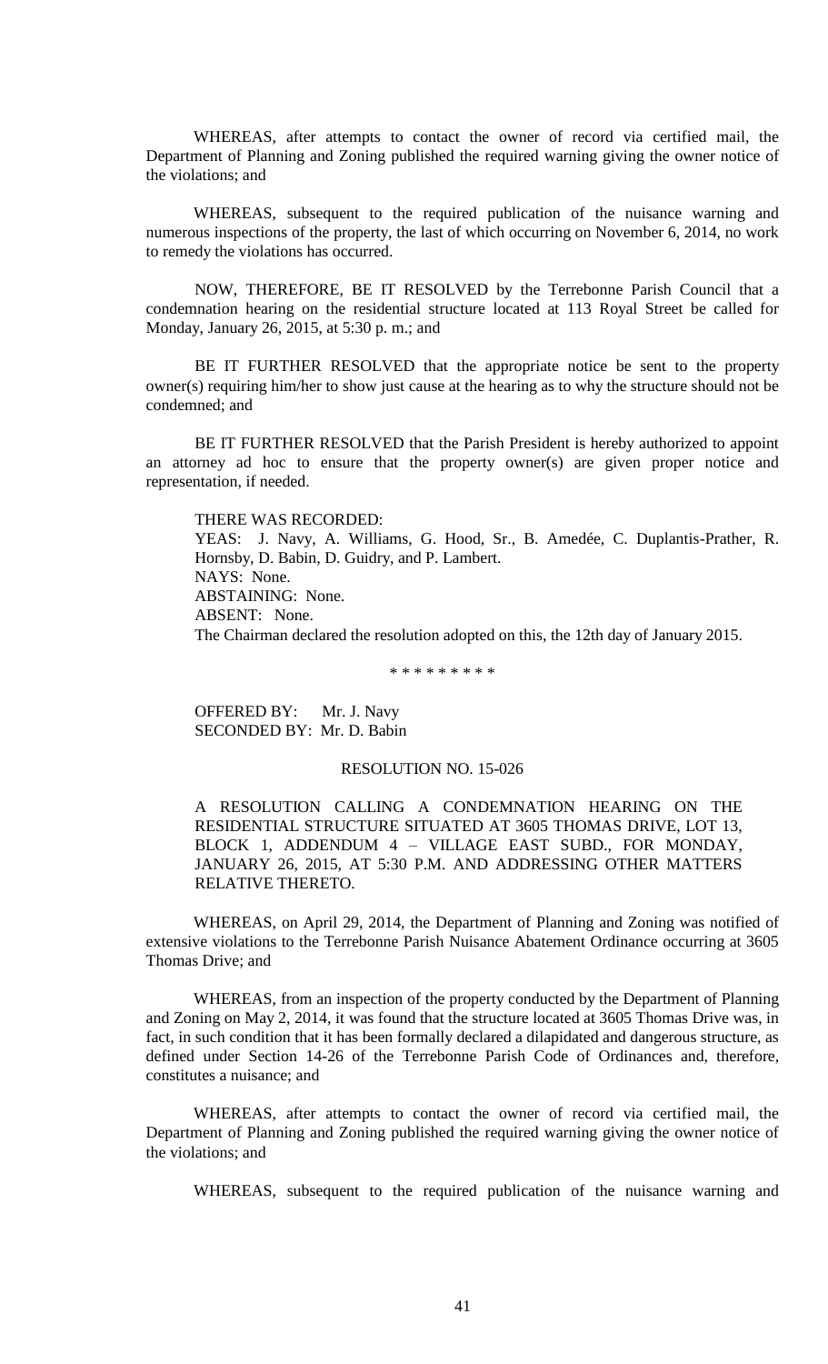WHEREAS, after attempts to contact the owner of record via certified mail, the Department of Planning and Zoning published the required warning giving the owner notice of the violations; and

WHEREAS, subsequent to the required publication of the nuisance warning and numerous inspections of the property, the last of which occurring on November 6, 2014, no work to remedy the violations has occurred.

NOW, THEREFORE, BE IT RESOLVED by the Terrebonne Parish Council that a condemnation hearing on the residential structure located at 113 Royal Street be called for Monday, January 26, 2015, at 5:30 p. m.; and

BE IT FURTHER RESOLVED that the appropriate notice be sent to the property owner(s) requiring him/her to show just cause at the hearing as to why the structure should not be condemned; and

BE IT FURTHER RESOLVED that the Parish President is hereby authorized to appoint an attorney ad hoc to ensure that the property owner(s) are given proper notice and representation, if needed.

THERE WAS RECORDED:
YEAS: J. Navy, A. Williams, G. Hood, Sr., B. Amedée, C. Duplantis-Prather, R. Hornsby, D. Babin, D. Guidry, and P. Lambert.
NAYS: None.
ABSTAINING: None.
ABSENT: None.
The Chairman declared the resolution adopted on this, the 12th day of January 2015.

\* \* \* \* \* \* \* \* \*

OFFERED BY: Mr. J. Navy
SECONDED BY: Mr. D. Babin

RESOLUTION NO. 15-026

A RESOLUTION CALLING A CONDEMNATION HEARING ON THE RESIDENTIAL STRUCTURE SITUATED AT 3605 THOMAS DRIVE, LOT 13, BLOCK 1, ADDENDUM 4 – VILLAGE EAST SUBD., FOR MONDAY, JANUARY 26, 2015, AT 5:30 P.M. AND ADDRESSING OTHER MATTERS RELATIVE THERETO.

WHEREAS, on April 29, 2014, the Department of Planning and Zoning was notified of extensive violations to the Terrebonne Parish Nuisance Abatement Ordinance occurring at 3605 Thomas Drive; and

WHEREAS, from an inspection of the property conducted by the Department of Planning and Zoning on May 2, 2014, it was found that the structure located at 3605 Thomas Drive was, in fact, in such condition that it has been formally declared a dilapidated and dangerous structure, as defined under Section 14-26 of the Terrebonne Parish Code of Ordinances and, therefore, constitutes a nuisance; and

WHEREAS, after attempts to contact the owner of record via certified mail, the Department of Planning and Zoning published the required warning giving the owner notice of the violations; and

WHEREAS, subsequent to the required publication of the nuisance warning and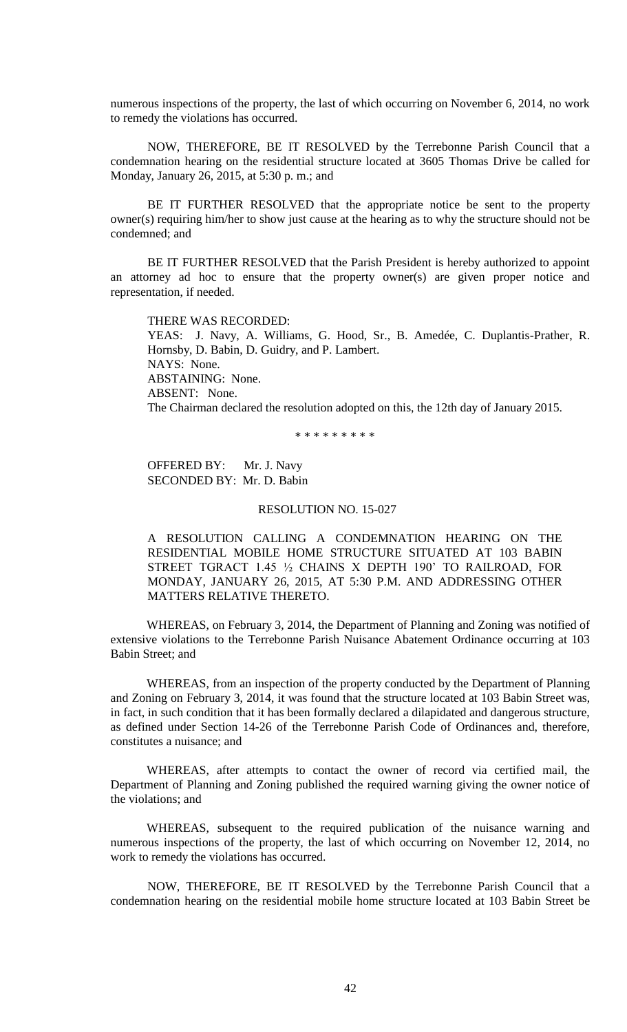numerous inspections of the property, the last of which occurring on November 6, 2014, no work to remedy the violations has occurred.

NOW, THEREFORE, BE IT RESOLVED by the Terrebonne Parish Council that a condemnation hearing on the residential structure located at 3605 Thomas Drive be called for Monday, January 26, 2015, at 5:30 p. m.; and

BE IT FURTHER RESOLVED that the appropriate notice be sent to the property owner(s) requiring him/her to show just cause at the hearing as to why the structure should not be condemned; and

BE IT FURTHER RESOLVED that the Parish President is hereby authorized to appoint an attorney ad hoc to ensure that the property owner(s) are given proper notice and representation, if needed.

THERE WAS RECORDED:
YEAS: J. Navy, A. Williams, G. Hood, Sr., B. Amedée, C. Duplantis-Prather, R. Hornsby, D. Babin, D. Guidry, and P. Lambert.
NAYS: None.
ABSTAINING: None.
ABSENT: None.
The Chairman declared the resolution adopted on this, the 12th day of January 2015.

\* \* \* \* \* \* \* \* \*

OFFERED BY: Mr. J. Navy
SECONDED BY: Mr. D. Babin

RESOLUTION NO. 15-027

A RESOLUTION CALLING A CONDEMNATION HEARING ON THE RESIDENTIAL MOBILE HOME STRUCTURE SITUATED AT 103 BABIN STREET TGRACT 1.45 ½ CHAINS X DEPTH 190' TO RAILROAD, FOR MONDAY, JANUARY 26, 2015, AT 5:30 P.M. AND ADDRESSING OTHER MATTERS RELATIVE THERETO.

WHEREAS, on February 3, 2014, the Department of Planning and Zoning was notified of extensive violations to the Terrebonne Parish Nuisance Abatement Ordinance occurring at 103 Babin Street; and

WHEREAS, from an inspection of the property conducted by the Department of Planning and Zoning on February 3, 2014, it was found that the structure located at 103 Babin Street was, in fact, in such condition that it has been formally declared a dilapidated and dangerous structure, as defined under Section 14-26 of the Terrebonne Parish Code of Ordinances and, therefore, constitutes a nuisance; and

WHEREAS, after attempts to contact the owner of record via certified mail, the Department of Planning and Zoning published the required warning giving the owner notice of the violations; and

WHEREAS, subsequent to the required publication of the nuisance warning and numerous inspections of the property, the last of which occurring on November 12, 2014, no work to remedy the violations has occurred.

NOW, THEREFORE, BE IT RESOLVED by the Terrebonne Parish Council that a condemnation hearing on the residential mobile home structure located at 103 Babin Street be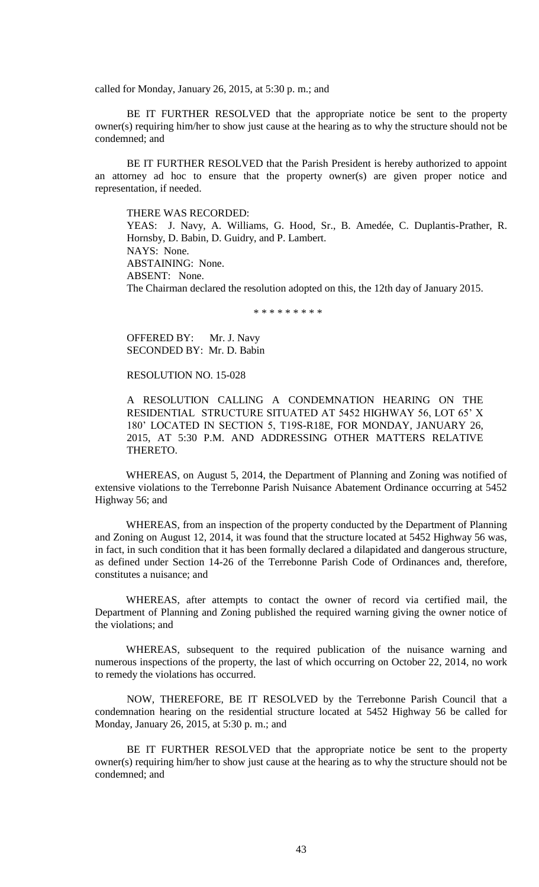called for Monday, January 26, 2015, at 5:30 p. m.; and

BE IT FURTHER RESOLVED that the appropriate notice be sent to the property owner(s) requiring him/her to show just cause at the hearing as to why the structure should not be condemned; and

BE IT FURTHER RESOLVED that the Parish President is hereby authorized to appoint an attorney ad hoc to ensure that the property owner(s) are given proper notice and representation, if needed.

THERE WAS RECORDED:
YEAS: J. Navy, A. Williams, G. Hood, Sr., B. Amedée, C. Duplantis-Prather, R. Hornsby, D. Babin, D. Guidry, and P. Lambert.
NAYS: None.
ABSTAINING: None.
ABSENT: None.
The Chairman declared the resolution adopted on this, the 12th day of January 2015.

\* \* \* \* \* \* \* \* \*

OFFERED BY: Mr. J. Navy
SECONDED BY: Mr. D. Babin

RESOLUTION NO. 15-028

A RESOLUTION CALLING A CONDEMNATION HEARING ON THE RESIDENTIAL STRUCTURE SITUATED AT 5452 HIGHWAY 56, LOT 65' X 180' LOCATED IN SECTION 5, T19S-R18E, FOR MONDAY, JANUARY 26, 2015, AT 5:30 P.M. AND ADDRESSING OTHER MATTERS RELATIVE THERETO.

WHEREAS, on August 5, 2014, the Department of Planning and Zoning was notified of extensive violations to the Terrebonne Parish Nuisance Abatement Ordinance occurring at 5452 Highway 56; and

WHEREAS, from an inspection of the property conducted by the Department of Planning and Zoning on August 12, 2014, it was found that the structure located at 5452 Highway 56 was, in fact, in such condition that it has been formally declared a dilapidated and dangerous structure, as defined under Section 14-26 of the Terrebonne Parish Code of Ordinances and, therefore, constitutes a nuisance; and

WHEREAS, after attempts to contact the owner of record via certified mail, the Department of Planning and Zoning published the required warning giving the owner notice of the violations; and

WHEREAS, subsequent to the required publication of the nuisance warning and numerous inspections of the property, the last of which occurring on October 22, 2014, no work to remedy the violations has occurred.

NOW, THEREFORE, BE IT RESOLVED by the Terrebonne Parish Council that a condemnation hearing on the residential structure located at 5452 Highway 56 be called for Monday, January 26, 2015, at 5:30 p. m.; and

BE IT FURTHER RESOLVED that the appropriate notice be sent to the property owner(s) requiring him/her to show just cause at the hearing as to why the structure should not be condemned; and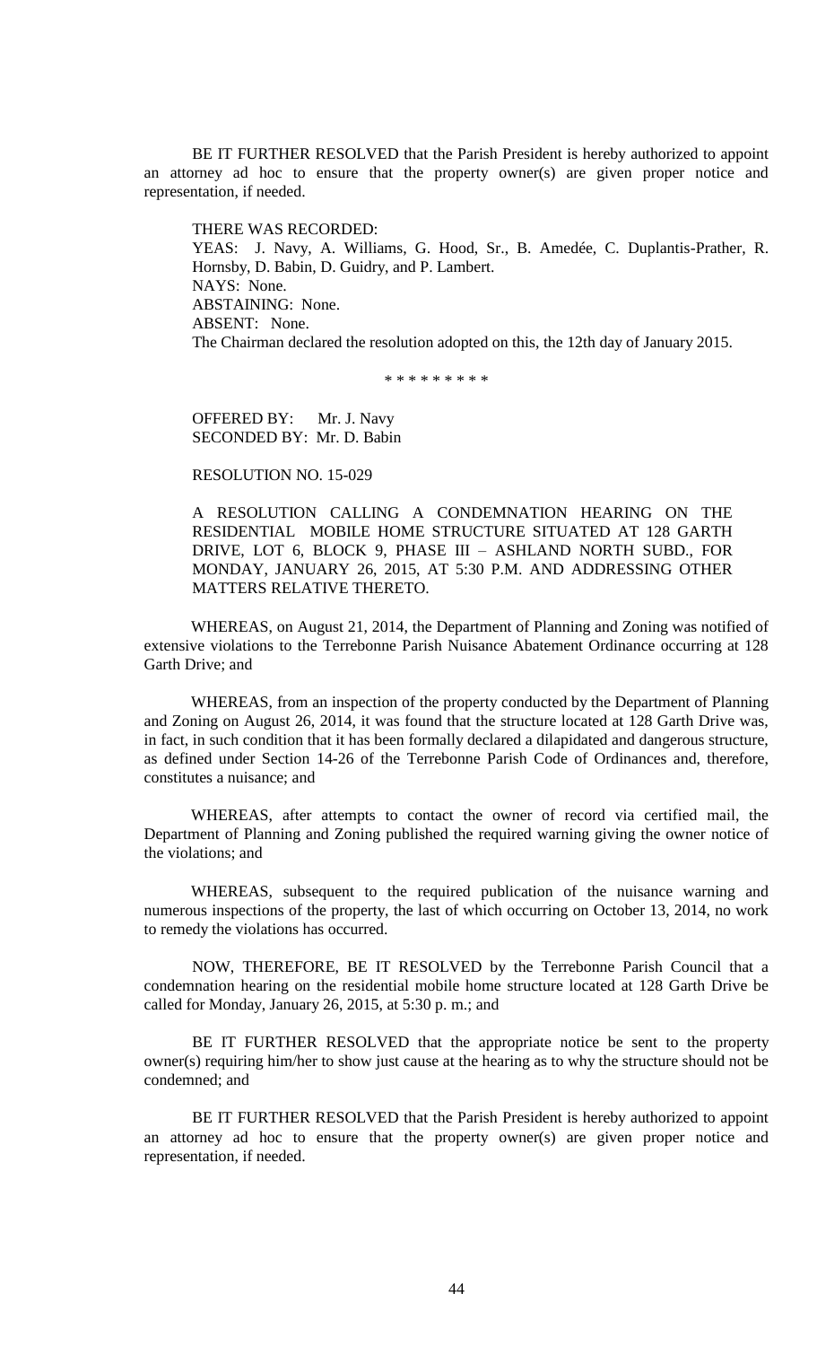BE IT FURTHER RESOLVED that the Parish President is hereby authorized to appoint an attorney ad hoc to ensure that the property owner(s) are given proper notice and representation, if needed.

THERE WAS RECORDED:
YEAS: J. Navy, A. Williams, G. Hood, Sr., B. Amedée, C. Duplantis-Prather, R. Hornsby, D. Babin, D. Guidry, and P. Lambert.
NAYS: None.
ABSTAINING: None.
ABSENT: None.
The Chairman declared the resolution adopted on this, the 12th day of January 2015.

\* \* \* \* \* \* \* \* \*

OFFERED BY: Mr. J. Navy
SECONDED BY: Mr. D. Babin

RESOLUTION NO. 15-029

A RESOLUTION CALLING A CONDEMNATION HEARING ON THE RESIDENTIAL MOBILE HOME STRUCTURE SITUATED AT 128 GARTH DRIVE, LOT 6, BLOCK 9, PHASE III – ASHLAND NORTH SUBD., FOR MONDAY, JANUARY 26, 2015, AT 5:30 P.M. AND ADDRESSING OTHER MATTERS RELATIVE THERETO.

WHEREAS, on August 21, 2014, the Department of Planning and Zoning was notified of extensive violations to the Terrebonne Parish Nuisance Abatement Ordinance occurring at 128 Garth Drive; and

WHEREAS, from an inspection of the property conducted by the Department of Planning and Zoning on August 26, 2014, it was found that the structure located at 128 Garth Drive was, in fact, in such condition that it has been formally declared a dilapidated and dangerous structure, as defined under Section 14-26 of the Terrebonne Parish Code of Ordinances and, therefore, constitutes a nuisance; and

WHEREAS, after attempts to contact the owner of record via certified mail, the Department of Planning and Zoning published the required warning giving the owner notice of the violations; and

WHEREAS, subsequent to the required publication of the nuisance warning and numerous inspections of the property, the last of which occurring on October 13, 2014, no work to remedy the violations has occurred.

NOW, THEREFORE, BE IT RESOLVED by the Terrebonne Parish Council that a condemnation hearing on the residential mobile home structure located at 128 Garth Drive be called for Monday, January 26, 2015, at 5:30 p. m.; and

BE IT FURTHER RESOLVED that the appropriate notice be sent to the property owner(s) requiring him/her to show just cause at the hearing as to why the structure should not be condemned; and

BE IT FURTHER RESOLVED that the Parish President is hereby authorized to appoint an attorney ad hoc to ensure that the property owner(s) are given proper notice and representation, if needed.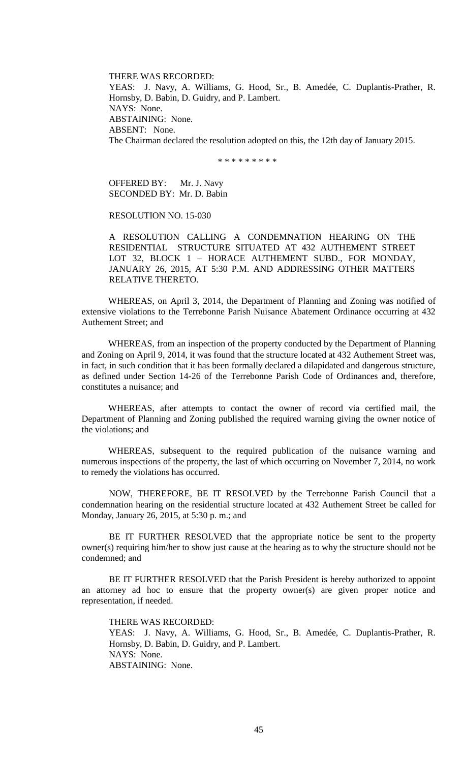THERE WAS RECORDED:
YEAS: J. Navy, A. Williams, G. Hood, Sr., B. Amedée, C. Duplantis-Prather, R. Hornsby, D. Babin, D. Guidry, and P. Lambert.
NAYS: None.
ABSTAINING: None.
ABSENT: None.
The Chairman declared the resolution adopted on this, the 12th day of January 2015.

\* \* \* \* \* \* \* \* \*

OFFERED BY: Mr. J. Navy
SECONDED BY: Mr. D. Babin

RESOLUTION NO. 15-030

A RESOLUTION CALLING A CONDEMNATION HEARING ON THE RESIDENTIAL STRUCTURE SITUATED AT 432 AUTHEMENT STREET LOT 32, BLOCK 1 – HORACE AUTHEMENT SUBD., FOR MONDAY, JANUARY 26, 2015, AT 5:30 P.M. AND ADDRESSING OTHER MATTERS RELATIVE THERETO.

WHEREAS, on April 3, 2014, the Department of Planning and Zoning was notified of extensive violations to the Terrebonne Parish Nuisance Abatement Ordinance occurring at 432 Authement Street; and

WHEREAS, from an inspection of the property conducted by the Department of Planning and Zoning on April 9, 2014, it was found that the structure located at 432 Authement Street was, in fact, in such condition that it has been formally declared a dilapidated and dangerous structure, as defined under Section 14-26 of the Terrebonne Parish Code of Ordinances and, therefore, constitutes a nuisance; and

WHEREAS, after attempts to contact the owner of record via certified mail, the Department of Planning and Zoning published the required warning giving the owner notice of the violations; and

WHEREAS, subsequent to the required publication of the nuisance warning and numerous inspections of the property, the last of which occurring on November 7, 2014, no work to remedy the violations has occurred.

NOW, THEREFORE, BE IT RESOLVED by the Terrebonne Parish Council that a condemnation hearing on the residential structure located at 432 Authement Street be called for Monday, January 26, 2015, at 5:30 p. m.; and

BE IT FURTHER RESOLVED that the appropriate notice be sent to the property owner(s) requiring him/her to show just cause at the hearing as to why the structure should not be condemned; and

BE IT FURTHER RESOLVED that the Parish President is hereby authorized to appoint an attorney ad hoc to ensure that the property owner(s) are given proper notice and representation, if needed.

THERE WAS RECORDED:
YEAS: J. Navy, A. Williams, G. Hood, Sr., B. Amedée, C. Duplantis-Prather, R. Hornsby, D. Babin, D. Guidry, and P. Lambert.
NAYS: None.
ABSTAINING: None.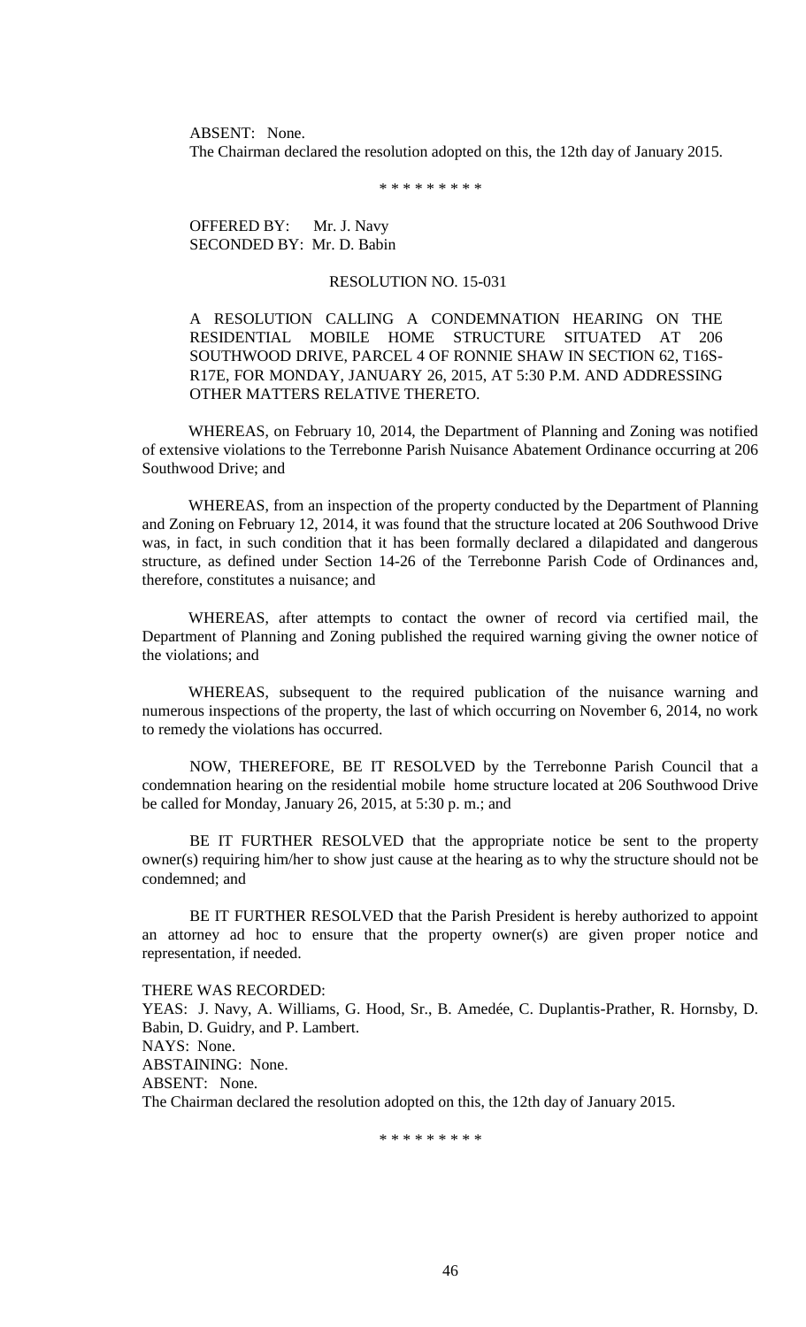ABSENT: None.
The Chairman declared the resolution adopted on this, the 12th day of January 2015.

\* \* \* \* \* \* \* \* \*

OFFERED BY: Mr. J. Navy
SECONDED BY: Mr. D. Babin

RESOLUTION NO. 15-031

A RESOLUTION CALLING A CONDEMNATION HEARING ON THE RESIDENTIAL MOBILE HOME STRUCTURE SITUATED AT 206 SOUTHWOOD DRIVE, PARCEL 4 OF RONNIE SHAW IN SECTION 62, T16S-R17E, FOR MONDAY, JANUARY 26, 2015, AT 5:30 P.M. AND ADDRESSING OTHER MATTERS RELATIVE THERETO.

WHEREAS, on February 10, 2014, the Department of Planning and Zoning was notified of extensive violations to the Terrebonne Parish Nuisance Abatement Ordinance occurring at 206 Southwood Drive; and

WHEREAS, from an inspection of the property conducted by the Department of Planning and Zoning on February 12, 2014, it was found that the structure located at 206 Southwood Drive was, in fact, in such condition that it has been formally declared a dilapidated and dangerous structure, as defined under Section 14-26 of the Terrebonne Parish Code of Ordinances and, therefore, constitutes a nuisance; and

WHEREAS, after attempts to contact the owner of record via certified mail, the Department of Planning and Zoning published the required warning giving the owner notice of the violations; and

WHEREAS, subsequent to the required publication of the nuisance warning and numerous inspections of the property, the last of which occurring on November 6, 2014, no work to remedy the violations has occurred.

NOW, THEREFORE, BE IT RESOLVED by the Terrebonne Parish Council that a condemnation hearing on the residential mobile home structure located at 206 Southwood Drive be called for Monday, January 26, 2015, at 5:30 p. m.; and

BE IT FURTHER RESOLVED that the appropriate notice be sent to the property owner(s) requiring him/her to show just cause at the hearing as to why the structure should not be condemned; and

BE IT FURTHER RESOLVED that the Parish President is hereby authorized to appoint an attorney ad hoc to ensure that the property owner(s) are given proper notice and representation, if needed.

THERE WAS RECORDED:
YEAS: J. Navy, A. Williams, G. Hood, Sr., B. Amedée, C. Duplantis-Prather, R. Hornsby, D. Babin, D. Guidry, and P. Lambert.
NAYS: None.
ABSTAINING: None.
ABSENT: None.
The Chairman declared the resolution adopted on this, the 12th day of January 2015.

\* \* \* \* \* \* \* \* \*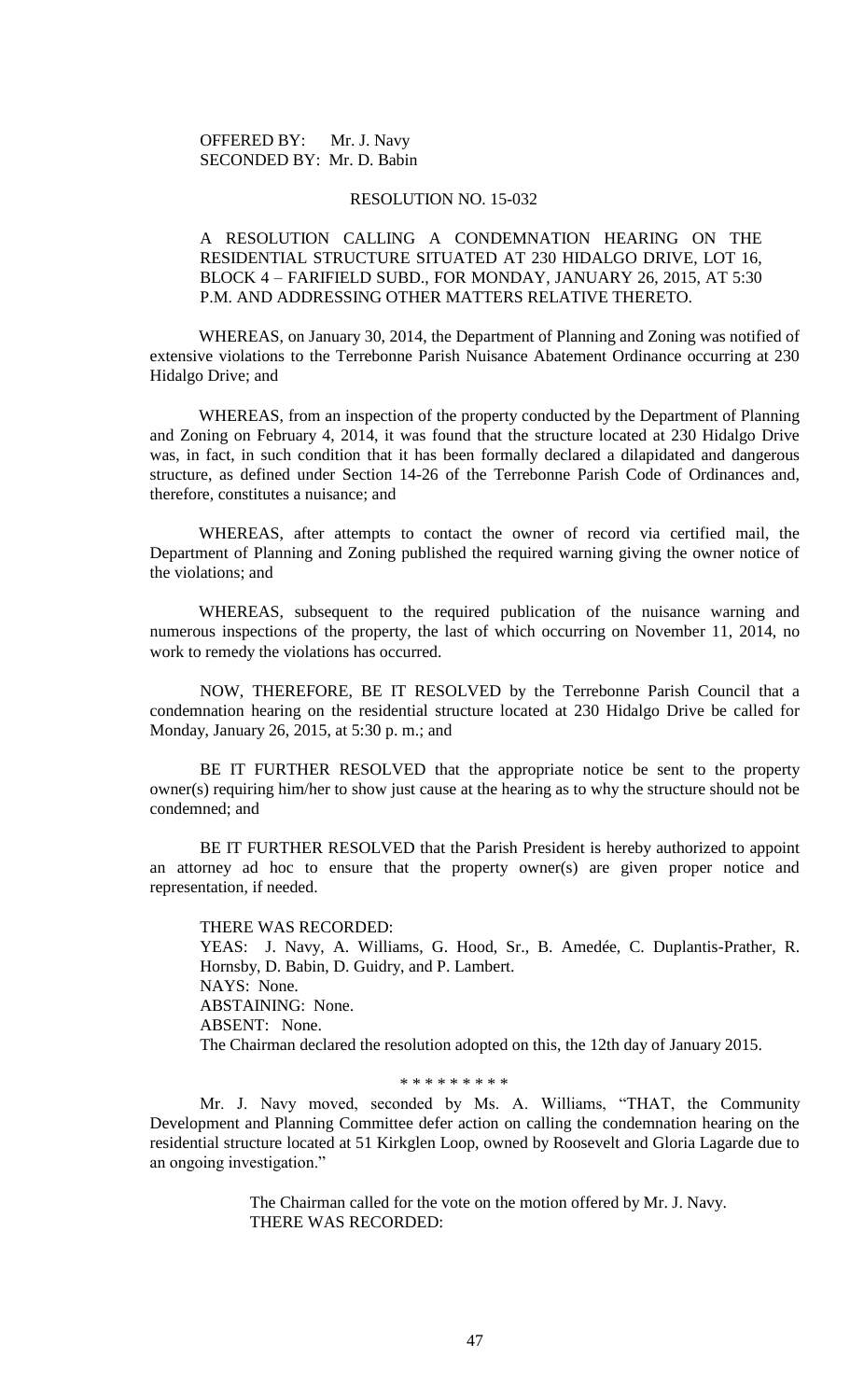OFFERED BY: Mr. J. Navy
SECONDED BY: Mr. D. Babin

RESOLUTION NO. 15-032

A RESOLUTION CALLING A CONDEMNATION HEARING ON THE RESIDENTIAL STRUCTURE SITUATED AT 230 HIDALGO DRIVE, LOT 16, BLOCK 4 – FARIFIELD SUBD., FOR MONDAY, JANUARY 26, 2015, AT 5:30 P.M. AND ADDRESSING OTHER MATTERS RELATIVE THERETO.

WHEREAS, on January 30, 2014, the Department of Planning and Zoning was notified of extensive violations to the Terrebonne Parish Nuisance Abatement Ordinance occurring at 230 Hidalgo Drive; and

WHEREAS, from an inspection of the property conducted by the Department of Planning and Zoning on February 4, 2014, it was found that the structure located at 230 Hidalgo Drive was, in fact, in such condition that it has been formally declared a dilapidated and dangerous structure, as defined under Section 14-26 of the Terrebonne Parish Code of Ordinances and, therefore, constitutes a nuisance; and

WHEREAS, after attempts to contact the owner of record via certified mail, the Department of Planning and Zoning published the required warning giving the owner notice of the violations; and

WHEREAS, subsequent to the required publication of the nuisance warning and numerous inspections of the property, the last of which occurring on November 11, 2014, no work to remedy the violations has occurred.

NOW, THEREFORE, BE IT RESOLVED by the Terrebonne Parish Council that a condemnation hearing on the residential structure located at 230 Hidalgo Drive be called for Monday, January 26, 2015, at 5:30 p. m.; and

BE IT FURTHER RESOLVED that the appropriate notice be sent to the property owner(s) requiring him/her to show just cause at the hearing as to why the structure should not be condemned; and

BE IT FURTHER RESOLVED that the Parish President is hereby authorized to appoint an attorney ad hoc to ensure that the property owner(s) are given proper notice and representation, if needed.

THERE WAS RECORDED:
YEAS: J. Navy, A. Williams, G. Hood, Sr., B. Amedée, C. Duplantis-Prather, R. Hornsby, D. Babin, D. Guidry, and P. Lambert.
NAYS: None.
ABSTAINING: None.
ABSENT: None.
The Chairman declared the resolution adopted on this, the 12th day of January 2015.

\* \* \* \* \* \* \* \* \*

Mr. J. Navy moved, seconded by Ms. A. Williams, "THAT, the Community Development and Planning Committee defer action on calling the condemnation hearing on the residential structure located at 51 Kirkglen Loop, owned by Roosevelt and Gloria Lagarde due to an ongoing investigation."

The Chairman called for the vote on the motion offered by Mr. J. Navy.
THERE WAS RECORDED: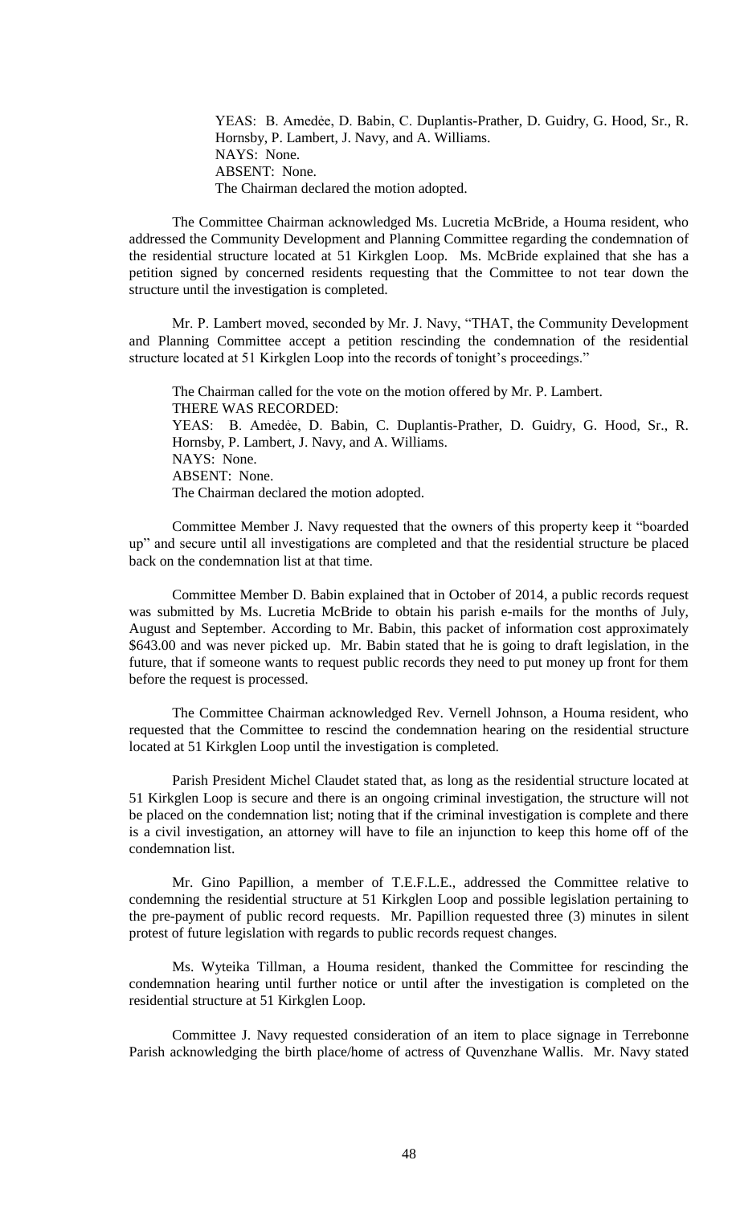YEAS: B. Amedèe, D. Babin, C. Duplantis-Prather, D. Guidry, G. Hood, Sr., R. Hornsby, P. Lambert, J. Navy, and A. Williams.
NAYS: None.
ABSENT: None.
The Chairman declared the motion adopted.

The Committee Chairman acknowledged Ms. Lucretia McBride, a Houma resident, who addressed the Community Development and Planning Committee regarding the condemnation of the residential structure located at 51 Kirkglen Loop. Ms. McBride explained that she has a petition signed by concerned residents requesting that the Committee to not tear down the structure until the investigation is completed.

Mr. P. Lambert moved, seconded by Mr. J. Navy, "THAT, the Community Development and Planning Committee accept a petition rescinding the condemnation of the residential structure located at 51 Kirkglen Loop into the records of tonight's proceedings."

The Chairman called for the vote on the motion offered by Mr. P. Lambert.
THERE WAS RECORDED:
YEAS: B. Amedèe, D. Babin, C. Duplantis-Prather, D. Guidry, G. Hood, Sr., R. Hornsby, P. Lambert, J. Navy, and A. Williams.
NAYS: None.
ABSENT: None.
The Chairman declared the motion adopted.

Committee Member J. Navy requested that the owners of this property keep it "boarded up" and secure until all investigations are completed and that the residential structure be placed back on the condemnation list at that time.

Committee Member D. Babin explained that in October of 2014, a public records request was submitted by Ms. Lucretia McBride to obtain his parish e-mails for the months of July, August and September. According to Mr. Babin, this packet of information cost approximately $643.00 and was never picked up. Mr. Babin stated that he is going to draft legislation, in the future, that if someone wants to request public records they need to put money up front for them before the request is processed.

The Committee Chairman acknowledged Rev. Vernell Johnson, a Houma resident, who requested that the Committee to rescind the condemnation hearing on the residential structure located at 51 Kirkglen Loop until the investigation is completed.

Parish President Michel Claudet stated that, as long as the residential structure located at 51 Kirkglen Loop is secure and there is an ongoing criminal investigation, the structure will not be placed on the condemnation list; noting that if the criminal investigation is complete and there is a civil investigation, an attorney will have to file an injunction to keep this home off of the condemnation list.

Mr. Gino Papillion, a member of T.E.F.L.E., addressed the Committee relative to condemning the residential structure at 51 Kirkglen Loop and possible legislation pertaining to the pre-payment of public record requests. Mr. Papillion requested three (3) minutes in silent protest of future legislation with regards to public records request changes.

Ms. Wyteika Tillman, a Houma resident, thanked the Committee for rescinding the condemnation hearing until further notice or until after the investigation is completed on the residential structure at 51 Kirkglen Loop.

Committee J. Navy requested consideration of an item to place signage in Terrebonne Parish acknowledging the birth place/home of actress of Quvenzhane Wallis. Mr. Navy stated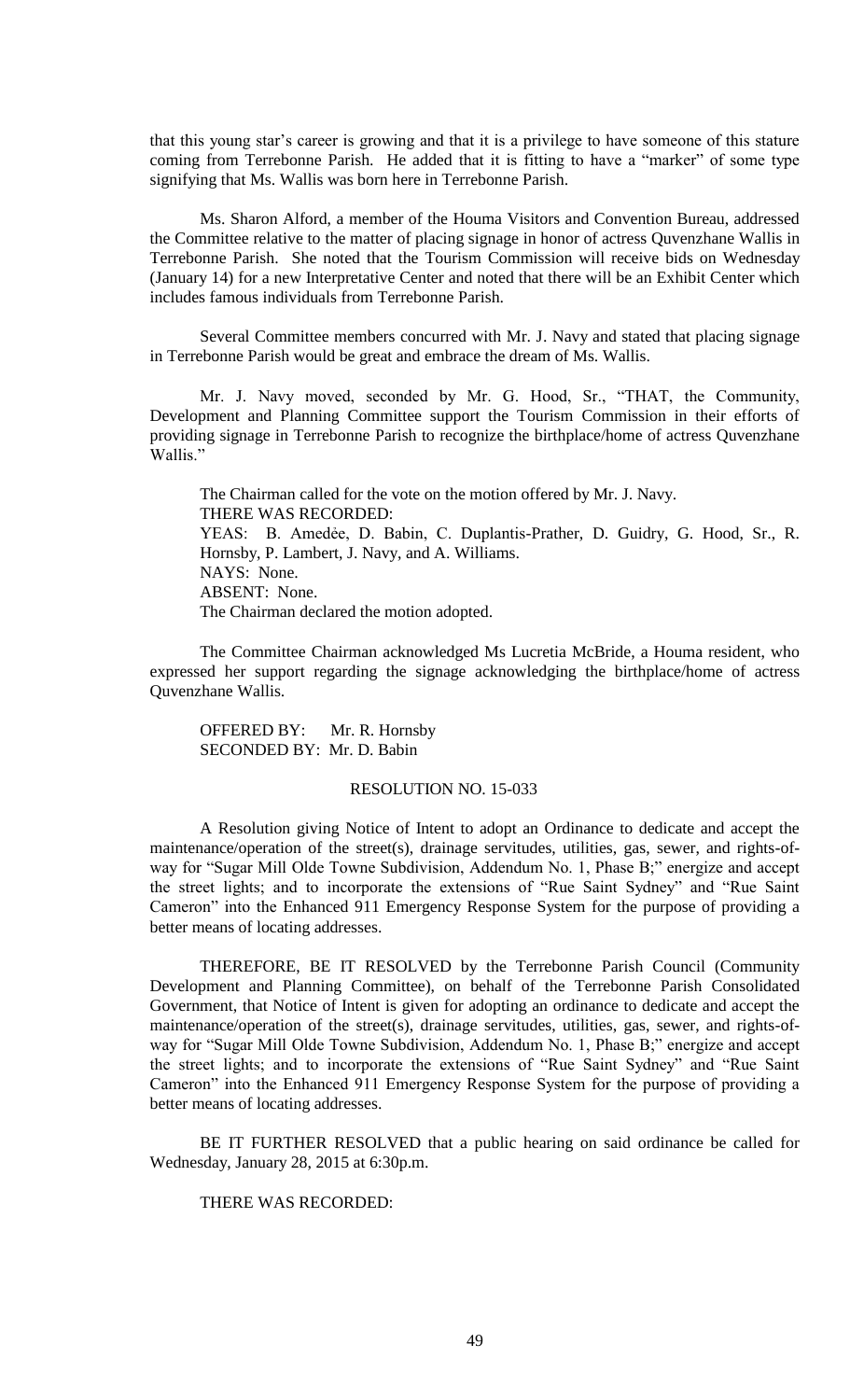that this young star's career is growing and that it is a privilege to have someone of this stature coming from Terrebonne Parish. He added that it is fitting to have a "marker" of some type signifying that Ms. Wallis was born here in Terrebonne Parish.

Ms. Sharon Alford, a member of the Houma Visitors and Convention Bureau, addressed the Committee relative to the matter of placing signage in honor of actress Quvenzhane Wallis in Terrebonne Parish. She noted that the Tourism Commission will receive bids on Wednesday (January 14) for a new Interpretative Center and noted that there will be an Exhibit Center which includes famous individuals from Terrebonne Parish.

Several Committee members concurred with Mr. J. Navy and stated that placing signage in Terrebonne Parish would be great and embrace the dream of Ms. Wallis.

Mr. J. Navy moved, seconded by Mr. G. Hood, Sr., "THAT, the Community, Development and Planning Committee support the Tourism Commission in their efforts of providing signage in Terrebonne Parish to recognize the birthplace/home of actress Quvenzhane Wallis."

The Chairman called for the vote on the motion offered by Mr. J. Navy.
THERE WAS RECORDED:
YEAS: B. Amedẻe, D. Babin, C. Duplantis-Prather, D. Guidry, G. Hood, Sr., R. Hornsby, P. Lambert, J. Navy, and A. Williams.
NAYS: None.
ABSENT: None.
The Chairman declared the motion adopted.

The Committee Chairman acknowledged Ms Lucretia McBride, a Houma resident, who expressed her support regarding the signage acknowledging the birthplace/home of actress Quvenzhane Wallis.

OFFERED BY: Mr. R. Hornsby
SECONDED BY: Mr. D. Babin

RESOLUTION NO. 15-033

A Resolution giving Notice of Intent to adopt an Ordinance to dedicate and accept the maintenance/operation of the street(s), drainage servitudes, utilities, gas, sewer, and rights-of-way for "Sugar Mill Olde Towne Subdivision, Addendum No. 1, Phase B;" energize and accept the street lights; and to incorporate the extensions of "Rue Saint Sydney" and "Rue Saint Cameron" into the Enhanced 911 Emergency Response System for the purpose of providing a better means of locating addresses.

THEREFORE, BE IT RESOLVED by the Terrebonne Parish Council (Community Development and Planning Committee), on behalf of the Terrebonne Parish Consolidated Government, that Notice of Intent is given for adopting an ordinance to dedicate and accept the maintenance/operation of the street(s), drainage servitudes, utilities, gas, sewer, and rights-of-way for "Sugar Mill Olde Towne Subdivision, Addendum No. 1, Phase B;" energize and accept the street lights; and to incorporate the extensions of "Rue Saint Sydney" and "Rue Saint Cameron" into the Enhanced 911 Emergency Response System for the purpose of providing a better means of locating addresses.

BE IT FURTHER RESOLVED that a public hearing on said ordinance be called for Wednesday, January 28, 2015 at 6:30p.m.

THERE WAS RECORDED: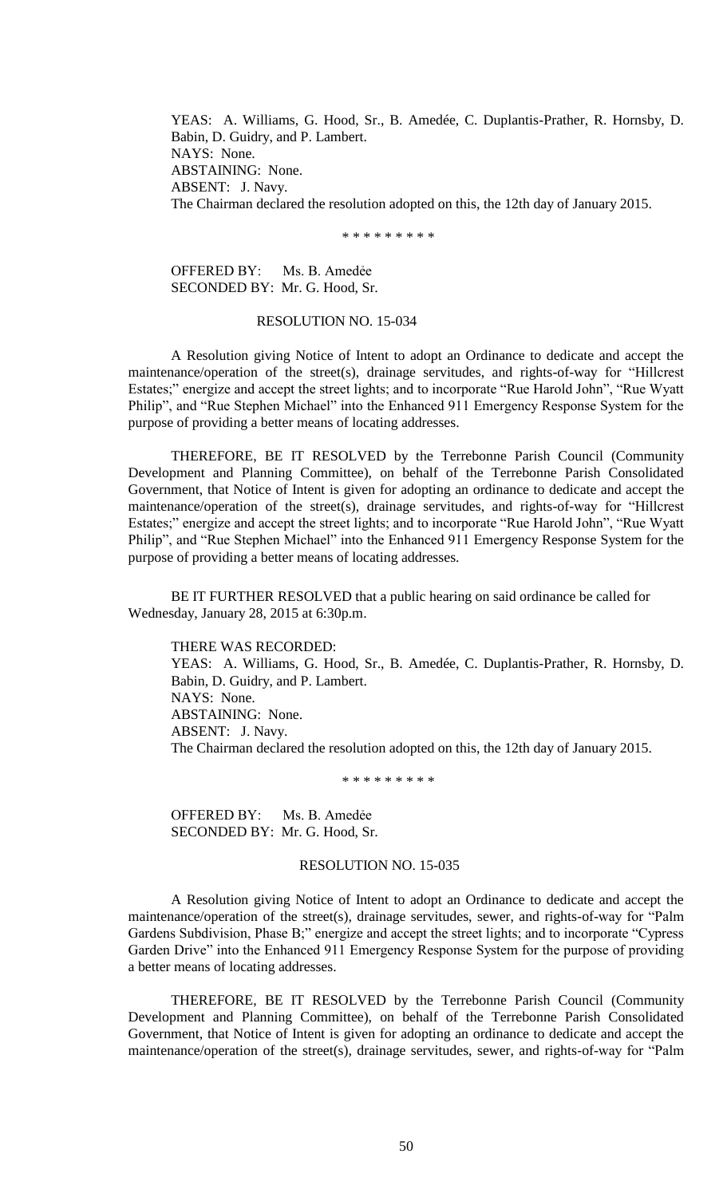YEAS: A. Williams, G. Hood, Sr., B. Amedée, C. Duplantis-Prather, R. Hornsby, D. Babin, D. Guidry, and P. Lambert.
NAYS: None.
ABSTAINING: None.
ABSENT: J. Navy.
The Chairman declared the resolution adopted on this, the 12th day of January 2015.

\* \* \* \* \* \* \* \* \*

OFFERED BY: Ms. B. Amedẻe
SECONDED BY: Mr. G. Hood, Sr.

RESOLUTION NO. 15-034

A Resolution giving Notice of Intent to adopt an Ordinance to dedicate and accept the maintenance/operation of the street(s), drainage servitudes, and rights-of-way for "Hillcrest Estates;" energize and accept the street lights; and to incorporate "Rue Harold John", "Rue Wyatt Philip", and "Rue Stephen Michael" into the Enhanced 911 Emergency Response System for the purpose of providing a better means of locating addresses.

THEREFORE, BE IT RESOLVED by the Terrebonne Parish Council (Community Development and Planning Committee), on behalf of the Terrebonne Parish Consolidated Government, that Notice of Intent is given for adopting an ordinance to dedicate and accept the maintenance/operation of the street(s), drainage servitudes, and rights-of-way for "Hillcrest Estates;" energize and accept the street lights; and to incorporate "Rue Harold John", "Rue Wyatt Philip", and "Rue Stephen Michael" into the Enhanced 911 Emergency Response System for the purpose of providing a better means of locating addresses.

BE IT FURTHER RESOLVED that a public hearing on said ordinance be called for Wednesday, January 28, 2015 at 6:30p.m.

THERE WAS RECORDED:
YEAS: A. Williams, G. Hood, Sr., B. Amedée, C. Duplantis-Prather, R. Hornsby, D. Babin, D. Guidry, and P. Lambert.
NAYS: None.
ABSTAINING: None.
ABSENT: J. Navy.
The Chairman declared the resolution adopted on this, the 12th day of January 2015.

\* \* \* \* \* \* \* \* \*

OFFERED BY: Ms. B. Amedẻe
SECONDED BY: Mr. G. Hood, Sr.

RESOLUTION NO. 15-035

A Resolution giving Notice of Intent to adopt an Ordinance to dedicate and accept the maintenance/operation of the street(s), drainage servitudes, sewer, and rights-of-way for "Palm Gardens Subdivision, Phase B;" energize and accept the street lights; and to incorporate "Cypress Garden Drive" into the Enhanced 911 Emergency Response System for the purpose of providing a better means of locating addresses.

THEREFORE, BE IT RESOLVED by the Terrebonne Parish Council (Community Development and Planning Committee), on behalf of the Terrebonne Parish Consolidated Government, that Notice of Intent is given for adopting an ordinance to dedicate and accept the maintenance/operation of the street(s), drainage servitudes, sewer, and rights-of-way for "Palm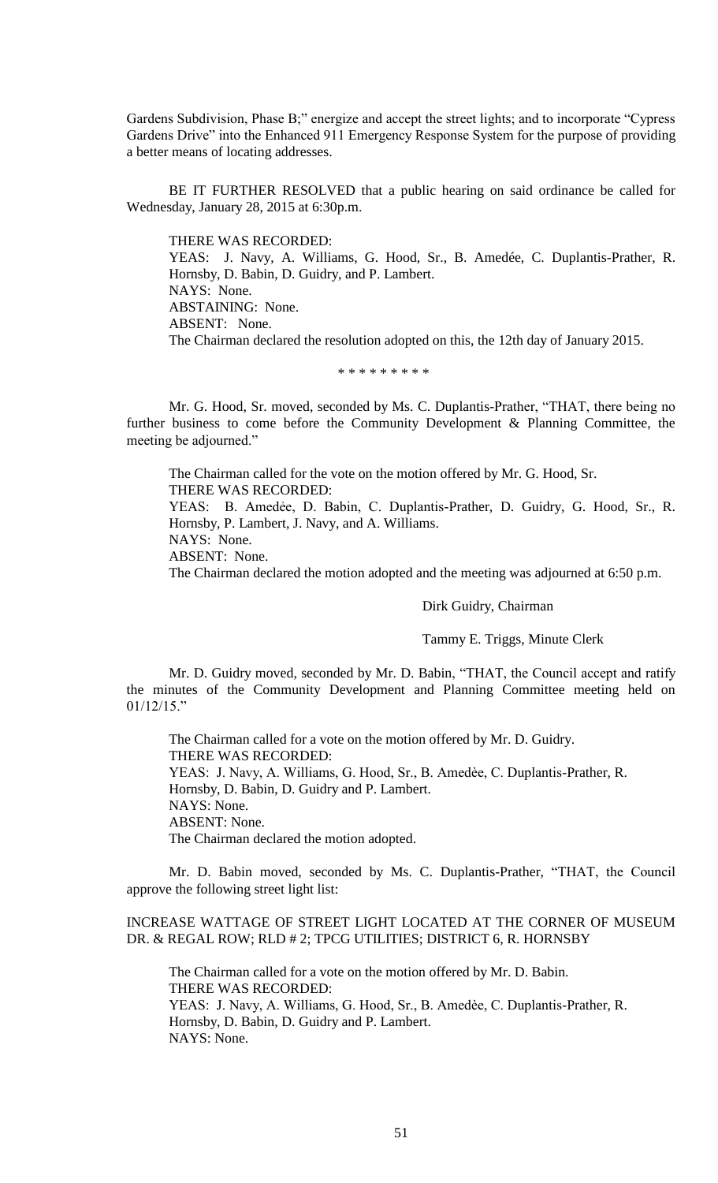Gardens Subdivision, Phase B;" energize and accept the street lights; and to incorporate "Cypress Gardens Drive" into the Enhanced 911 Emergency Response System for the purpose of providing a better means of locating addresses.

BE IT FURTHER RESOLVED that a public hearing on said ordinance be called for Wednesday, January 28, 2015 at 6:30p.m.

THERE WAS RECORDED:
YEAS: J. Navy, A. Williams, G. Hood, Sr., B. Amedée, C. Duplantis-Prather, R. Hornsby, D. Babin, D. Guidry, and P. Lambert.
NAYS: None.
ABSTAINING: None.
ABSENT: None.
The Chairman declared the resolution adopted on this, the 12th day of January 2015.

\* \* \* \* \* \* \* \* \*

Mr. G. Hood, Sr. moved, seconded by Ms. C. Duplantis-Prather, "THAT, there being no further business to come before the Community Development & Planning Committee, the meeting be adjourned."

The Chairman called for the vote on the motion offered by Mr. G. Hood, Sr.
THERE WAS RECORDED:
YEAS: B. Amedèe, D. Babin, C. Duplantis-Prather, D. Guidry, G. Hood, Sr., R. Hornsby, P. Lambert, J. Navy, and A. Williams.
NAYS: None.
ABSENT: None.
The Chairman declared the motion adopted and the meeting was adjourned at 6:50 p.m.

Dirk Guidry, Chairman

Tammy E. Triggs, Minute Clerk

Mr. D. Guidry moved, seconded by Mr. D. Babin, "THAT, the Council accept and ratify the minutes of the Community Development and Planning Committee meeting held on 01/12/15."

The Chairman called for a vote on the motion offered by Mr. D. Guidry.
THERE WAS RECORDED:
YEAS: J. Navy, A. Williams, G. Hood, Sr., B. Amedèe, C. Duplantis-Prather, R. Hornsby, D. Babin, D. Guidry and P. Lambert.
NAYS: None.
ABSENT: None.
The Chairman declared the motion adopted.

Mr. D. Babin moved, seconded by Ms. C. Duplantis-Prather, "THAT, the Council approve the following street light list:

INCREASE WATTAGE OF STREET LIGHT LOCATED AT THE CORNER OF MUSEUM DR. & REGAL ROW; RLD # 2; TPCG UTILITIES; DISTRICT 6, R. HORNSBY

The Chairman called for a vote on the motion offered by Mr. D. Babin.
THERE WAS RECORDED:
YEAS: J. Navy, A. Williams, G. Hood, Sr., B. Amedèe, C. Duplantis-Prather, R. Hornsby, D. Babin, D. Guidry and P. Lambert.
NAYS: None.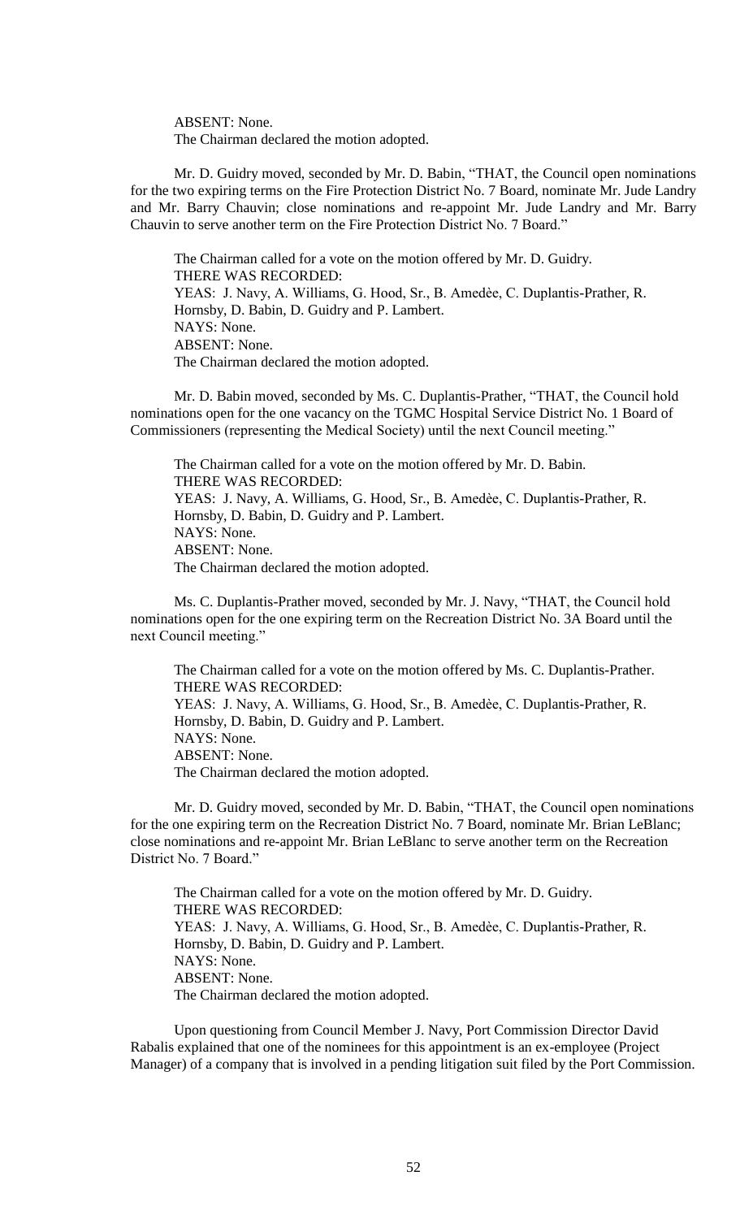ABSENT: None.
The Chairman declared the motion adopted.

Mr. D. Guidry moved, seconded by Mr. D. Babin, "THAT, the Council open nominations for the two expiring terms on the Fire Protection District No. 7 Board, nominate Mr. Jude Landry and Mr. Barry Chauvin; close nominations and re-appoint Mr. Jude Landry and Mr. Barry Chauvin to serve another term on the Fire Protection District No. 7 Board."

The Chairman called for a vote on the motion offered by Mr. D. Guidry.
THERE WAS RECORDED:
YEAS: J. Navy, A. Williams, G. Hood, Sr., B. Amedèe, C. Duplantis-Prather, R. Hornsby, D. Babin, D. Guidry and P. Lambert.
NAYS: None.
ABSENT: None.
The Chairman declared the motion adopted.

Mr. D. Babin moved, seconded by Ms. C. Duplantis-Prather, "THAT, the Council hold nominations open for the one vacancy on the TGMC Hospital Service District No. 1 Board of Commissioners (representing the Medical Society) until the next Council meeting."

The Chairman called for a vote on the motion offered by Mr. D. Babin.
THERE WAS RECORDED:
YEAS: J. Navy, A. Williams, G. Hood, Sr., B. Amedèe, C. Duplantis-Prather, R. Hornsby, D. Babin, D. Guidry and P. Lambert.
NAYS: None.
ABSENT: None.
The Chairman declared the motion adopted.

Ms. C. Duplantis-Prather moved, seconded by Mr. J. Navy, "THAT, the Council hold nominations open for the one expiring term on the Recreation District No. 3A Board until the next Council meeting."

The Chairman called for a vote on the motion offered by Ms. C. Duplantis-Prather.
THERE WAS RECORDED:
YEAS: J. Navy, A. Williams, G. Hood, Sr., B. Amedèe, C. Duplantis-Prather, R. Hornsby, D. Babin, D. Guidry and P. Lambert.
NAYS: None.
ABSENT: None.
The Chairman declared the motion adopted.

Mr. D. Guidry moved, seconded by Mr. D. Babin, "THAT, the Council open nominations for the one expiring term on the Recreation District No. 7 Board, nominate Mr. Brian LeBlanc; close nominations and re-appoint Mr. Brian LeBlanc to serve another term on the Recreation District No. 7 Board."

The Chairman called for a vote on the motion offered by Mr. D. Guidry.
THERE WAS RECORDED:
YEAS: J. Navy, A. Williams, G. Hood, Sr., B. Amedèe, C. Duplantis-Prather, R. Hornsby, D. Babin, D. Guidry and P. Lambert.
NAYS: None.
ABSENT: None.
The Chairman declared the motion adopted.

Upon questioning from Council Member J. Navy, Port Commission Director David Rabalis explained that one of the nominees for this appointment is an ex-employee (Project Manager) of a company that is involved in a pending litigation suit filed by the Port Commission.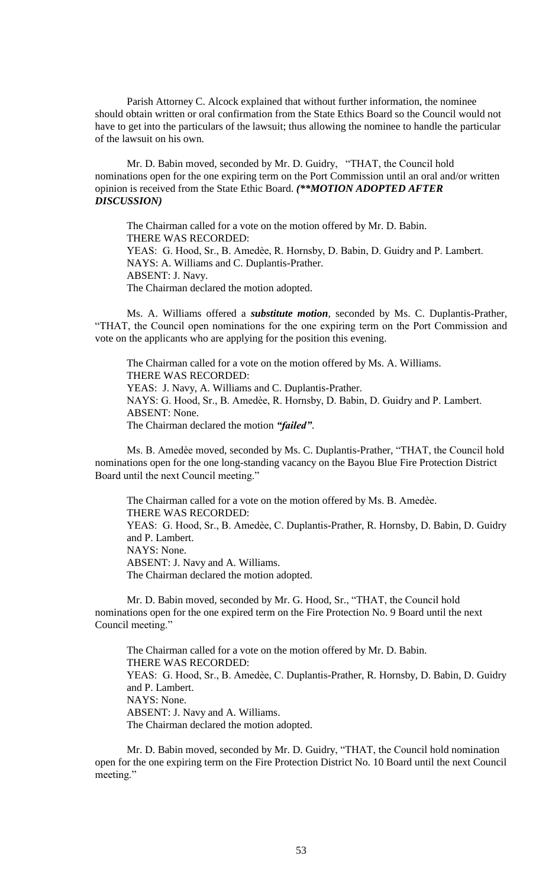Parish Attorney C. Alcock explained that without further information, the nominee should obtain written or oral confirmation from the State Ethics Board so the Council would not have to get into the particulars of the lawsuit; thus allowing the nominee to handle the particular of the lawsuit on his own.

Mr. D. Babin moved, seconded by Mr. D. Guidry, "THAT, the Council hold nominations open for the one expiring term on the Port Commission until an oral and/or written opinion is received from the State Ethic Board. ***(**MOTION ADOPTED AFTER DISCUSSION)***

The Chairman called for a vote on the motion offered by Mr. D. Babin.
THERE WAS RECORDED:
YEAS: G. Hood, Sr., B. Amedèe, R. Hornsby, D. Babin, D. Guidry and P. Lambert.
NAYS: A. Williams and C. Duplantis-Prather.
ABSENT: J. Navy.
The Chairman declared the motion adopted.

Ms. A. Williams offered a ***substitute motion***, seconded by Ms. C. Duplantis-Prather, "THAT, the Council open nominations for the one expiring term on the Port Commission and vote on the applicants who are applying for the position this evening.

The Chairman called for a vote on the motion offered by Ms. A. Williams.
THERE WAS RECORDED:
YEAS: J. Navy, A. Williams and C. Duplantis-Prather.
NAYS: G. Hood, Sr., B. Amedèe, R. Hornsby, D. Babin, D. Guidry and P. Lambert.
ABSENT: None.
The Chairman declared the motion ***"failed"***.

Ms. B. Amedèe moved, seconded by Ms. C. Duplantis-Prather, "THAT, the Council hold nominations open for the one long-standing vacancy on the Bayou Blue Fire Protection District Board until the next Council meeting."

The Chairman called for a vote on the motion offered by Ms. B. Amedèe.
THERE WAS RECORDED:
YEAS: G. Hood, Sr., B. Amedèe, C. Duplantis-Prather, R. Hornsby, D. Babin, D. Guidry and P. Lambert.
NAYS: None.
ABSENT: J. Navy and A. Williams.
The Chairman declared the motion adopted.

Mr. D. Babin moved, seconded by Mr. G. Hood, Sr., "THAT, the Council hold nominations open for the one expired term on the Fire Protection No. 9 Board until the next Council meeting."

The Chairman called for a vote on the motion offered by Mr. D. Babin.
THERE WAS RECORDED:
YEAS: G. Hood, Sr., B. Amedèe, C. Duplantis-Prather, R. Hornsby, D. Babin, D. Guidry and P. Lambert.
NAYS: None.
ABSENT: J. Navy and A. Williams.
The Chairman declared the motion adopted.

Mr. D. Babin moved, seconded by Mr. D. Guidry, "THAT, the Council hold nomination open for the one expiring term on the Fire Protection District No. 10 Board until the next Council meeting."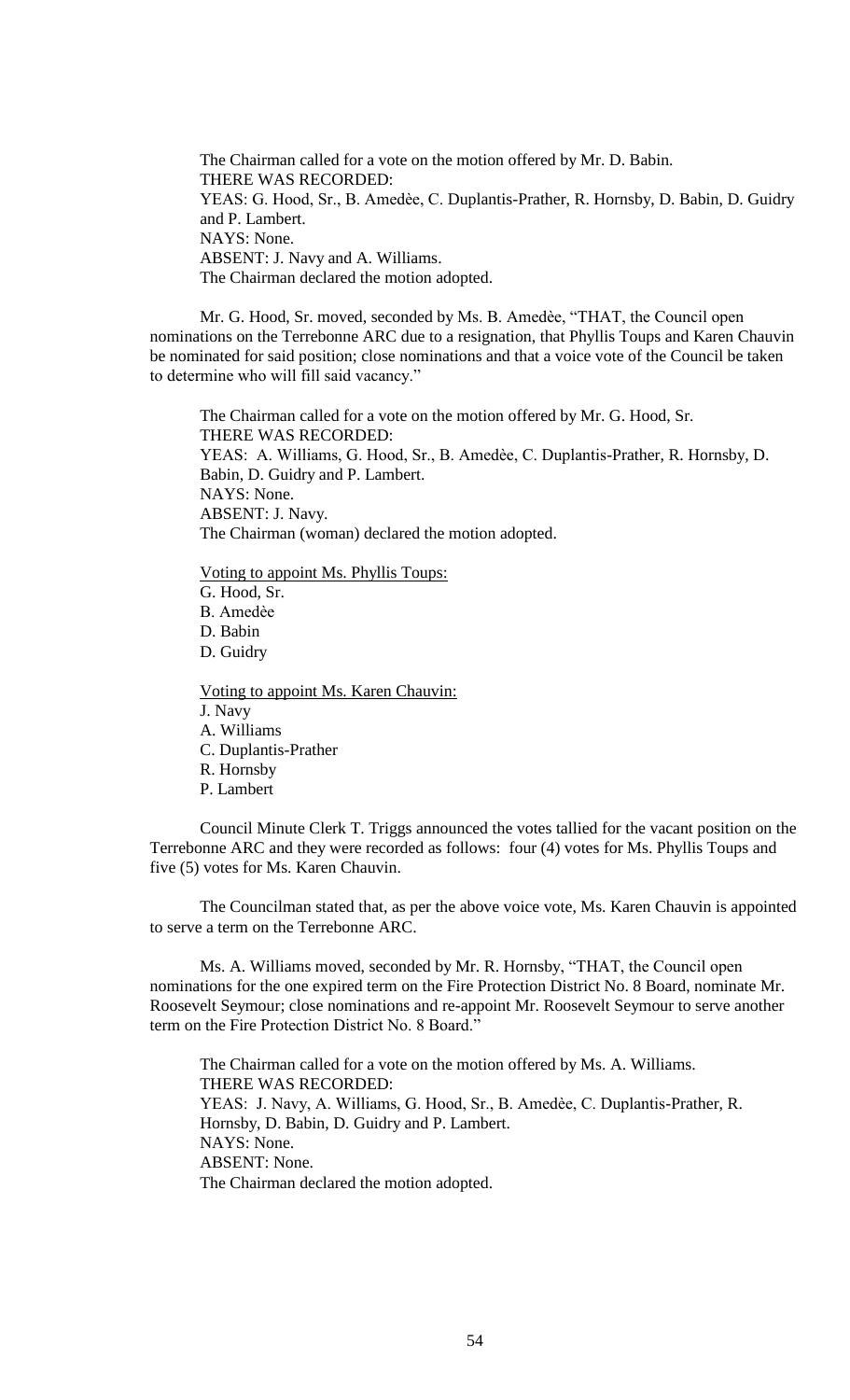The Chairman called for a vote on the motion offered by Mr. D. Babin.
THERE WAS RECORDED:
YEAS: G. Hood, Sr., B. Amedèe, C. Duplantis-Prather, R. Hornsby, D. Babin, D. Guidry and P. Lambert.
NAYS: None.
ABSENT: J. Navy and A. Williams.
The Chairman declared the motion adopted.

Mr. G. Hood, Sr. moved, seconded by Ms. B. Amedèe, "THAT, the Council open nominations on the Terrebonne ARC due to a resignation, that Phyllis Toups and Karen Chauvin be nominated for said position; close nominations and that a voice vote of the Council be taken to determine who will fill said vacancy."

The Chairman called for a vote on the motion offered by Mr. G. Hood, Sr.
THERE WAS RECORDED:
YEAS: A. Williams, G. Hood, Sr., B. Amedèe, C. Duplantis-Prather, R. Hornsby, D. Babin, D. Guidry and P. Lambert.
NAYS: None.
ABSENT: J. Navy.
The Chairman (woman) declared the motion adopted.

Voting to appoint Ms. Phyllis Toups:
G. Hood, Sr.
B. Amedèe
D. Babin
D. Guidry

Voting to appoint Ms. Karen Chauvin:
J. Navy
A. Williams
C. Duplantis-Prather
R. Hornsby
P. Lambert

Council Minute Clerk T. Triggs announced the votes tallied for the vacant position on the Terrebonne ARC and they were recorded as follows: four (4) votes for Ms. Phyllis Toups and five (5) votes for Ms. Karen Chauvin.

The Councilman stated that, as per the above voice vote, Ms. Karen Chauvin is appointed to serve a term on the Terrebonne ARC.

Ms. A. Williams moved, seconded by Mr. R. Hornsby, "THAT, the Council open nominations for the one expired term on the Fire Protection District No. 8 Board, nominate Mr. Roosevelt Seymour; close nominations and re-appoint Mr. Roosevelt Seymour to serve another term on the Fire Protection District No. 8 Board."

The Chairman called for a vote on the motion offered by Ms. A. Williams.
THERE WAS RECORDED:
YEAS: J. Navy, A. Williams, G. Hood, Sr., B. Amedèe, C. Duplantis-Prather, R. Hornsby, D. Babin, D. Guidry and P. Lambert.
NAYS: None.
ABSENT: None.
The Chairman declared the motion adopted.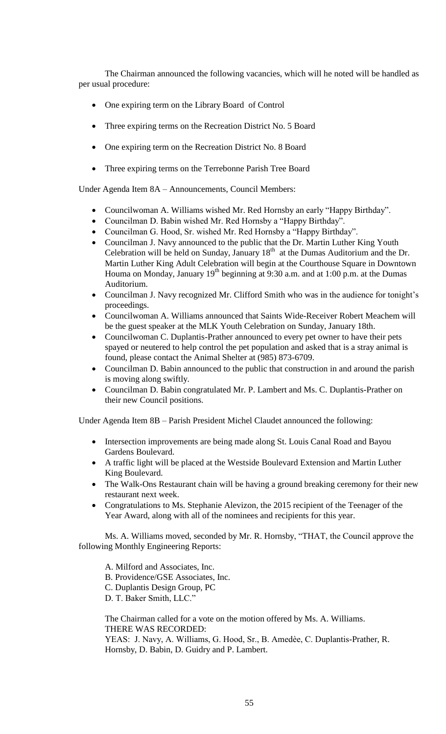The Chairman announced the following vacancies, which will he noted will be handled as per usual procedure:

- One expiring term on the Library Board of Control
- Three expiring terms on the Recreation District No. 5 Board
- One expiring term on the Recreation District No. 8 Board
- Three expiring terms on the Terrebonne Parish Tree Board

Under Agenda Item 8A – Announcements, Council Members:

- Councilwoman A. Williams wished Mr. Red Hornsby an early "Happy Birthday".
- Councilman D. Babin wished Mr. Red Hornsby a "Happy Birthday".
- Councilman G. Hood, Sr. wished Mr. Red Hornsby a "Happy Birthday".
- Councilman J. Navy announced to the public that the Dr. Martin Luther King Youth Celebration will be held on Sunday, January 18th at the Dumas Auditorium and the Dr. Martin Luther King Adult Celebration will begin at the Courthouse Square in Downtown Houma on Monday, January 19th beginning at 9:30 a.m. and at 1:00 p.m. at the Dumas Auditorium.
- Councilman J. Navy recognized Mr. Clifford Smith who was in the audience for tonight's proceedings.
- Councilwoman A. Williams announced that Saints Wide-Receiver Robert Meachem will be the guest speaker at the MLK Youth Celebration on Sunday, January 18th.
- Councilwoman C. Duplantis-Prather announced to every pet owner to have their pets spayed or neutered to help control the pet population and asked that is a stray animal is found, please contact the Animal Shelter at (985) 873-6709.
- Councilman D. Babin announced to the public that construction in and around the parish is moving along swiftly.
- Councilman D. Babin congratulated Mr. P. Lambert and Ms. C. Duplantis-Prather on their new Council positions.

Under Agenda Item 8B – Parish President Michel Claudet announced the following:

- Intersection improvements are being made along St. Louis Canal Road and Bayou Gardens Boulevard.
- A traffic light will be placed at the Westside Boulevard Extension and Martin Luther King Boulevard.
- The Walk-Ons Restaurant chain will be having a ground breaking ceremony for their new restaurant next week.
- Congratulations to Ms. Stephanie Alevizon, the 2015 recipient of the Teenager of the Year Award, along with all of the nominees and recipients for this year.

Ms. A. Williams moved, seconded by Mr. R. Hornsby, "THAT, the Council approve the following Monthly Engineering Reports:

A. Milford and Associates, Inc.
B. Providence/GSE Associates, Inc.
C. Duplantis Design Group, PC
D. T. Baker Smith, LLC."

The Chairman called for a vote on the motion offered by Ms. A. Williams.
THERE WAS RECORDED:
YEAS: J. Navy, A. Williams, G. Hood, Sr., B. Amedèe, C. Duplantis-Prather, R. Hornsby, D. Babin, D. Guidry and P. Lambert.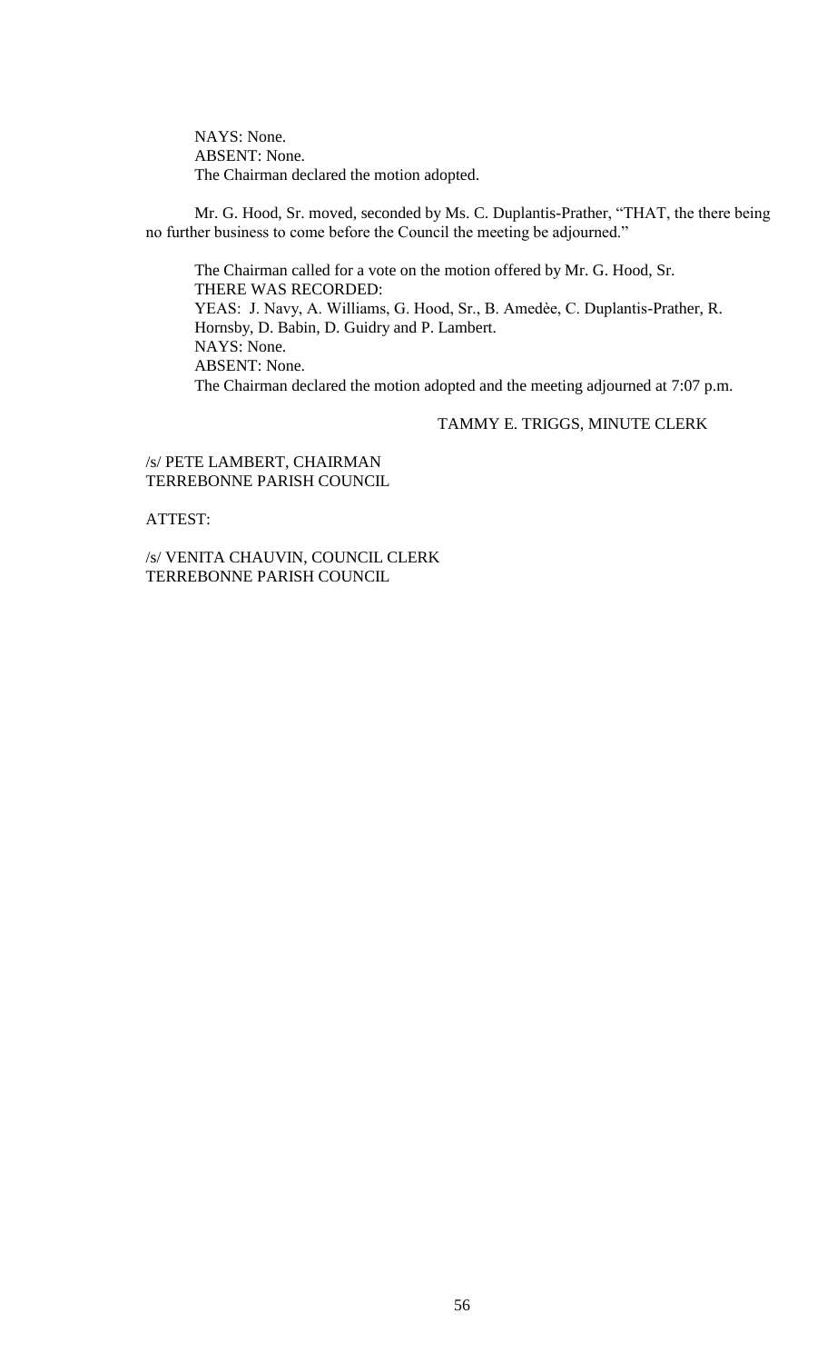NAYS: None.
ABSENT: None.
The Chairman declared the motion adopted.

Mr. G. Hood, Sr. moved, seconded by Ms. C. Duplantis-Prather, "THAT, the there being no further business to come before the Council the meeting be adjourned."

The Chairman called for a vote on the motion offered by Mr. G. Hood, Sr.
THERE WAS RECORDED:
YEAS: J. Navy, A. Williams, G. Hood, Sr., B. Amedèe, C. Duplantis-Prather, R. Hornsby, D. Babin, D. Guidry and P. Lambert.
NAYS: None.
ABSENT: None.
The Chairman declared the motion adopted and the meeting adjourned at 7:07 p.m.

TAMMY E. TRIGGS, MINUTE CLERK

/s/ PETE LAMBERT, CHAIRMAN
TERREBONNE PARISH COUNCIL

ATTEST:

/s/ VENITA CHAUVIN, COUNCIL CLERK
TERREBONNE PARISH COUNCIL